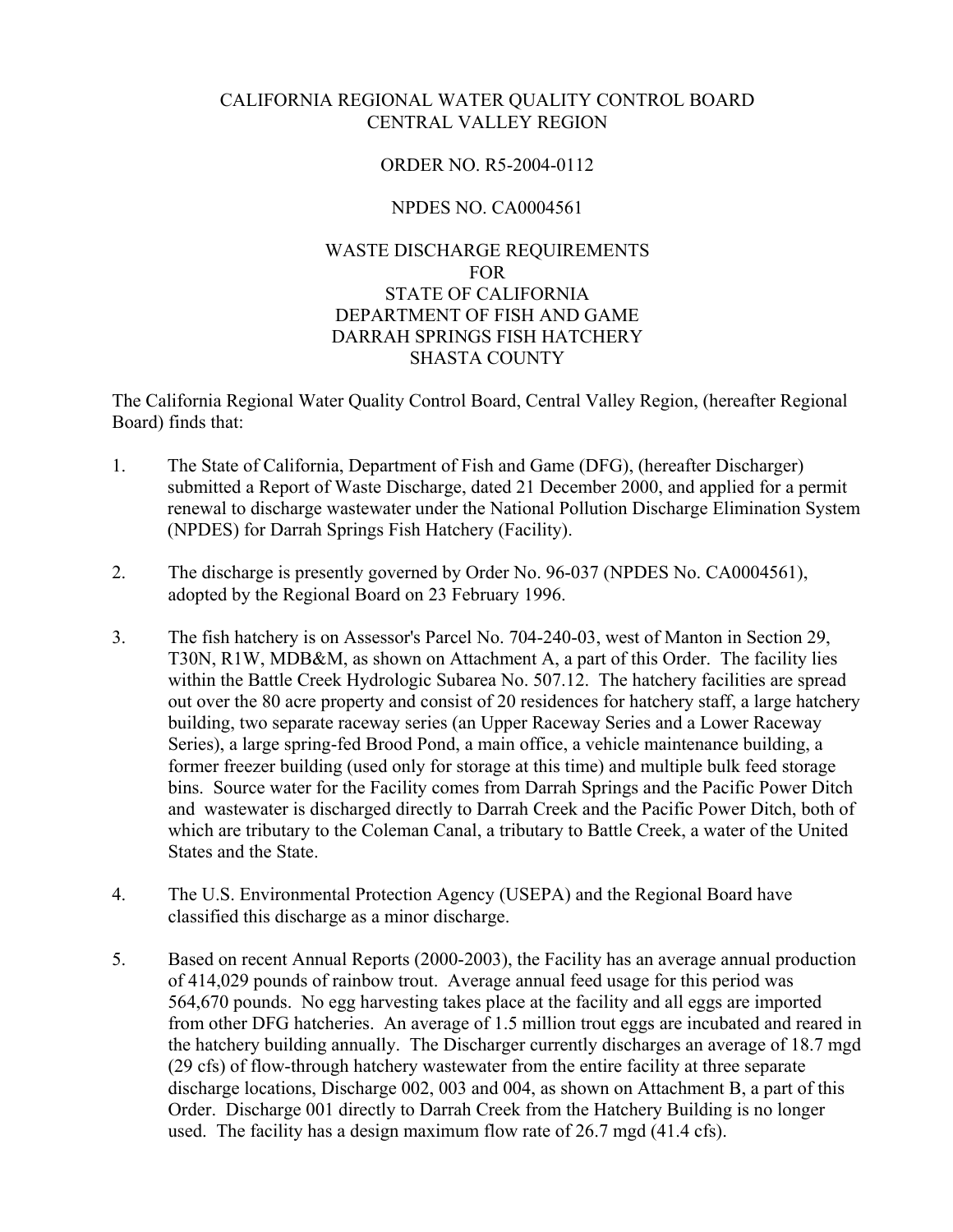CALIFORNIA REGIONAL WATER QUALITY CONTROL BOARD
CENTRAL VALLEY REGION

ORDER NO. R5-2004-0112

NPDES NO. CA0004561

WASTE DISCHARGE REQUIREMENTS
FOR
STATE OF CALIFORNIA
DEPARTMENT OF FISH AND GAME
DARRAH SPRINGS FISH HATCHERY
SHASTA COUNTY

The California Regional Water Quality Control Board, Central Valley Region, (hereafter Regional Board) finds that:

1. The State of California, Department of Fish and Game (DFG), (hereafter Discharger) submitted a Report of Waste Discharge, dated 21 December 2000, and applied for a permit renewal to discharge wastewater under the National Pollution Discharge Elimination System (NPDES) for Darrah Springs Fish Hatchery (Facility).

2. The discharge is presently governed by Order No. 96-037 (NPDES No. CA0004561), adopted by the Regional Board on 23 February 1996.

3. The fish hatchery is on Assessor's Parcel No. 704-240-03, west of Manton in Section 29, T30N, R1W, MDB&M, as shown on Attachment A, a part of this Order. The facility lies within the Battle Creek Hydrologic Subarea No. 507.12. The hatchery facilities are spread out over the 80 acre property and consist of 20 residences for hatchery staff, a large hatchery building, two separate raceway series (an Upper Raceway Series and a Lower Raceway Series), a large spring-fed Brood Pond, a main office, a vehicle maintenance building, a former freezer building (used only for storage at this time) and multiple bulk feed storage bins. Source water for the Facility comes from Darrah Springs and the Pacific Power Ditch and wastewater is discharged directly to Darrah Creek and the Pacific Power Ditch, both of which are tributary to the Coleman Canal, a tributary to Battle Creek, a water of the United States and the State.

4. The U.S. Environmental Protection Agency (USEPA) and the Regional Board have classified this discharge as a minor discharge.

5. Based on recent Annual Reports (2000-2003), the Facility has an average annual production of 414,029 pounds of rainbow trout. Average annual feed usage for this period was 564,670 pounds. No egg harvesting takes place at the facility and all eggs are imported from other DFG hatcheries. An average of 1.5 million trout eggs are incubated and reared in the hatchery building annually. The Discharger currently discharges an average of 18.7 mgd (29 cfs) of flow-through hatchery wastewater from the entire facility at three separate discharge locations, Discharge 002, 003 and 004, as shown on Attachment B, a part of this Order. Discharge 001 directly to Darrah Creek from the Hatchery Building is no longer used. The facility has a design maximum flow rate of 26.7 mgd (41.4 cfs).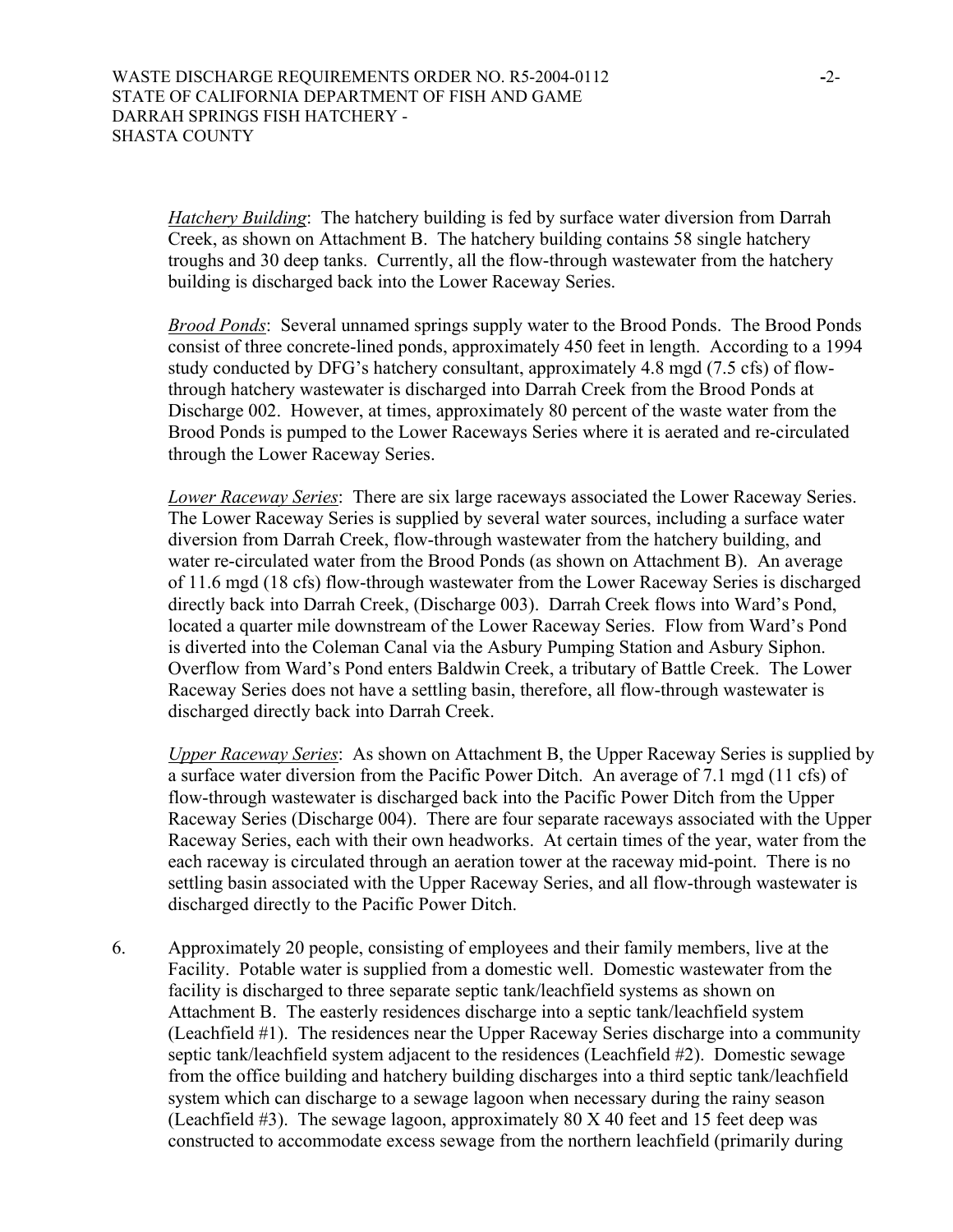*Hatchery Building*: The hatchery building is fed by surface water diversion from Darrah Creek, as shown on Attachment B. The hatchery building contains 58 single hatchery troughs and 30 deep tanks. Currently, all the flow-through wastewater from the hatchery building is discharged back into the Lower Raceway Series.

*Brood Ponds*: Several unnamed springs supply water to the Brood Ponds. The Brood Ponds consist of three concrete-lined ponds, approximately 450 feet in length. According to a 1994 study conducted by DFG's hatchery consultant, approximately 4.8 mgd (7.5 cfs) of flow-through hatchery wastewater is discharged into Darrah Creek from the Brood Ponds at Discharge 002. However, at times, approximately 80 percent of the waste water from the Brood Ponds is pumped to the Lower Raceways Series where it is aerated and re-circulated through the Lower Raceway Series.

*Lower Raceway Series*: There are six large raceways associated the Lower Raceway Series. The Lower Raceway Series is supplied by several water sources, including a surface water diversion from Darrah Creek, flow-through wastewater from the hatchery building, and water re-circulated water from the Brood Ponds (as shown on Attachment B). An average of 11.6 mgd (18 cfs) flow-through wastewater from the Lower Raceway Series is discharged directly back into Darrah Creek, (Discharge 003). Darrah Creek flows into Ward's Pond, located a quarter mile downstream of the Lower Raceway Series. Flow from Ward's Pond is diverted into the Coleman Canal via the Asbury Pumping Station and Asbury Siphon. Overflow from Ward's Pond enters Baldwin Creek, a tributary of Battle Creek. The Lower Raceway Series does not have a settling basin, therefore, all flow-through wastewater is discharged directly back into Darrah Creek.

*Upper Raceway Series*: As shown on Attachment B, the Upper Raceway Series is supplied by a surface water diversion from the Pacific Power Ditch. An average of 7.1 mgd (11 cfs) of flow-through wastewater is discharged back into the Pacific Power Ditch from the Upper Raceway Series (Discharge 004). There are four separate raceways associated with the Upper Raceway Series, each with their own headworks. At certain times of the year, water from the each raceway is circulated through an aeration tower at the raceway mid-point. There is no settling basin associated with the Upper Raceway Series, and all flow-through wastewater is discharged directly to the Pacific Power Ditch.

6. Approximately 20 people, consisting of employees and their family members, live at the Facility. Potable water is supplied from a domestic well. Domestic wastewater from the facility is discharged to three separate septic tank/leachfield systems as shown on Attachment B. The easterly residences discharge into a septic tank/leachfield system (Leachfield #1). The residences near the Upper Raceway Series discharge into a community septic tank/leachfield system adjacent to the residences (Leachfield #2). Domestic sewage from the office building and hatchery building discharges into a third septic tank/leachfield system which can discharge to a sewage lagoon when necessary during the rainy season (Leachfield #3). The sewage lagoon, approximately 80 X 40 feet and 15 feet deep was constructed to accommodate excess sewage from the northern leachfield (primarily during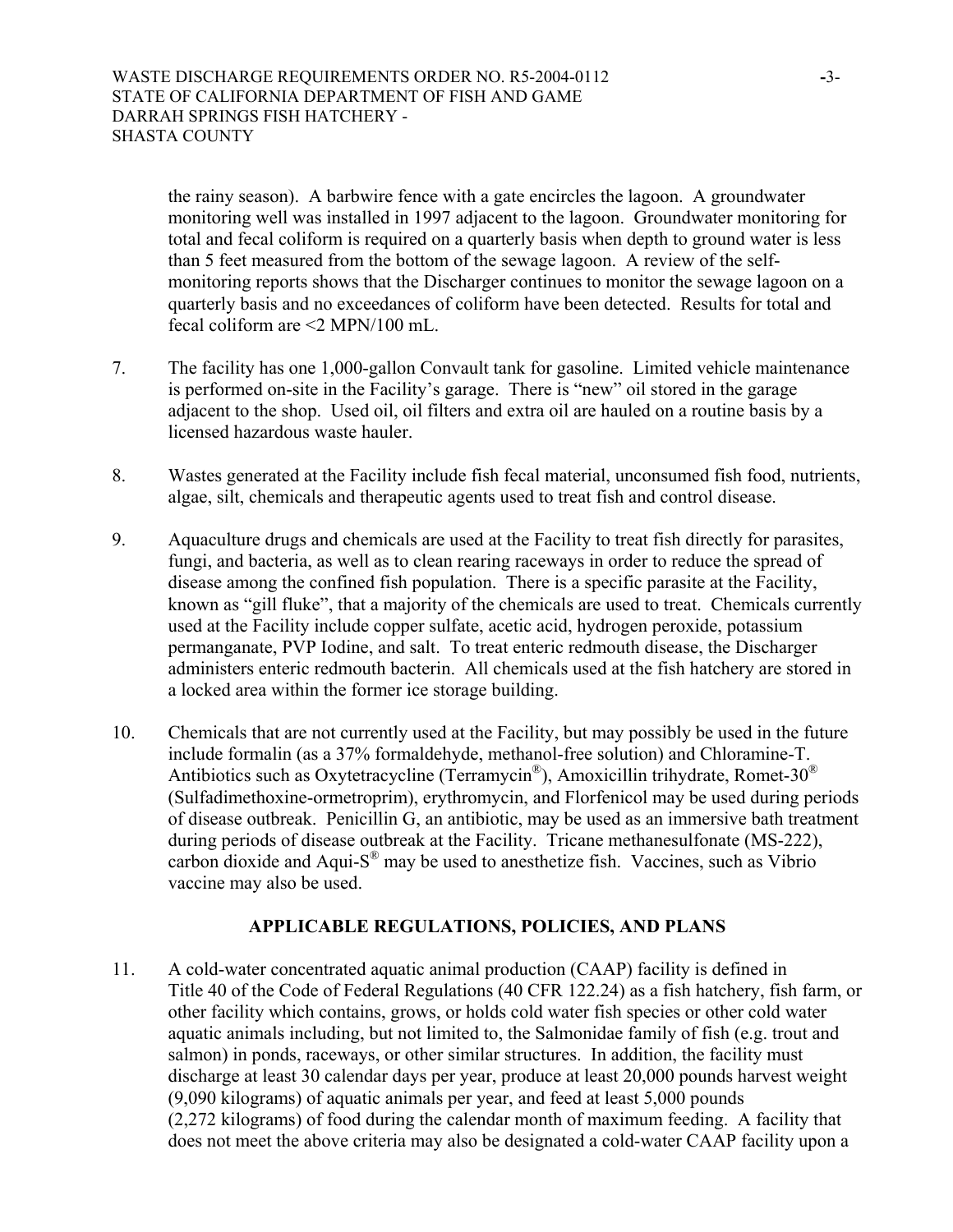the rainy season). A barbwire fence with a gate encircles the lagoon. A groundwater monitoring well was installed in 1997 adjacent to the lagoon. Groundwater monitoring for total and fecal coliform is required on a quarterly basis when depth to ground water is less than 5 feet measured from the bottom of the sewage lagoon. A review of the self-monitoring reports shows that the Discharger continues to monitor the sewage lagoon on a quarterly basis and no exceedances of coliform have been detected. Results for total and fecal coliform are <2 MPN/100 mL.

7. The facility has one 1,000-gallon Convault tank for gasoline. Limited vehicle maintenance is performed on-site in the Facility's garage. There is "new" oil stored in the garage adjacent to the shop. Used oil, oil filters and extra oil are hauled on a routine basis by a licensed hazardous waste hauler.

8. Wastes generated at the Facility include fish fecal material, unconsumed fish food, nutrients, algae, silt, chemicals and therapeutic agents used to treat fish and control disease.

9. Aquaculture drugs and chemicals are used at the Facility to treat fish directly for parasites, fungi, and bacteria, as well as to clean rearing raceways in order to reduce the spread of disease among the confined fish population. There is a specific parasite at the Facility, known as "gill fluke", that a majority of the chemicals are used to treat. Chemicals currently used at the Facility include copper sulfate, acetic acid, hydrogen peroxide, potassium permanganate, PVP Iodine, and salt. To treat enteric redmouth disease, the Discharger administers enteric redmouth bacterin. All chemicals used at the fish hatchery are stored in a locked area within the former ice storage building.

10. Chemicals that are not currently used at the Facility, but may possibly be used in the future include formalin (as a 37% formaldehyde, methanol-free solution) and Chloramine-T. Antibiotics such as Oxytetracycline (Terramycin®), Amoxicillin trihydrate, Romet-30® (Sulfadimethoxine-ormetroprim), erythromycin, and Florfenicol may be used during periods of disease outbreak. Penicillin G, an antibiotic, may be used as an immersive bath treatment during periods of disease outbreak at the Facility. Tricane methanesulfonate (MS-222), carbon dioxide and Aqui-S® may be used to anesthetize fish. Vaccines, such as Vibrio vaccine may also be used.

## APPLICABLE REGULATIONS, POLICIES, AND PLANS

11. A cold-water concentrated aquatic animal production (CAAP) facility is defined in Title 40 of the Code of Federal Regulations (40 CFR 122.24) as a fish hatchery, fish farm, or other facility which contains, grows, or holds cold water fish species or other cold water aquatic animals including, but not limited to, the Salmonidae family of fish (e.g. trout and salmon) in ponds, raceways, or other similar structures. In addition, the facility must discharge at least 30 calendar days per year, produce at least 20,000 pounds harvest weight (9,090 kilograms) of aquatic animals per year, and feed at least 5,000 pounds (2,272 kilograms) of food during the calendar month of maximum feeding. A facility that does not meet the above criteria may also be designated a cold-water CAAP facility upon a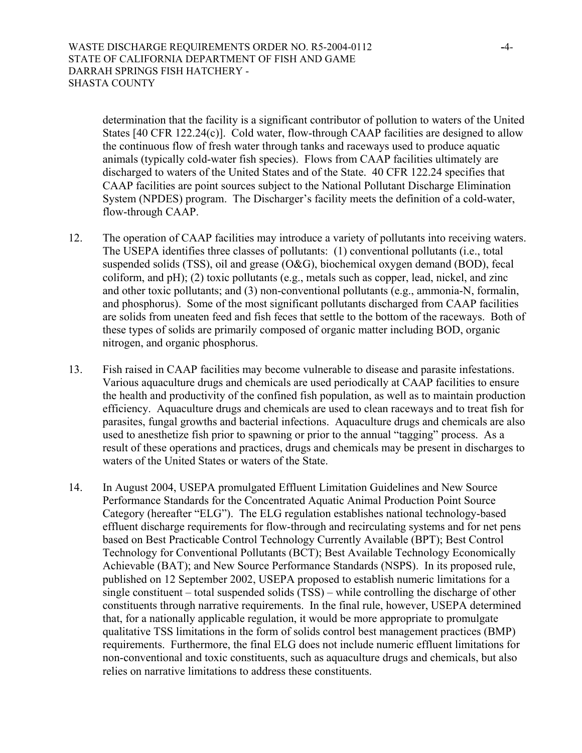determination that the facility is a significant contributor of pollution to waters of the United States [40 CFR 122.24(c)]. Cold water, flow-through CAAP facilities are designed to allow the continuous flow of fresh water through tanks and raceways used to produce aquatic animals (typically cold-water fish species). Flows from CAAP facilities ultimately are discharged to waters of the United States and of the State. 40 CFR 122.24 specifies that CAAP facilities are point sources subject to the National Pollutant Discharge Elimination System (NPDES) program. The Discharger's facility meets the definition of a cold-water, flow-through CAAP.

12. The operation of CAAP facilities may introduce a variety of pollutants into receiving waters. The USEPA identifies three classes of pollutants: (1) conventional pollutants (i.e., total suspended solids (TSS), oil and grease (O&G), biochemical oxygen demand (BOD), fecal coliform, and pH); (2) toxic pollutants (e.g., metals such as copper, lead, nickel, and zinc and other toxic pollutants; and (3) non-conventional pollutants (e.g., ammonia-N, formalin, and phosphorus). Some of the most significant pollutants discharged from CAAP facilities are solids from uneaten feed and fish feces that settle to the bottom of the raceways. Both of these types of solids are primarily composed of organic matter including BOD, organic nitrogen, and organic phosphorus.

13. Fish raised in CAAP facilities may become vulnerable to disease and parasite infestations. Various aquaculture drugs and chemicals are used periodically at CAAP facilities to ensure the health and productivity of the confined fish population, as well as to maintain production efficiency. Aquaculture drugs and chemicals are used to clean raceways and to treat fish for parasites, fungal growths and bacterial infections. Aquaculture drugs and chemicals are also used to anesthetize fish prior to spawning or prior to the annual "tagging" process. As a result of these operations and practices, drugs and chemicals may be present in discharges to waters of the United States or waters of the State.

14. In August 2004, USEPA promulgated Effluent Limitation Guidelines and New Source Performance Standards for the Concentrated Aquatic Animal Production Point Source Category (hereafter "ELG"). The ELG regulation establishes national technology-based effluent discharge requirements for flow-through and recirculating systems and for net pens based on Best Practicable Control Technology Currently Available (BPT); Best Control Technology for Conventional Pollutants (BCT); Best Available Technology Economically Achievable (BAT); and New Source Performance Standards (NSPS). In its proposed rule, published on 12 September 2002, USEPA proposed to establish numeric limitations for a single constituent – total suspended solids (TSS) – while controlling the discharge of other constituents through narrative requirements. In the final rule, however, USEPA determined that, for a nationally applicable regulation, it would be more appropriate to promulgate qualitative TSS limitations in the form of solids control best management practices (BMP) requirements. Furthermore, the final ELG does not include numeric effluent limitations for non-conventional and toxic constituents, such as aquaculture drugs and chemicals, but also relies on narrative limitations to address these constituents.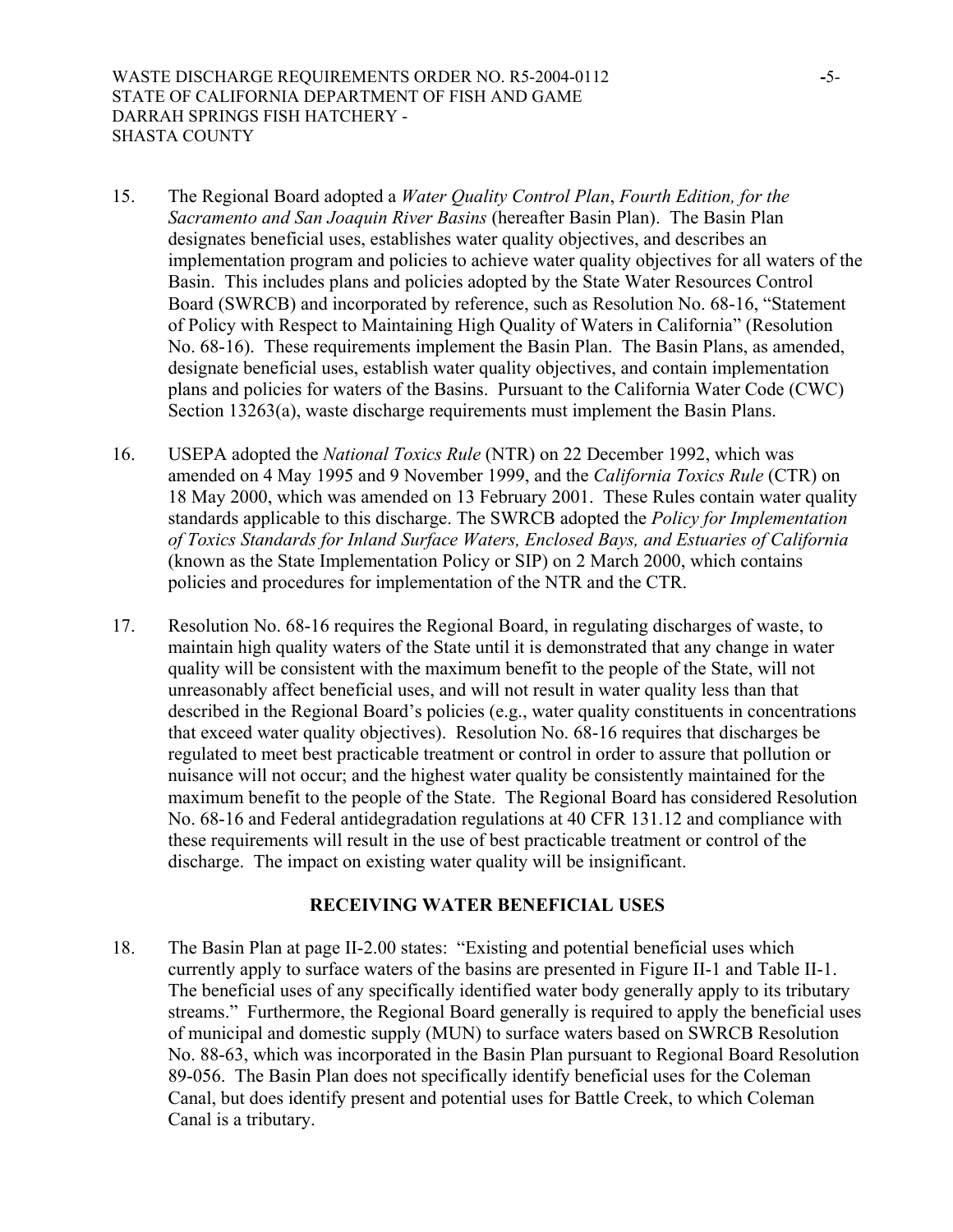15. The Regional Board adopted a *Water Quality Control Plan*, *Fourth Edition, for the Sacramento and San Joaquin River Basins* (hereafter Basin Plan). The Basin Plan designates beneficial uses, establishes water quality objectives, and describes an implementation program and policies to achieve water quality objectives for all waters of the Basin. This includes plans and policies adopted by the State Water Resources Control Board (SWRCB) and incorporated by reference, such as Resolution No. 68-16, "Statement of Policy with Respect to Maintaining High Quality of Waters in California" (Resolution No. 68-16). These requirements implement the Basin Plan. The Basin Plans, as amended, designate beneficial uses, establish water quality objectives, and contain implementation plans and policies for waters of the Basins. Pursuant to the California Water Code (CWC) Section 13263(a), waste discharge requirements must implement the Basin Plans.

16. USEPA adopted the *National Toxics Rule* (NTR) on 22 December 1992, which was amended on 4 May 1995 and 9 November 1999, and the *California Toxics Rule* (CTR) on 18 May 2000, which was amended on 13 February 2001. These Rules contain water quality standards applicable to this discharge. The SWRCB adopted the *Policy for Implementation of Toxics Standards for Inland Surface Waters, Enclosed Bays, and Estuaries of California* (known as the State Implementation Policy or SIP) on 2 March 2000, which contains policies and procedures for implementation of the NTR and the CTR.

17. Resolution No. 68-16 requires the Regional Board, in regulating discharges of waste, to maintain high quality waters of the State until it is demonstrated that any change in water quality will be consistent with the maximum benefit to the people of the State, will not unreasonably affect beneficial uses, and will not result in water quality less than that described in the Regional Board's policies (e.g., water quality constituents in concentrations that exceed water quality objectives). Resolution No. 68-16 requires that discharges be regulated to meet best practicable treatment or control in order to assure that pollution or nuisance will not occur; and the highest water quality be consistently maintained for the maximum benefit to the people of the State. The Regional Board has considered Resolution No. 68-16 and Federal antidegradation regulations at 40 CFR 131.12 and compliance with these requirements will result in the use of best practicable treatment or control of the discharge. The impact on existing water quality will be insignificant.

## RECEIVING WATER BENEFICIAL USES

18. The Basin Plan at page II-2.00 states: "Existing and potential beneficial uses which currently apply to surface waters of the basins are presented in Figure II-1 and Table II-1. The beneficial uses of any specifically identified water body generally apply to its tributary streams." Furthermore, the Regional Board generally is required to apply the beneficial uses of municipal and domestic supply (MUN) to surface waters based on SWRCB Resolution No. 88-63, which was incorporated in the Basin Plan pursuant to Regional Board Resolution 89-056. The Basin Plan does not specifically identify beneficial uses for the Coleman Canal, but does identify present and potential uses for Battle Creek, to which Coleman Canal is a tributary.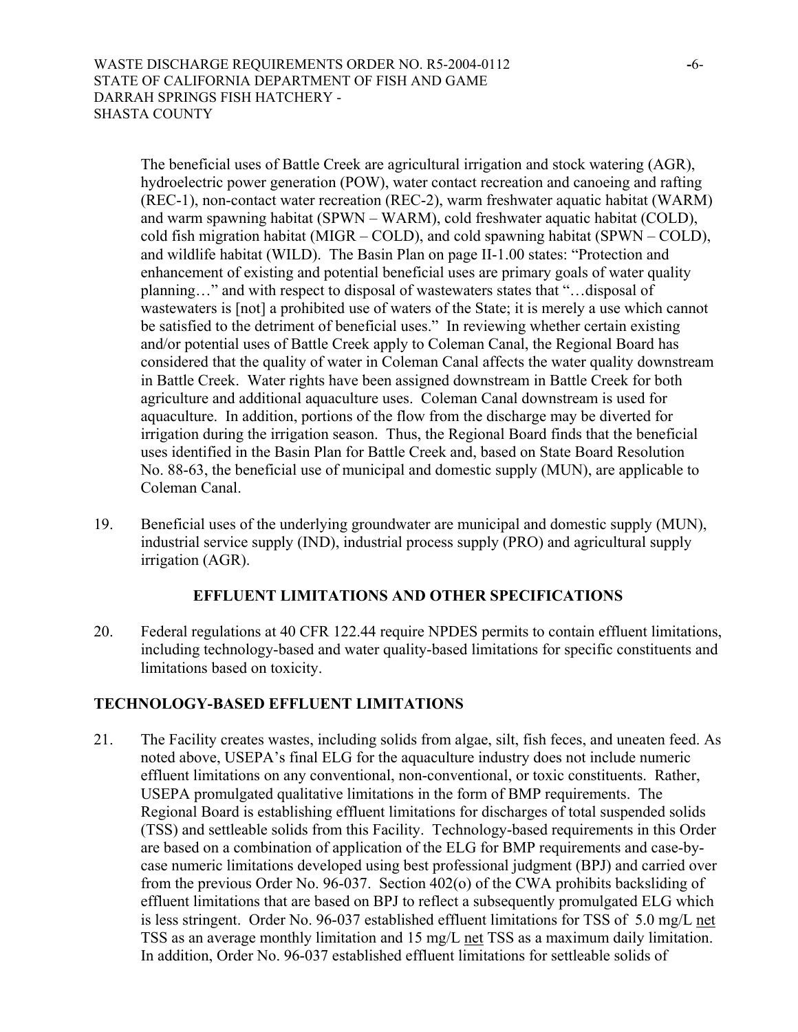The beneficial uses of Battle Creek are agricultural irrigation and stock watering (AGR), hydroelectric power generation (POW), water contact recreation and canoeing and rafting (REC-1), non-contact water recreation (REC-2), warm freshwater aquatic habitat (WARM) and warm spawning habitat (SPWN – WARM), cold freshwater aquatic habitat (COLD), cold fish migration habitat (MIGR – COLD), and cold spawning habitat (SPWN – COLD), and wildlife habitat (WILD). The Basin Plan on page II-1.00 states: "Protection and enhancement of existing and potential beneficial uses are primary goals of water quality planning…" and with respect to disposal of wastewaters states that "…disposal of wastewaters is [not] a prohibited use of waters of the State; it is merely a use which cannot be satisfied to the detriment of beneficial uses." In reviewing whether certain existing and/or potential uses of Battle Creek apply to Coleman Canal, the Regional Board has considered that the quality of water in Coleman Canal affects the water quality downstream in Battle Creek. Water rights have been assigned downstream in Battle Creek for both agriculture and additional aquaculture uses. Coleman Canal downstream is used for aquaculture. In addition, portions of the flow from the discharge may be diverted for irrigation during the irrigation season. Thus, the Regional Board finds that the beneficial uses identified in the Basin Plan for Battle Creek and, based on State Board Resolution No. 88-63, the beneficial use of municipal and domestic supply (MUN), are applicable to Coleman Canal.

19. Beneficial uses of the underlying groundwater are municipal and domestic supply (MUN), industrial service supply (IND), industrial process supply (PRO) and agricultural supply irrigation (AGR).

## EFFLUENT LIMITATIONS AND OTHER SPECIFICATIONS

20. Federal regulations at 40 CFR 122.44 require NPDES permits to contain effluent limitations, including technology-based and water quality-based limitations for specific constituents and limitations based on toxicity.

## TECHNOLOGY-BASED EFFLUENT LIMITATIONS

21. The Facility creates wastes, including solids from algae, silt, fish feces, and uneaten feed. As noted above, USEPA's final ELG for the aquaculture industry does not include numeric effluent limitations on any conventional, non-conventional, or toxic constituents. Rather, USEPA promulgated qualitative limitations in the form of BMP requirements. The Regional Board is establishing effluent limitations for discharges of total suspended solids (TSS) and settleable solids from this Facility. Technology-based requirements in this Order are based on a combination of application of the ELG for BMP requirements and case-by-case numeric limitations developed using best professional judgment (BPJ) and carried over from the previous Order No. 96-037. Section 402(o) of the CWA prohibits backsliding of effluent limitations that are based on BPJ to reflect a subsequently promulgated ELG which is less stringent. Order No. 96-037 established effluent limitations for TSS of 5.0 mg/L net TSS as an average monthly limitation and 15 mg/L net TSS as a maximum daily limitation. In addition, Order No. 96-037 established effluent limitations for settleable solids of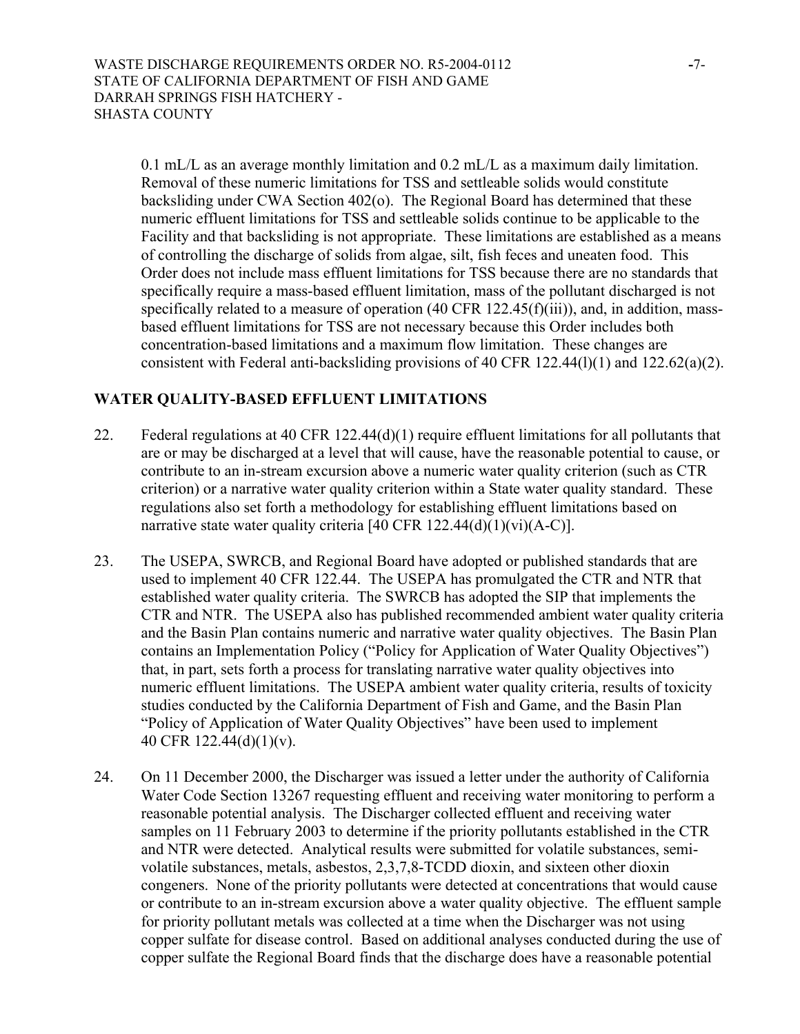0.1 mL/L as an average monthly limitation and 0.2 mL/L as a maximum daily limitation. Removal of these numeric limitations for TSS and settleable solids would constitute backsliding under CWA Section 402(o). The Regional Board has determined that these numeric effluent limitations for TSS and settleable solids continue to be applicable to the Facility and that backsliding is not appropriate. These limitations are established as a means of controlling the discharge of solids from algae, silt, fish feces and uneaten food. This Order does not include mass effluent limitations for TSS because there are no standards that specifically require a mass-based effluent limitation, mass of the pollutant discharged is not specifically related to a measure of operation (40 CFR 122.45(f)(iii)), and, in addition, mass-based effluent limitations for TSS are not necessary because this Order includes both concentration-based limitations and a maximum flow limitation. These changes are consistent with Federal anti-backsliding provisions of 40 CFR 122.44(l)(1) and 122.62(a)(2).

## WATER QUALITY-BASED EFFLUENT LIMITATIONS

22. Federal regulations at 40 CFR 122.44(d)(1) require effluent limitations for all pollutants that are or may be discharged at a level that will cause, have the reasonable potential to cause, or contribute to an in-stream excursion above a numeric water quality criterion (such as CTR criterion) or a narrative water quality criterion within a State water quality standard. These regulations also set forth a methodology for establishing effluent limitations based on narrative state water quality criteria [40 CFR 122.44(d)(1)(vi)(A-C)].

23. The USEPA, SWRCB, and Regional Board have adopted or published standards that are used to implement 40 CFR 122.44. The USEPA has promulgated the CTR and NTR that established water quality criteria. The SWRCB has adopted the SIP that implements the CTR and NTR. The USEPA also has published recommended ambient water quality criteria and the Basin Plan contains numeric and narrative water quality objectives. The Basin Plan contains an Implementation Policy ("Policy for Application of Water Quality Objectives") that, in part, sets forth a process for translating narrative water quality objectives into numeric effluent limitations. The USEPA ambient water quality criteria, results of toxicity studies conducted by the California Department of Fish and Game, and the Basin Plan "Policy of Application of Water Quality Objectives" have been used to implement 40 CFR 122.44(d)(1)(v).

24. On 11 December 2000, the Discharger was issued a letter under the authority of California Water Code Section 13267 requesting effluent and receiving water monitoring to perform a reasonable potential analysis. The Discharger collected effluent and receiving water samples on 11 February 2003 to determine if the priority pollutants established in the CTR and NTR were detected. Analytical results were submitted for volatile substances, semi-volatile substances, metals, asbestos, 2,3,7,8-TCDD dioxin, and sixteen other dioxin congeners. None of the priority pollutants were detected at concentrations that would cause or contribute to an in-stream excursion above a water quality objective. The effluent sample for priority pollutant metals was collected at a time when the Discharger was not using copper sulfate for disease control. Based on additional analyses conducted during the use of copper sulfate the Regional Board finds that the discharge does have a reasonable potential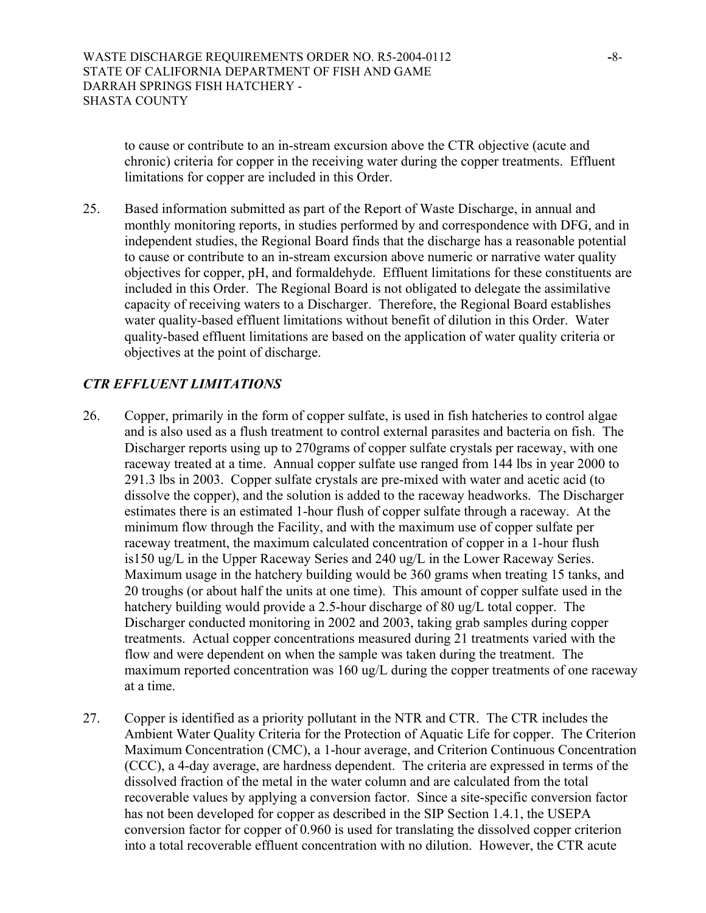to cause or contribute to an in-stream excursion above the CTR objective (acute and chronic) criteria for copper in the receiving water during the copper treatments. Effluent limitations for copper are included in this Order.

25. Based information submitted as part of the Report of Waste Discharge, in annual and monthly monitoring reports, in studies performed by and correspondence with DFG, and in independent studies, the Regional Board finds that the discharge has a reasonable potential to cause or contribute to an in-stream excursion above numeric or narrative water quality objectives for copper, pH, and formaldehyde. Effluent limitations for these constituents are included in this Order. The Regional Board is not obligated to delegate the assimilative capacity of receiving waters to a Discharger. Therefore, the Regional Board establishes water quality-based effluent limitations without benefit of dilution in this Order. Water quality-based effluent limitations are based on the application of water quality criteria or objectives at the point of discharge.

### *CTR EFFLUENT LIMITATIONS*

26. Copper, primarily in the form of copper sulfate, is used in fish hatcheries to control algae and is also used as a flush treatment to control external parasites and bacteria on fish. The Discharger reports using up to 270grams of copper sulfate crystals per raceway, with one raceway treated at a time. Annual copper sulfate use ranged from 144 lbs in year 2000 to 291.3 lbs in 2003. Copper sulfate crystals are pre-mixed with water and acetic acid (to dissolve the copper), and the solution is added to the raceway headworks. The Discharger estimates there is an estimated 1-hour flush of copper sulfate through a raceway. At the minimum flow through the Facility, and with the maximum use of copper sulfate per raceway treatment, the maximum calculated concentration of copper in a 1-hour flush is150 ug/L in the Upper Raceway Series and 240 ug/L in the Lower Raceway Series. Maximum usage in the hatchery building would be 360 grams when treating 15 tanks, and 20 troughs (or about half the units at one time). This amount of copper sulfate used in the hatchery building would provide a 2.5-hour discharge of 80 ug/L total copper. The Discharger conducted monitoring in 2002 and 2003, taking grab samples during copper treatments. Actual copper concentrations measured during 21 treatments varied with the flow and were dependent on when the sample was taken during the treatment. The maximum reported concentration was 160 ug/L during the copper treatments of one raceway at a time.

27. Copper is identified as a priority pollutant in the NTR and CTR. The CTR includes the Ambient Water Quality Criteria for the Protection of Aquatic Life for copper. The Criterion Maximum Concentration (CMC), a 1-hour average, and Criterion Continuous Concentration (CCC), a 4-day average, are hardness dependent. The criteria are expressed in terms of the dissolved fraction of the metal in the water column and are calculated from the total recoverable values by applying a conversion factor. Since a site-specific conversion factor has not been developed for copper as described in the SIP Section 1.4.1, the USEPA conversion factor for copper of 0.960 is used for translating the dissolved copper criterion into a total recoverable effluent concentration with no dilution. However, the CTR acute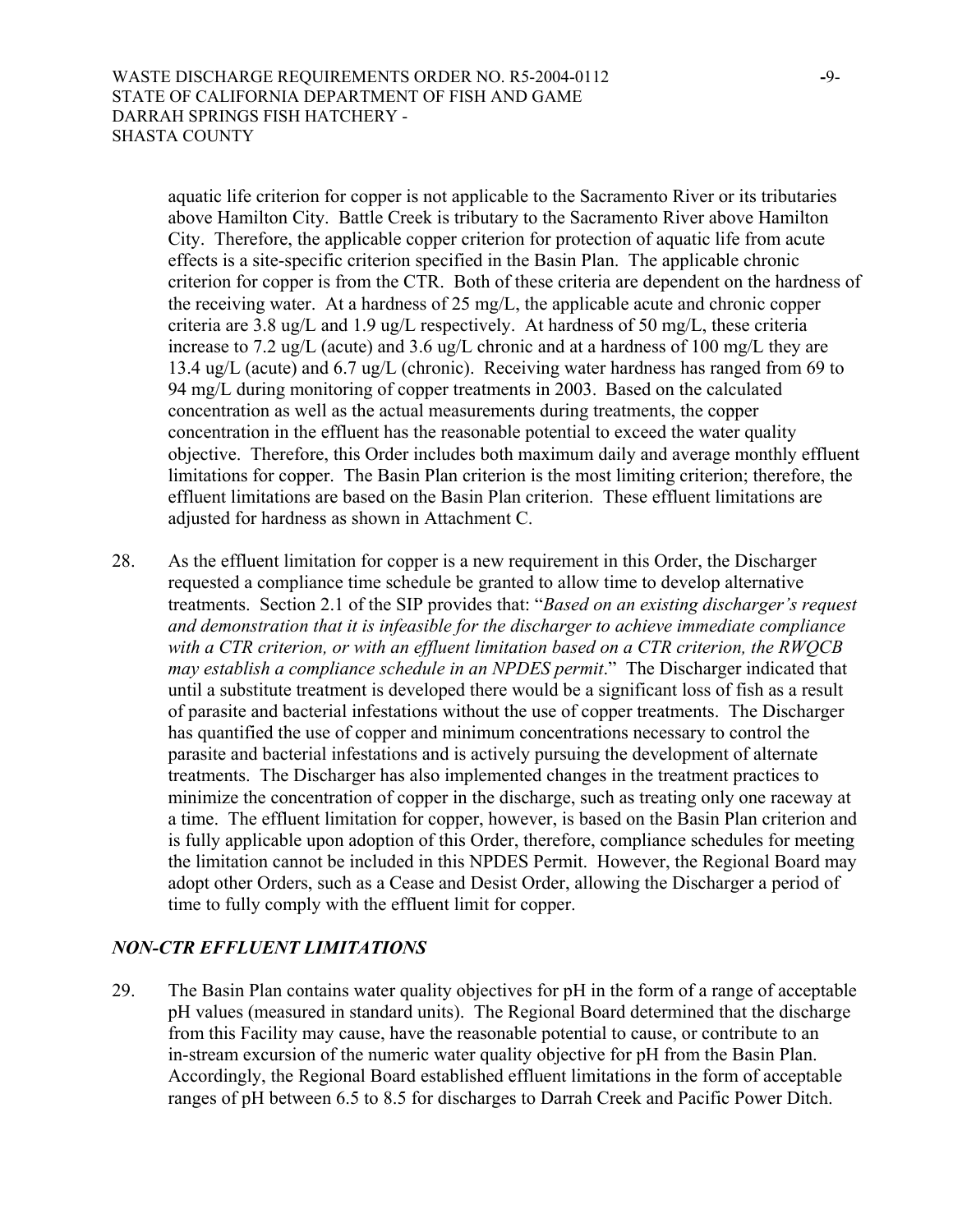aquatic life criterion for copper is not applicable to the Sacramento River or its tributaries above Hamilton City. Battle Creek is tributary to the Sacramento River above Hamilton City. Therefore, the applicable copper criterion for protection of aquatic life from acute effects is a site-specific criterion specified in the Basin Plan. The applicable chronic criterion for copper is from the CTR. Both of these criteria are dependent on the hardness of the receiving water. At a hardness of 25 mg/L, the applicable acute and chronic copper criteria are 3.8 ug/L and 1.9 ug/L respectively. At hardness of 50 mg/L, these criteria increase to 7.2 ug/L (acute) and 3.6 ug/L chronic and at a hardness of 100 mg/L they are 13.4 ug/L (acute) and 6.7 ug/L (chronic). Receiving water hardness has ranged from 69 to 94 mg/L during monitoring of copper treatments in 2003. Based on the calculated concentration as well as the actual measurements during treatments, the copper concentration in the effluent has the reasonable potential to exceed the water quality objective. Therefore, this Order includes both maximum daily and average monthly effluent limitations for copper. The Basin Plan criterion is the most limiting criterion; therefore, the effluent limitations are based on the Basin Plan criterion. These effluent limitations are adjusted for hardness as shown in Attachment C.

28. As the effluent limitation for copper is a new requirement in this Order, the Discharger requested a compliance time schedule be granted to allow time to develop alternative treatments. Section 2.1 of the SIP provides that: "*Based on an existing discharger's request and demonstration that it is infeasible for the discharger to achieve immediate compliance with a CTR criterion, or with an effluent limitation based on a CTR criterion, the RWQCB may establish a compliance schedule in an NPDES permit*." The Discharger indicated that until a substitute treatment is developed there would be a significant loss of fish as a result of parasite and bacterial infestations without the use of copper treatments. The Discharger has quantified the use of copper and minimum concentrations necessary to control the parasite and bacterial infestations and is actively pursuing the development of alternate treatments. The Discharger has also implemented changes in the treatment practices to minimize the concentration of copper in the discharge, such as treating only one raceway at a time. The effluent limitation for copper, however, is based on the Basin Plan criterion and is fully applicable upon adoption of this Order, therefore, compliance schedules for meeting the limitation cannot be included in this NPDES Permit. However, the Regional Board may adopt other Orders, such as a Cease and Desist Order, allowing the Discharger a period of time to fully comply with the effluent limit for copper.

### *NON-CTR EFFLUENT LIMITATIONS*

29. The Basin Plan contains water quality objectives for pH in the form of a range of acceptable pH values (measured in standard units). The Regional Board determined that the discharge from this Facility may cause, have the reasonable potential to cause, or contribute to an in-stream excursion of the numeric water quality objective for pH from the Basin Plan. Accordingly, the Regional Board established effluent limitations in the form of acceptable ranges of pH between 6.5 to 8.5 for discharges to Darrah Creek and Pacific Power Ditch.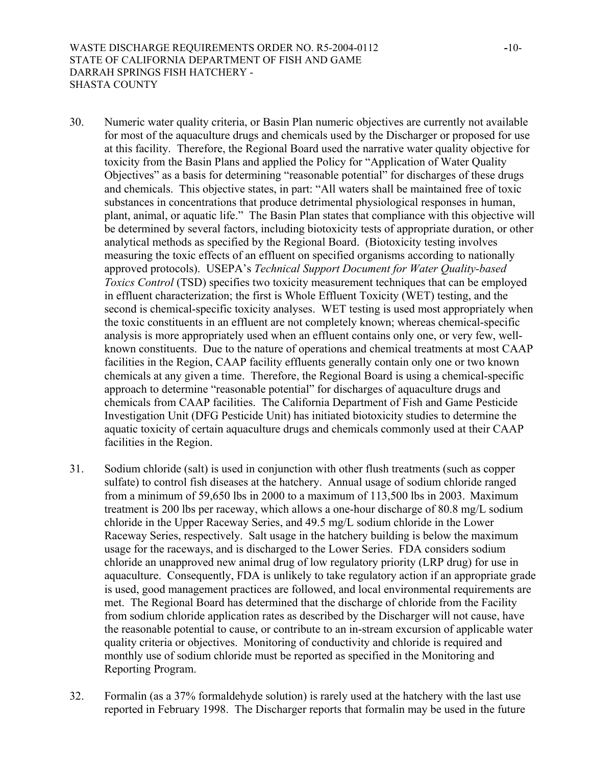30. Numeric water quality criteria, or Basin Plan numeric objectives are currently not available for most of the aquaculture drugs and chemicals used by the Discharger or proposed for use at this facility. Therefore, the Regional Board used the narrative water quality objective for toxicity from the Basin Plans and applied the Policy for "Application of Water Quality Objectives" as a basis for determining "reasonable potential" for discharges of these drugs and chemicals. This objective states, in part: "All waters shall be maintained free of toxic substances in concentrations that produce detrimental physiological responses in human, plant, animal, or aquatic life." The Basin Plan states that compliance with this objective will be determined by several factors, including biotoxicity tests of appropriate duration, or other analytical methods as specified by the Regional Board. (Biotoxicity testing involves measuring the toxic effects of an effluent on specified organisms according to nationally approved protocols). USEPA's *Technical Support Document for Water Quality-based Toxics Control* (TSD) specifies two toxicity measurement techniques that can be employed in effluent characterization; the first is Whole Effluent Toxicity (WET) testing, and the second is chemical-specific toxicity analyses. WET testing is used most appropriately when the toxic constituents in an effluent are not completely known; whereas chemical-specific analysis is more appropriately used when an effluent contains only one, or very few, well-known constituents. Due to the nature of operations and chemical treatments at most CAAP facilities in the Region, CAAP facility effluents generally contain only one or two known chemicals at any given a time. Therefore, the Regional Board is using a chemical-specific approach to determine "reasonable potential" for discharges of aquaculture drugs and chemicals from CAAP facilities. The California Department of Fish and Game Pesticide Investigation Unit (DFG Pesticide Unit) has initiated biotoxicity studies to determine the aquatic toxicity of certain aquaculture drugs and chemicals commonly used at their CAAP facilities in the Region.

31. Sodium chloride (salt) is used in conjunction with other flush treatments (such as copper sulfate) to control fish diseases at the hatchery. Annual usage of sodium chloride ranged from a minimum of 59,650 lbs in 2000 to a maximum of 113,500 lbs in 2003. Maximum treatment is 200 lbs per raceway, which allows a one-hour discharge of 80.8 mg/L sodium chloride in the Upper Raceway Series, and 49.5 mg/L sodium chloride in the Lower Raceway Series, respectively. Salt usage in the hatchery building is below the maximum usage for the raceways, and is discharged to the Lower Series. FDA considers sodium chloride an unapproved new animal drug of low regulatory priority (LRP drug) for use in aquaculture. Consequently, FDA is unlikely to take regulatory action if an appropriate grade is used, good management practices are followed, and local environmental requirements are met. The Regional Board has determined that the discharge of chloride from the Facility from sodium chloride application rates as described by the Discharger will not cause, have the reasonable potential to cause, or contribute to an in-stream excursion of applicable water quality criteria or objectives. Monitoring of conductivity and chloride is required and monthly use of sodium chloride must be reported as specified in the Monitoring and Reporting Program.

32. Formalin (as a 37% formaldehyde solution) is rarely used at the hatchery with the last use reported in February 1998. The Discharger reports that formalin may be used in the future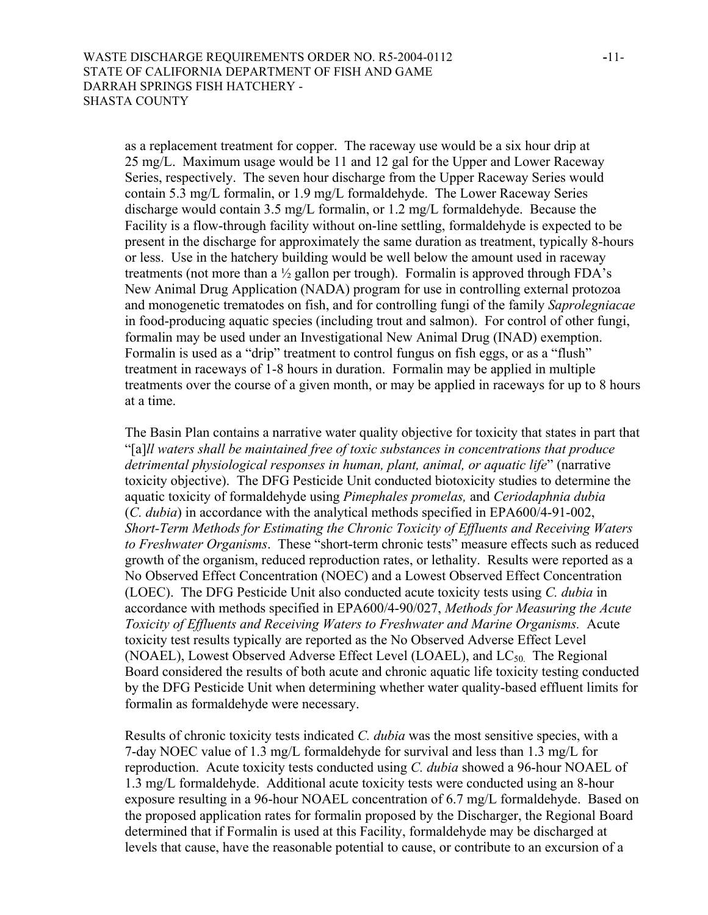as a replacement treatment for copper. The raceway use would be a six hour drip at 25 mg/L. Maximum usage would be 11 and 12 gal for the Upper and Lower Raceway Series, respectively. The seven hour discharge from the Upper Raceway Series would contain 5.3 mg/L formalin, or 1.9 mg/L formaldehyde. The Lower Raceway Series discharge would contain 3.5 mg/L formalin, or 1.2 mg/L formaldehyde. Because the Facility is a flow-through facility without on-line settling, formaldehyde is expected to be present in the discharge for approximately the same duration as treatment, typically 8-hours or less. Use in the hatchery building would be well below the amount used in raceway treatments (not more than a ½ gallon per trough). Formalin is approved through FDA's New Animal Drug Application (NADA) program for use in controlling external protozoa and monogenetic trematodes on fish, and for controlling fungi of the family *Saprolegniacae* in food-producing aquatic species (including trout and salmon). For control of other fungi, formalin may be used under an Investigational New Animal Drug (INAD) exemption. Formalin is used as a "drip" treatment to control fungus on fish eggs, or as a "flush" treatment in raceways of 1-8 hours in duration. Formalin may be applied in multiple treatments over the course of a given month, or may be applied in raceways for up to 8 hours at a time.

The Basin Plan contains a narrative water quality objective for toxicity that states in part that "[a]*ll waters shall be maintained free of toxic substances in concentrations that produce detrimental physiological responses in human, plant, animal, or aquatic life*" (narrative toxicity objective). The DFG Pesticide Unit conducted biotoxicity studies to determine the aquatic toxicity of formaldehyde using *Pimephales promelas,* and *Ceriodaphnia dubia* (*C. dubia*) in accordance with the analytical methods specified in EPA600/4-91-002, *Short-Term Methods for Estimating the Chronic Toxicity of Effluents and Receiving Waters to Freshwater Organisms*. These "short-term chronic tests" measure effects such as reduced growth of the organism, reduced reproduction rates, or lethality. Results were reported as a No Observed Effect Concentration (NOEC) and a Lowest Observed Effect Concentration (LOEC). The DFG Pesticide Unit also conducted acute toxicity tests using *C. dubia* in accordance with methods specified in EPA600/4-90/027, *Methods for Measuring the Acute Toxicity of Effluents and Receiving Waters to Freshwater and Marine Organisms.* Acute toxicity test results typically are reported as the No Observed Adverse Effect Level (NOAEL), Lowest Observed Adverse Effect Level (LOAEL), and $LC_{50}$. The Regional Board considered the results of both acute and chronic aquatic life toxicity testing conducted by the DFG Pesticide Unit when determining whether water quality-based effluent limits for formalin as formaldehyde were necessary.

Results of chronic toxicity tests indicated *C. dubia* was the most sensitive species, with a 7-day NOEC value of 1.3 mg/L formaldehyde for survival and less than 1.3 mg/L for reproduction. Acute toxicity tests conducted using *C. dubia* showed a 96-hour NOAEL of 1.3 mg/L formaldehyde. Additional acute toxicity tests were conducted using an 8-hour exposure resulting in a 96-hour NOAEL concentration of 6.7 mg/L formaldehyde. Based on the proposed application rates for formalin proposed by the Discharger, the Regional Board determined that if Formalin is used at this Facility, formaldehyde may be discharged at levels that cause, have the reasonable potential to cause, or contribute to an excursion of a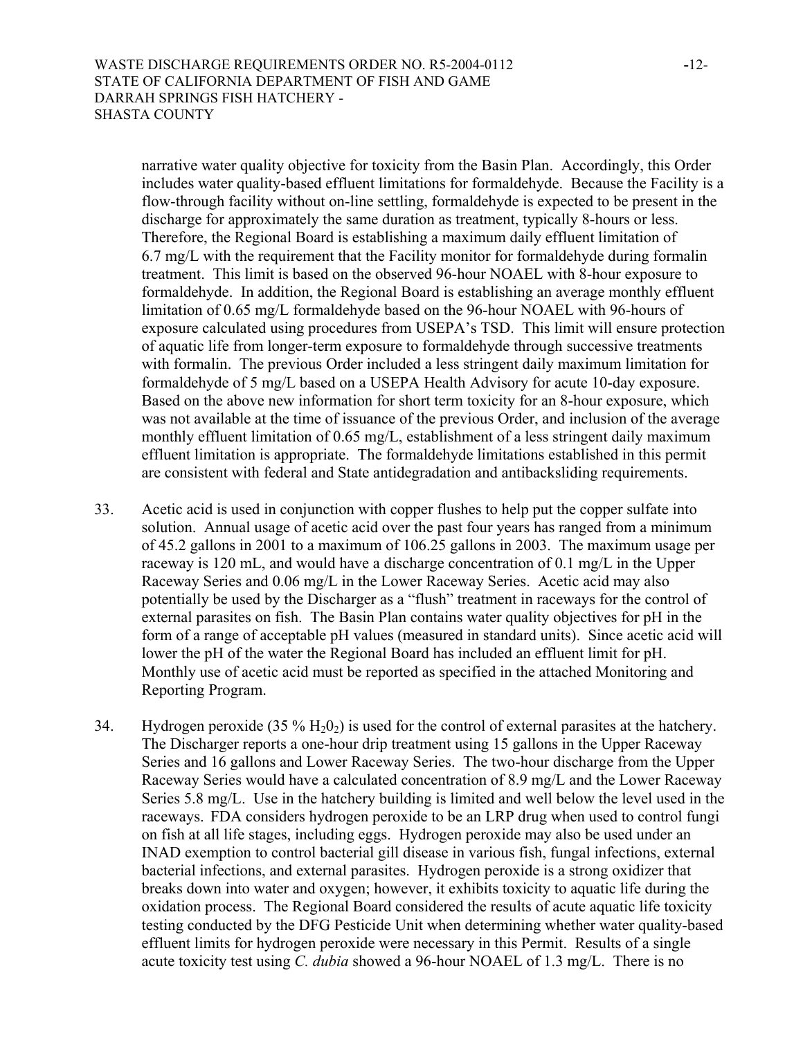narrative water quality objective for toxicity from the Basin Plan. Accordingly, this Order includes water quality-based effluent limitations for formaldehyde. Because the Facility is a flow-through facility without on-line settling, formaldehyde is expected to be present in the discharge for approximately the same duration as treatment, typically 8-hours or less. Therefore, the Regional Board is establishing a maximum daily effluent limitation of 6.7 mg/L with the requirement that the Facility monitor for formaldehyde during formalin treatment. This limit is based on the observed 96-hour NOAEL with 8-hour exposure to formaldehyde. In addition, the Regional Board is establishing an average monthly effluent limitation of 0.65 mg/L formaldehyde based on the 96-hour NOAEL with 96-hours of exposure calculated using procedures from USEPA's TSD. This limit will ensure protection of aquatic life from longer-term exposure to formaldehyde through successive treatments with formalin. The previous Order included a less stringent daily maximum limitation for formaldehyde of 5 mg/L based on a USEPA Health Advisory for acute 10-day exposure. Based on the above new information for short term toxicity for an 8-hour exposure, which was not available at the time of issuance of the previous Order, and inclusion of the average monthly effluent limitation of 0.65 mg/L, establishment of a less stringent daily maximum effluent limitation is appropriate. The formaldehyde limitations established in this permit are consistent with federal and State antidegradation and antibacksliding requirements.

33. Acetic acid is used in conjunction with copper flushes to help put the copper sulfate into solution. Annual usage of acetic acid over the past four years has ranged from a minimum of 45.2 gallons in 2001 to a maximum of 106.25 gallons in 2003. The maximum usage per raceway is 120 mL, and would have a discharge concentration of 0.1 mg/L in the Upper Raceway Series and 0.06 mg/L in the Lower Raceway Series. Acetic acid may also potentially be used by the Discharger as a "flush" treatment in raceways for the control of external parasites on fish. The Basin Plan contains water quality objectives for pH in the form of a range of acceptable pH values (measured in standard units). Since acetic acid will lower the pH of the water the Regional Board has included an effluent limit for pH. Monthly use of acetic acid must be reported as specified in the attached Monitoring and Reporting Program.

34. Hydrogen peroxide (35 % $H_2O_2$) is used for the control of external parasites at the hatchery. The Discharger reports a one-hour drip treatment using 15 gallons in the Upper Raceway Series and 16 gallons and Lower Raceway Series. The two-hour discharge from the Upper Raceway Series would have a calculated concentration of 8.9 mg/L and the Lower Raceway Series 5.8 mg/L. Use in the hatchery building is limited and well below the level used in the raceways. FDA considers hydrogen peroxide to be an LRP drug when used to control fungi on fish at all life stages, including eggs. Hydrogen peroxide may also be used under an INAD exemption to control bacterial gill disease in various fish, fungal infections, external bacterial infections, and external parasites. Hydrogen peroxide is a strong oxidizer that breaks down into water and oxygen; however, it exhibits toxicity to aquatic life during the oxidation process. The Regional Board considered the results of acute aquatic life toxicity testing conducted by the DFG Pesticide Unit when determining whether water quality-based effluent limits for hydrogen peroxide were necessary in this Permit. Results of a single acute toxicity test using *C. dubia* showed a 96-hour NOAEL of 1.3 mg/L. There is no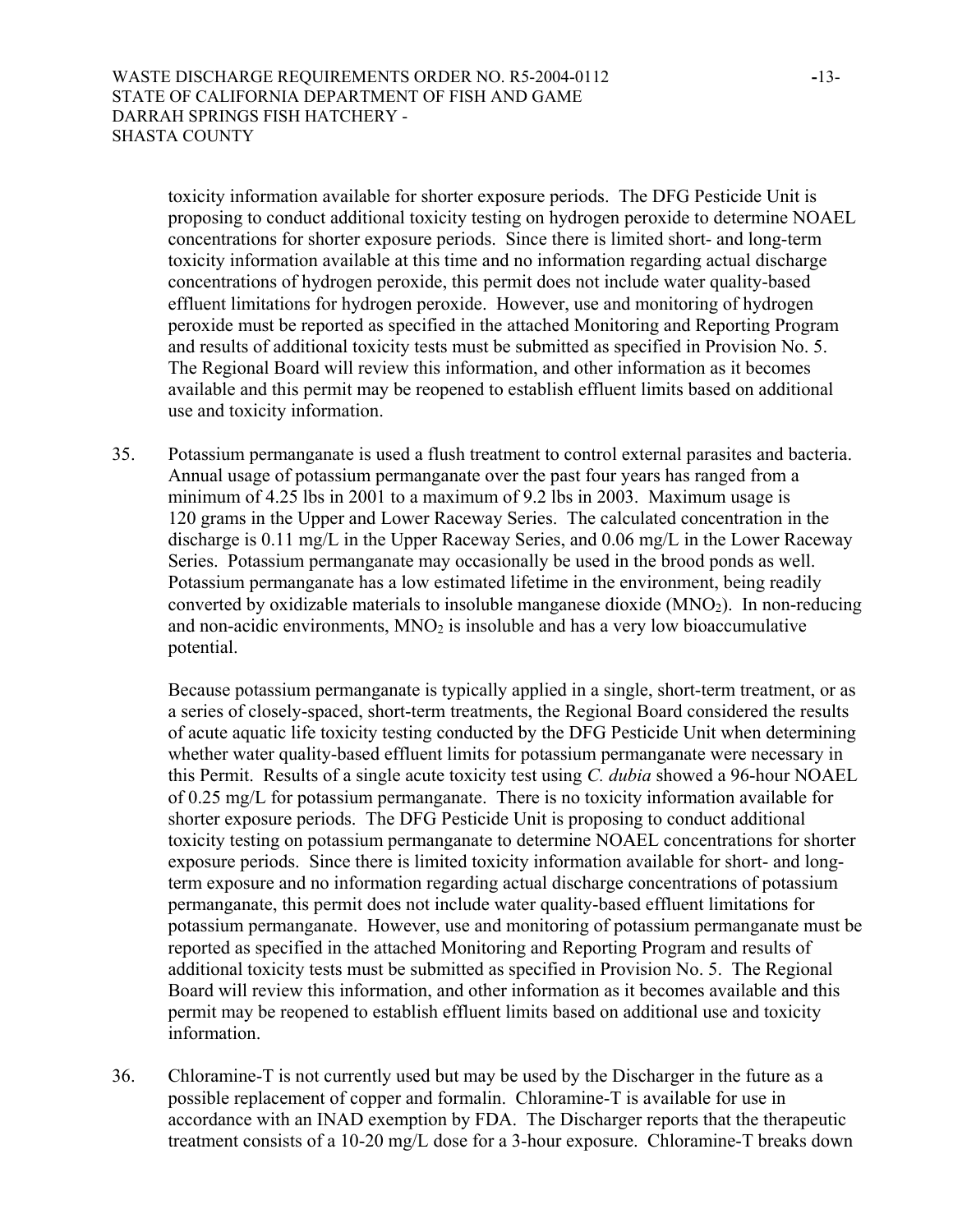toxicity information available for shorter exposure periods. The DFG Pesticide Unit is proposing to conduct additional toxicity testing on hydrogen peroxide to determine NOAEL concentrations for shorter exposure periods. Since there is limited short- and long-term toxicity information available at this time and no information regarding actual discharge concentrations of hydrogen peroxide, this permit does not include water quality-based effluent limitations for hydrogen peroxide. However, use and monitoring of hydrogen peroxide must be reported as specified in the attached Monitoring and Reporting Program and results of additional toxicity tests must be submitted as specified in Provision No. 5. The Regional Board will review this information, and other information as it becomes available and this permit may be reopened to establish effluent limits based on additional use and toxicity information.

35. Potassium permanganate is used a flush treatment to control external parasites and bacteria. Annual usage of potassium permanganate over the past four years has ranged from a minimum of 4.25 lbs in 2001 to a maximum of 9.2 lbs in 2003. Maximum usage is 120 grams in the Upper and Lower Raceway Series. The calculated concentration in the discharge is 0.11 mg/L in the Upper Raceway Series, and 0.06 mg/L in the Lower Raceway Series. Potassium permanganate may occasionally be used in the brood ponds as well. Potassium permanganate has a low estimated lifetime in the environment, being readily converted by oxidizable materials to insoluble manganese dioxide ($MNO_2$). In non-reducing and non-acidic environments, $MNO_2$ is insoluble and has a very low bioaccumulative potential.

    Because potassium permanganate is typically applied in a single, short-term treatment, or as a series of closely-spaced, short-term treatments, the Regional Board considered the results of acute aquatic life toxicity testing conducted by the DFG Pesticide Unit when determining whether water quality-based effluent limits for potassium permanganate were necessary in this Permit. Results of a single acute toxicity test using *C. dubia* showed a 96-hour NOAEL of 0.25 mg/L for potassium permanganate. There is no toxicity information available for shorter exposure periods. The DFG Pesticide Unit is proposing to conduct additional toxicity testing on potassium permanganate to determine NOAEL concentrations for shorter exposure periods. Since there is limited toxicity information available for short- and long-term exposure and no information regarding actual discharge concentrations of potassium permanganate, this permit does not include water quality-based effluent limitations for potassium permanganate. However, use and monitoring of potassium permanganate must be reported as specified in the attached Monitoring and Reporting Program and results of additional toxicity tests must be submitted as specified in Provision No. 5. The Regional Board will review this information, and other information as it becomes available and this permit may be reopened to establish effluent limits based on additional use and toxicity information.

36. Chloramine-T is not currently used but may be used by the Discharger in the future as a possible replacement of copper and formalin. Chloramine-T is available for use in accordance with an INAD exemption by FDA. The Discharger reports that the therapeutic treatment consists of a 10-20 mg/L dose for a 3-hour exposure. Chloramine-T breaks down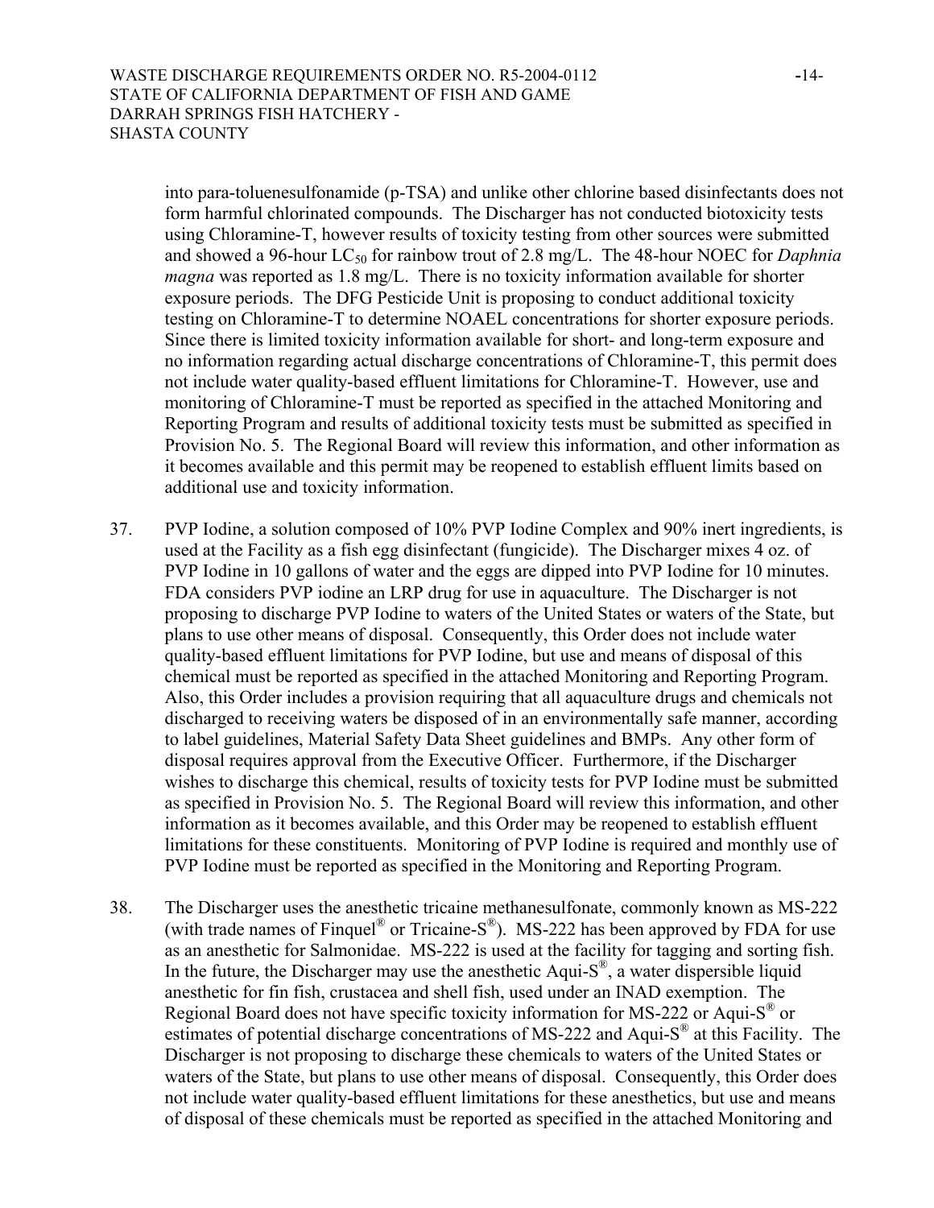into para-toluenesulfonamide (p-TSA) and unlike other chlorine based disinfectants does not form harmful chlorinated compounds. The Discharger has not conducted biotoxicity tests using Chloramine-T, however results of toxicity testing from other sources were submitted and showed a 96-hour $LC_{50}$ for rainbow trout of 2.8 mg/L. The 48-hour NOEC for *Daphnia magna* was reported as 1.8 mg/L. There is no toxicity information available for shorter exposure periods. The DFG Pesticide Unit is proposing to conduct additional toxicity testing on Chloramine-T to determine NOAEL concentrations for shorter exposure periods. Since there is limited toxicity information available for short- and long-term exposure and no information regarding actual discharge concentrations of Chloramine-T, this permit does not include water quality-based effluent limitations for Chloramine-T. However, use and monitoring of Chloramine-T must be reported as specified in the attached Monitoring and Reporting Program and results of additional toxicity tests must be submitted as specified in Provision No. 5. The Regional Board will review this information, and other information as it becomes available and this permit may be reopened to establish effluent limits based on additional use and toxicity information.

37. PVP Iodine, a solution composed of 10% PVP Iodine Complex and 90% inert ingredients, is used at the Facility as a fish egg disinfectant (fungicide). The Discharger mixes 4 oz. of PVP Iodine in 10 gallons of water and the eggs are dipped into PVP Iodine for 10 minutes. FDA considers PVP iodine an LRP drug for use in aquaculture. The Discharger is not proposing to discharge PVP Iodine to waters of the United States or waters of the State, but plans to use other means of disposal. Consequently, this Order does not include water quality-based effluent limitations for PVP Iodine, but use and means of disposal of this chemical must be reported as specified in the attached Monitoring and Reporting Program. Also, this Order includes a provision requiring that all aquaculture drugs and chemicals not discharged to receiving waters be disposed of in an environmentally safe manner, according to label guidelines, Material Safety Data Sheet guidelines and BMPs. Any other form of disposal requires approval from the Executive Officer. Furthermore, if the Discharger wishes to discharge this chemical, results of toxicity tests for PVP Iodine must be submitted as specified in Provision No. 5. The Regional Board will review this information, and other information as it becomes available, and this Order may be reopened to establish effluent limitations for these constituents. Monitoring of PVP Iodine is required and monthly use of PVP Iodine must be reported as specified in the Monitoring and Reporting Program.

38. The Discharger uses the anesthetic tricaine methanesulfonate, commonly known as MS-222 (with trade names of Finquel® or Tricaine-S®). MS-222 has been approved by FDA for use as an anesthetic for Salmonidae. MS-222 is used at the facility for tagging and sorting fish. In the future, the Discharger may use the anesthetic Aqui-S®, a water dispersible liquid anesthetic for fin fish, crustacea and shell fish, used under an INAD exemption. The Regional Board does not have specific toxicity information for MS-222 or Aqui-S® or estimates of potential discharge concentrations of MS-222 and Aqui-S® at this Facility. The Discharger is not proposing to discharge these chemicals to waters of the United States or waters of the State, but plans to use other means of disposal. Consequently, this Order does not include water quality-based effluent limitations for these anesthetics, but use and means of disposal of these chemicals must be reported as specified in the attached Monitoring and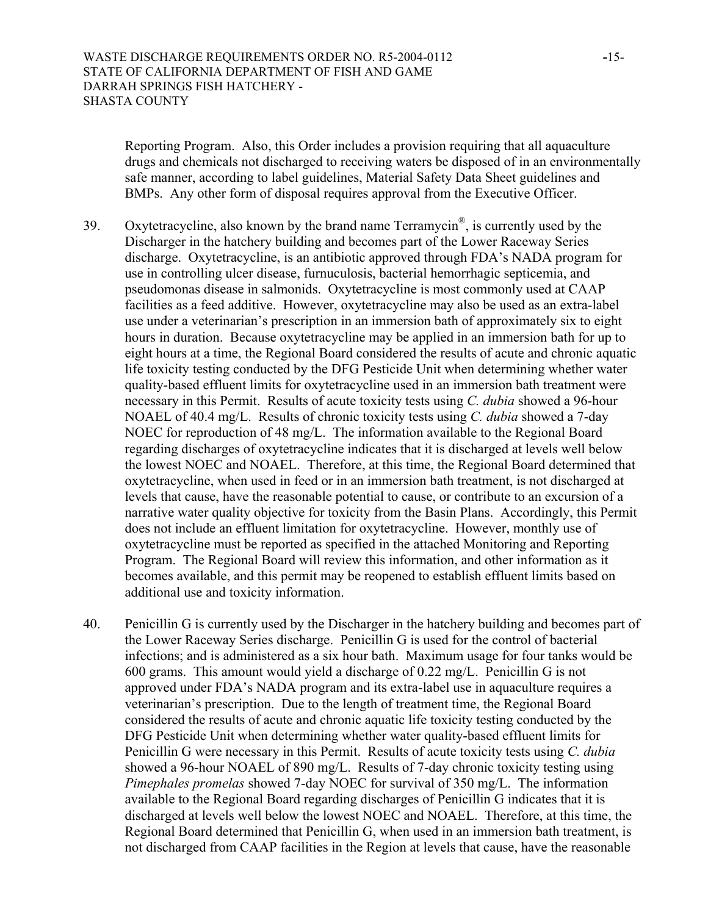Reporting Program. Also, this Order includes a provision requiring that all aquaculture drugs and chemicals not discharged to receiving waters be disposed of in an environmentally safe manner, according to label guidelines, Material Safety Data Sheet guidelines and BMPs. Any other form of disposal requires approval from the Executive Officer.

39. Oxytetracycline, also known by the brand name Terramycin®, is currently used by the Discharger in the hatchery building and becomes part of the Lower Raceway Series discharge. Oxytetracycline, is an antibiotic approved through FDA's NADA program for use in controlling ulcer disease, furnuculosis, bacterial hemorrhagic septicemia, and pseudomonas disease in salmonids. Oxytetracycline is most commonly used at CAAP facilities as a feed additive. However, oxytetracycline may also be used as an extra-label use under a veterinarian's prescription in an immersion bath of approximately six to eight hours in duration. Because oxytetracycline may be applied in an immersion bath for up to eight hours at a time, the Regional Board considered the results of acute and chronic aquatic life toxicity testing conducted by the DFG Pesticide Unit when determining whether water quality-based effluent limits for oxytetracycline used in an immersion bath treatment were necessary in this Permit. Results of acute toxicity tests using *C. dubia* showed a 96-hour NOAEL of 40.4 mg/L. Results of chronic toxicity tests using *C. dubia* showed a 7-day NOEC for reproduction of 48 mg/L. The information available to the Regional Board regarding discharges of oxytetracycline indicates that it is discharged at levels well below the lowest NOEC and NOAEL. Therefore, at this time, the Regional Board determined that oxytetracycline, when used in feed or in an immersion bath treatment, is not discharged at levels that cause, have the reasonable potential to cause, or contribute to an excursion of a narrative water quality objective for toxicity from the Basin Plans. Accordingly, this Permit does not include an effluent limitation for oxytetracycline. However, monthly use of oxytetracycline must be reported as specified in the attached Monitoring and Reporting Program. The Regional Board will review this information, and other information as it becomes available, and this permit may be reopened to establish effluent limits based on additional use and toxicity information.

40. Penicillin G is currently used by the Discharger in the hatchery building and becomes part of the Lower Raceway Series discharge. Penicillin G is used for the control of bacterial infections; and is administered as a six hour bath. Maximum usage for four tanks would be 600 grams. This amount would yield a discharge of 0.22 mg/L. Penicillin G is not approved under FDA's NADA program and its extra-label use in aquaculture requires a veterinarian's prescription. Due to the length of treatment time, the Regional Board considered the results of acute and chronic aquatic life toxicity testing conducted by the DFG Pesticide Unit when determining whether water quality-based effluent limits for Penicillin G were necessary in this Permit. Results of acute toxicity tests using *C. dubia* showed a 96-hour NOAEL of 890 mg/L. Results of 7-day chronic toxicity testing using *Pimephales promelas* showed 7-day NOEC for survival of 350 mg/L. The information available to the Regional Board regarding discharges of Penicillin G indicates that it is discharged at levels well below the lowest NOEC and NOAEL. Therefore, at this time, the Regional Board determined that Penicillin G, when used in an immersion bath treatment, is not discharged from CAAP facilities in the Region at levels that cause, have the reasonable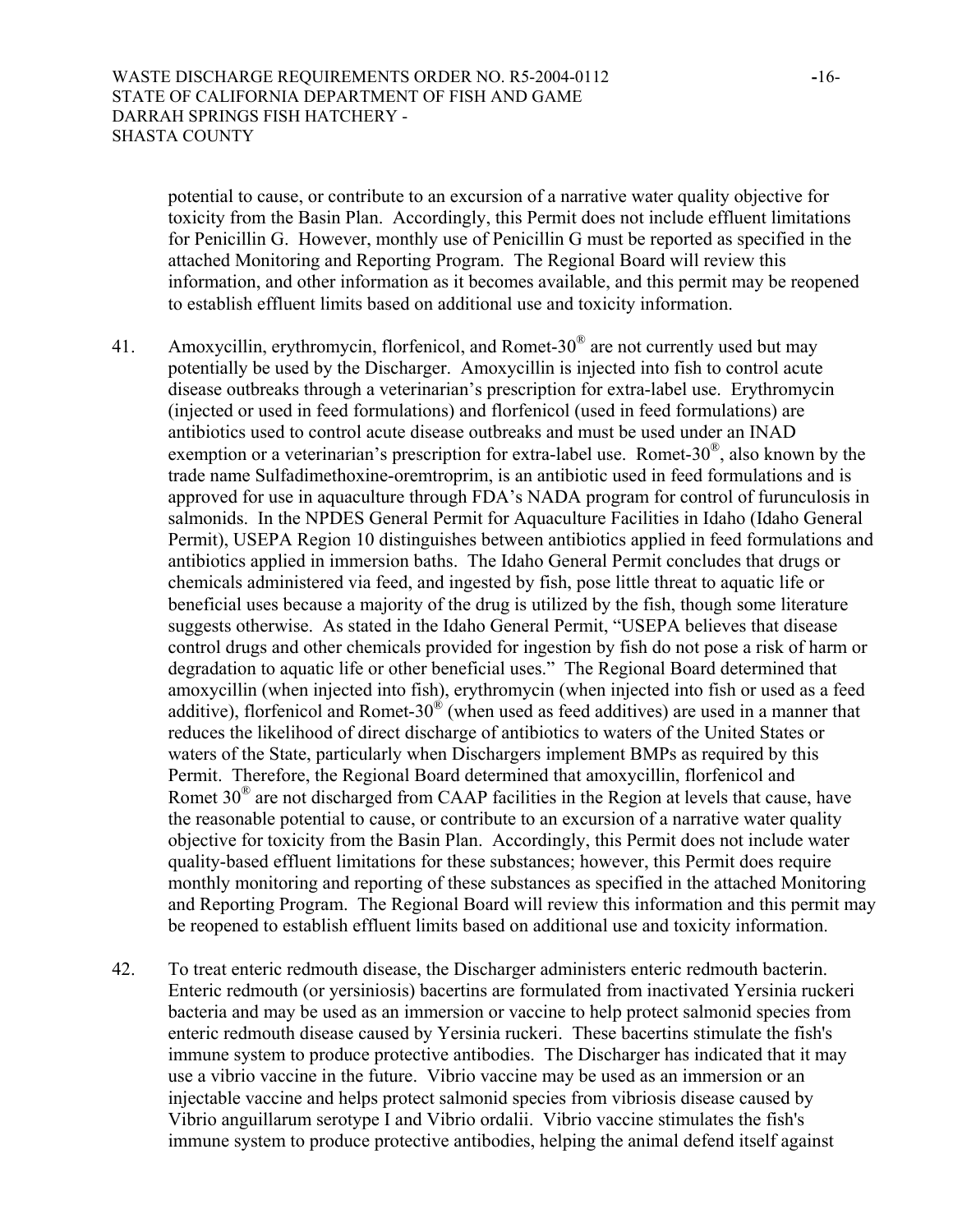potential to cause, or contribute to an excursion of a narrative water quality objective for toxicity from the Basin Plan. Accordingly, this Permit does not include effluent limitations for Penicillin G. However, monthly use of Penicillin G must be reported as specified in the attached Monitoring and Reporting Program. The Regional Board will review this information, and other information as it becomes available, and this permit may be reopened to establish effluent limits based on additional use and toxicity information.

41. Amoxycillin, erythromycin, florfenicol, and Romet-30® are not currently used but may potentially be used by the Discharger. Amoxycillin is injected into fish to control acute disease outbreaks through a veterinarian's prescription for extra-label use. Erythromycin (injected or used in feed formulations) and florfenicol (used in feed formulations) are antibiotics used to control acute disease outbreaks and must be used under an INAD exemption or a veterinarian's prescription for extra-label use. Romet-30®, also known by the trade name Sulfadimethoxine-oremtroprim, is an antibiotic used in feed formulations and is approved for use in aquaculture through FDA's NADA program for control of furunculosis in salmonids. In the NPDES General Permit for Aquaculture Facilities in Idaho (Idaho General Permit), USEPA Region 10 distinguishes between antibiotics applied in feed formulations and antibiotics applied in immersion baths. The Idaho General Permit concludes that drugs or chemicals administered via feed, and ingested by fish, pose little threat to aquatic life or beneficial uses because a majority of the drug is utilized by the fish, though some literature suggests otherwise. As stated in the Idaho General Permit, "USEPA believes that disease control drugs and other chemicals provided for ingestion by fish do not pose a risk of harm or degradation to aquatic life or other beneficial uses." The Regional Board determined that amoxycillin (when injected into fish), erythromycin (when injected into fish or used as a feed additive), florfenicol and Romet-30® (when used as feed additives) are used in a manner that reduces the likelihood of direct discharge of antibiotics to waters of the United States or waters of the State, particularly when Dischargers implement BMPs as required by this Permit. Therefore, the Regional Board determined that amoxycillin, florfenicol and Romet 30® are not discharged from CAAP facilities in the Region at levels that cause, have the reasonable potential to cause, or contribute to an excursion of a narrative water quality objective for toxicity from the Basin Plan. Accordingly, this Permit does not include water quality-based effluent limitations for these substances; however, this Permit does require monthly monitoring and reporting of these substances as specified in the attached Monitoring and Reporting Program. The Regional Board will review this information and this permit may be reopened to establish effluent limits based on additional use and toxicity information.

42. To treat enteric redmouth disease, the Discharger administers enteric redmouth bacterin. Enteric redmouth (or yersiniosis) bacertins are formulated from inactivated Yersinia ruckeri bacteria and may be used as an immersion or vaccine to help protect salmonid species from enteric redmouth disease caused by Yersinia ruckeri. These bacertins stimulate the fish's immune system to produce protective antibodies. The Discharger has indicated that it may use a vibrio vaccine in the future. Vibrio vaccine may be used as an immersion or an injectable vaccine and helps protect salmonid species from vibriosis disease caused by Vibrio anguillarum serotype I and Vibrio ordalii. Vibrio vaccine stimulates the fish's immune system to produce protective antibodies, helping the animal defend itself against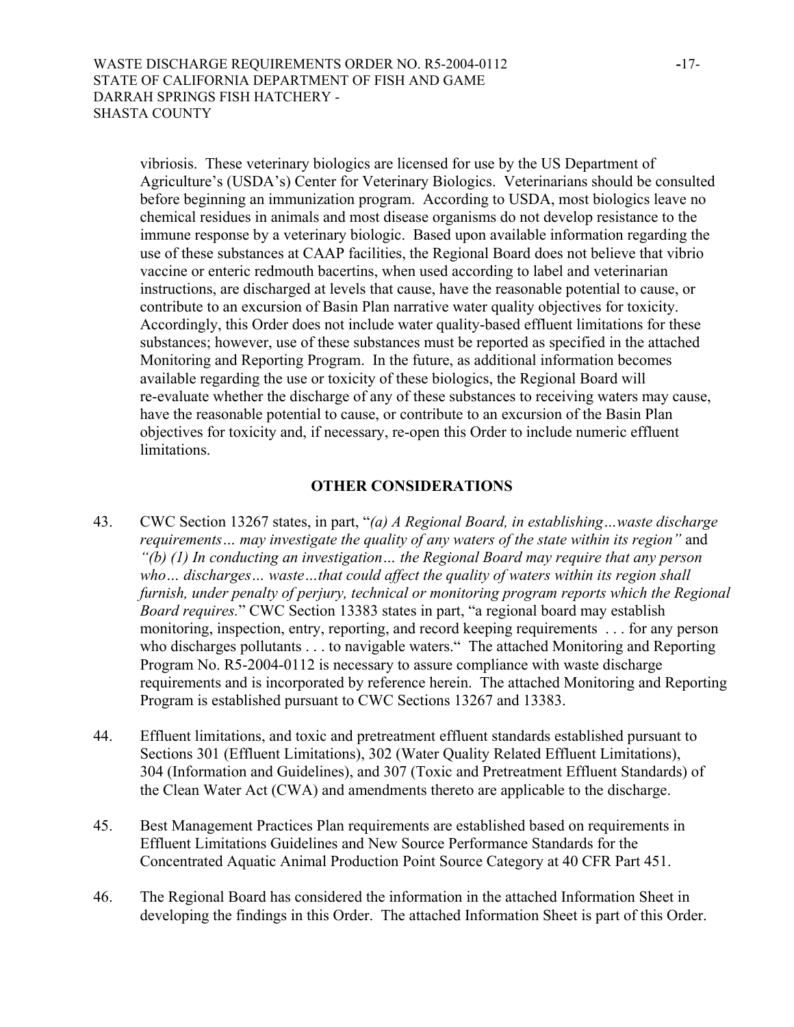vibriosis. These veterinary biologics are licensed for use by the US Department of Agriculture's (USDA's) Center for Veterinary Biologics. Veterinarians should be consulted before beginning an immunization program. According to USDA, most biologics leave no chemical residues in animals and most disease organisms do not develop resistance to the immune response by a veterinary biologic. Based upon available information regarding the use of these substances at CAAP facilities, the Regional Board does not believe that vibrio vaccine or enteric redmouth bacertins, when used according to label and veterinarian instructions, are discharged at levels that cause, have the reasonable potential to cause, or contribute to an excursion of Basin Plan narrative water quality objectives for toxicity. Accordingly, this Order does not include water quality-based effluent limitations for these substances; however, use of these substances must be reported as specified in the attached Monitoring and Reporting Program. In the future, as additional information becomes available regarding the use or toxicity of these biologics, the Regional Board will re-evaluate whether the discharge of any of these substances to receiving waters may cause, have the reasonable potential to cause, or contribute to an excursion of the Basin Plan objectives for toxicity and, if necessary, re-open this Order to include numeric effluent limitations.

## OTHER CONSIDERATIONS

43. CWC Section 13267 states, in part, "*(a) A Regional Board, in establishing…waste discharge requirements… may investigate the quality of any waters of the state within its region*" and *"(b) (1) In conducting an investigation… the Regional Board may require that any person who… discharges… waste…that could affect the quality of waters within its region shall furnish, under penalty of perjury, technical or monitoring program reports which the Regional Board requires.*" CWC Section 13383 states in part, "a regional board may establish monitoring, inspection, entry, reporting, and record keeping requirements . . . for any person who discharges pollutants . . . to navigable waters." The attached Monitoring and Reporting Program No. R5-2004-0112 is necessary to assure compliance with waste discharge requirements and is incorporated by reference herein. The attached Monitoring and Reporting Program is established pursuant to CWC Sections 13267 and 13383.

44. Effluent limitations, and toxic and pretreatment effluent standards established pursuant to Sections 301 (Effluent Limitations), 302 (Water Quality Related Effluent Limitations), 304 (Information and Guidelines), and 307 (Toxic and Pretreatment Effluent Standards) of the Clean Water Act (CWA) and amendments thereto are applicable to the discharge.

45. Best Management Practices Plan requirements are established based on requirements in Effluent Limitations Guidelines and New Source Performance Standards for the Concentrated Aquatic Animal Production Point Source Category at 40 CFR Part 451.

46. The Regional Board has considered the information in the attached Information Sheet in developing the findings in this Order. The attached Information Sheet is part of this Order.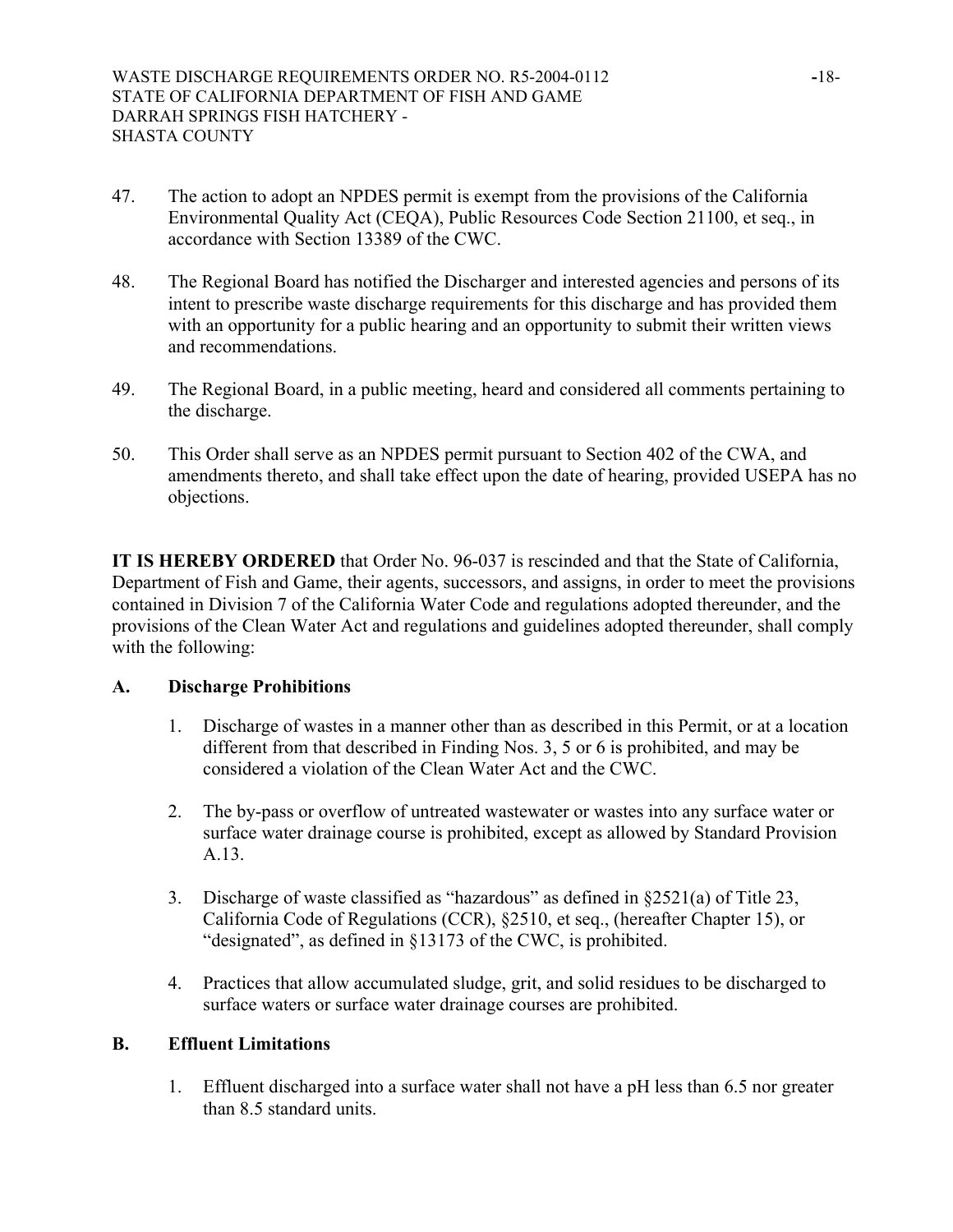47. The action to adopt an NPDES permit is exempt from the provisions of the California Environmental Quality Act (CEQA), Public Resources Code Section 21100, et seq., in accordance with Section 13389 of the CWC.

48. The Regional Board has notified the Discharger and interested agencies and persons of its intent to prescribe waste discharge requirements for this discharge and has provided them with an opportunity for a public hearing and an opportunity to submit their written views and recommendations.

49. The Regional Board, in a public meeting, heard and considered all comments pertaining to the discharge.

50. This Order shall serve as an NPDES permit pursuant to Section 402 of the CWA, and amendments thereto, and shall take effect upon the date of hearing, provided USEPA has no objections.

**IT IS HEREBY ORDERED** that Order No. 96-037 is rescinded and that the State of California, Department of Fish and Game, their agents, successors, and assigns, in order to meet the provisions contained in Division 7 of the California Water Code and regulations adopted thereunder, and the provisions of the Clean Water Act and regulations and guidelines adopted thereunder, shall comply with the following:

**A. Discharge Prohibitions**

1. Discharge of wastes in a manner other than as described in this Permit, or at a location different from that described in Finding Nos. 3, 5 or 6 is prohibited, and may be considered a violation of the Clean Water Act and the CWC.

2. The by-pass or overflow of untreated wastewater or wastes into any surface water or surface water drainage course is prohibited, except as allowed by Standard Provision A.13.

3. Discharge of waste classified as "hazardous" as defined in §2521(a) of Title 23, California Code of Regulations (CCR), §2510, et seq., (hereafter Chapter 15), or "designated", as defined in §13173 of the CWC, is prohibited.

4. Practices that allow accumulated sludge, grit, and solid residues to be discharged to surface waters or surface water drainage courses are prohibited.

**B. Effluent Limitations**

1. Effluent discharged into a surface water shall not have a pH less than 6.5 nor greater than 8.5 standard units.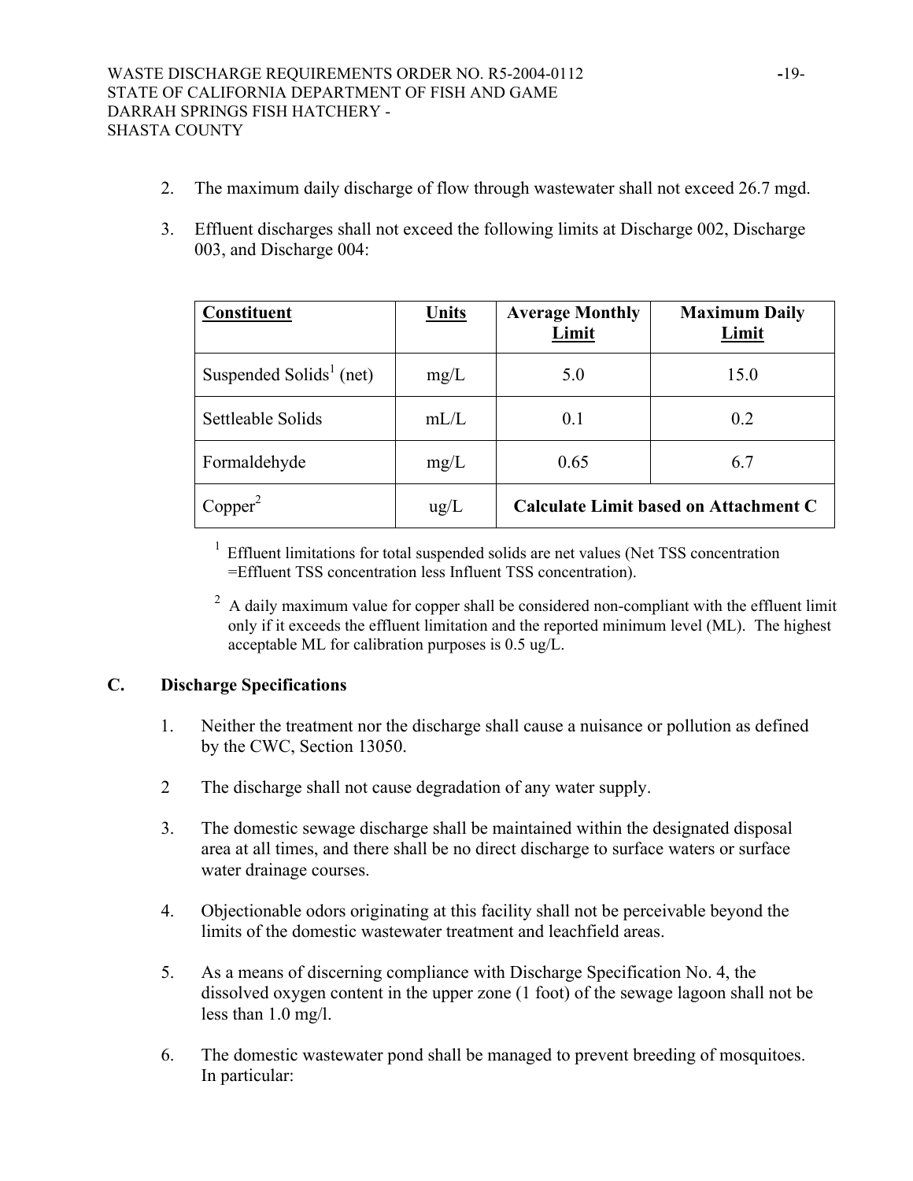2. The maximum daily discharge of flow through wastewater shall not exceed 26.7 mgd.

3. Effluent discharges shall not exceed the following limits at Discharge 002, Discharge 003, and Discharge 004:

| Constituent | Units | Average Monthly Limit | Maximum Daily Limit |
|---|---|---|---|
| Suspended Solids[1] (net) | mg/L | 5.0 | 15.0 |
| Settleable Solids | mL/L | 0.1 | 0.2 |
| Formaldehyde | mg/L | 0.65 | 6.7 |
| Copper[2] | ug/L | **Calculate Limit based on Attachment C** | |

[1] Effluent limitations for total suspended solids are net values (Net TSS concentration =Effluent TSS concentration less Influent TSS concentration).

[2] A daily maximum value for copper shall be considered non-compliant with the effluent limit only if it exceeds the effluent limitation and the reported minimum level (ML). The highest acceptable ML for calibration purposes is 0.5 ug/L.

## C. Discharge Specifications

1. Neither the treatment nor the discharge shall cause a nuisance or pollution as defined by the CWC, Section 13050.

2 The discharge shall not cause degradation of any water supply.

3. The domestic sewage discharge shall be maintained within the designated disposal area at all times, and there shall be no direct discharge to surface waters or surface water drainage courses.

4. Objectionable odors originating at this facility shall not be perceivable beyond the limits of the domestic wastewater treatment and leachfield areas.

5. As a means of discerning compliance with Discharge Specification No. 4, the dissolved oxygen content in the upper zone (1 foot) of the sewage lagoon shall not be less than 1.0 mg/l.

6. The domestic wastewater pond shall be managed to prevent breeding of mosquitoes. In particular: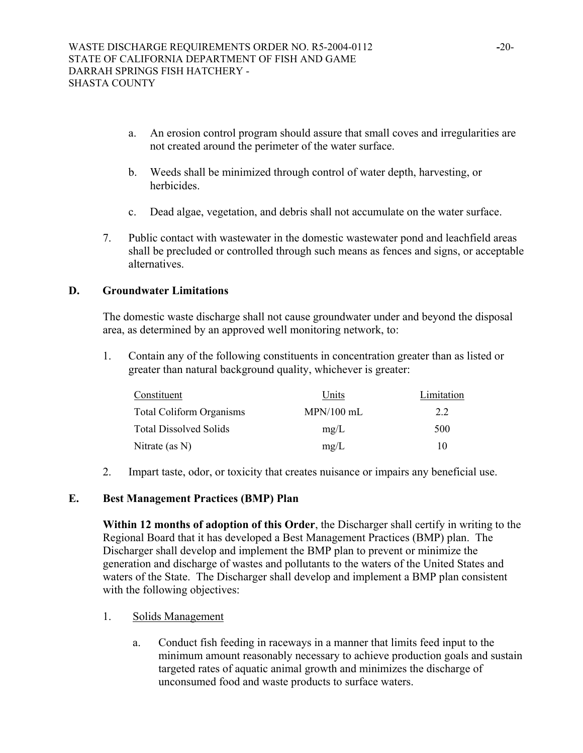a. An erosion control program should assure that small coves and irregularities are not created around the perimeter of the water surface.

b. Weeds shall be minimized through control of water depth, harvesting, or herbicides.

c. Dead algae, vegetation, and debris shall not accumulate on the water surface.

7. Public contact with wastewater in the domestic wastewater pond and leachfield areas shall be precluded or controlled through such means as fences and signs, or acceptable alternatives.

## D. Groundwater Limitations

The domestic waste discharge shall not cause groundwater under and beyond the disposal area, as determined by an approved well monitoring network, to:

1. Contain any of the following constituents in concentration greater than as listed or greater than natural background quality, whichever is greater:

| Constituent | Units | Limitation |
|---|---|---|
| Total Coliform Organisms | MPN/100 mL | 2.2 |
| Total Dissolved Solids | mg/L | 500 |
| Nitrate (as N) | mg/L | 10 |

2. Impart taste, odor, or toxicity that creates nuisance or impairs any beneficial use.

## E. Best Management Practices (BMP) Plan

**Within 12 months of adoption of this Order**, the Discharger shall certify in writing to the Regional Board that it has developed a Best Management Practices (BMP) plan. The Discharger shall develop and implement the BMP plan to prevent or minimize the generation and discharge of wastes and pollutants to the waters of the United States and waters of the State. The Discharger shall develop and implement a BMP plan consistent with the following objectives:

1. Solids Management

   a. Conduct fish feeding in raceways in a manner that limits feed input to the minimum amount reasonably necessary to achieve production goals and sustain targeted rates of aquatic animal growth and minimizes the discharge of unconsumed food and waste products to surface waters.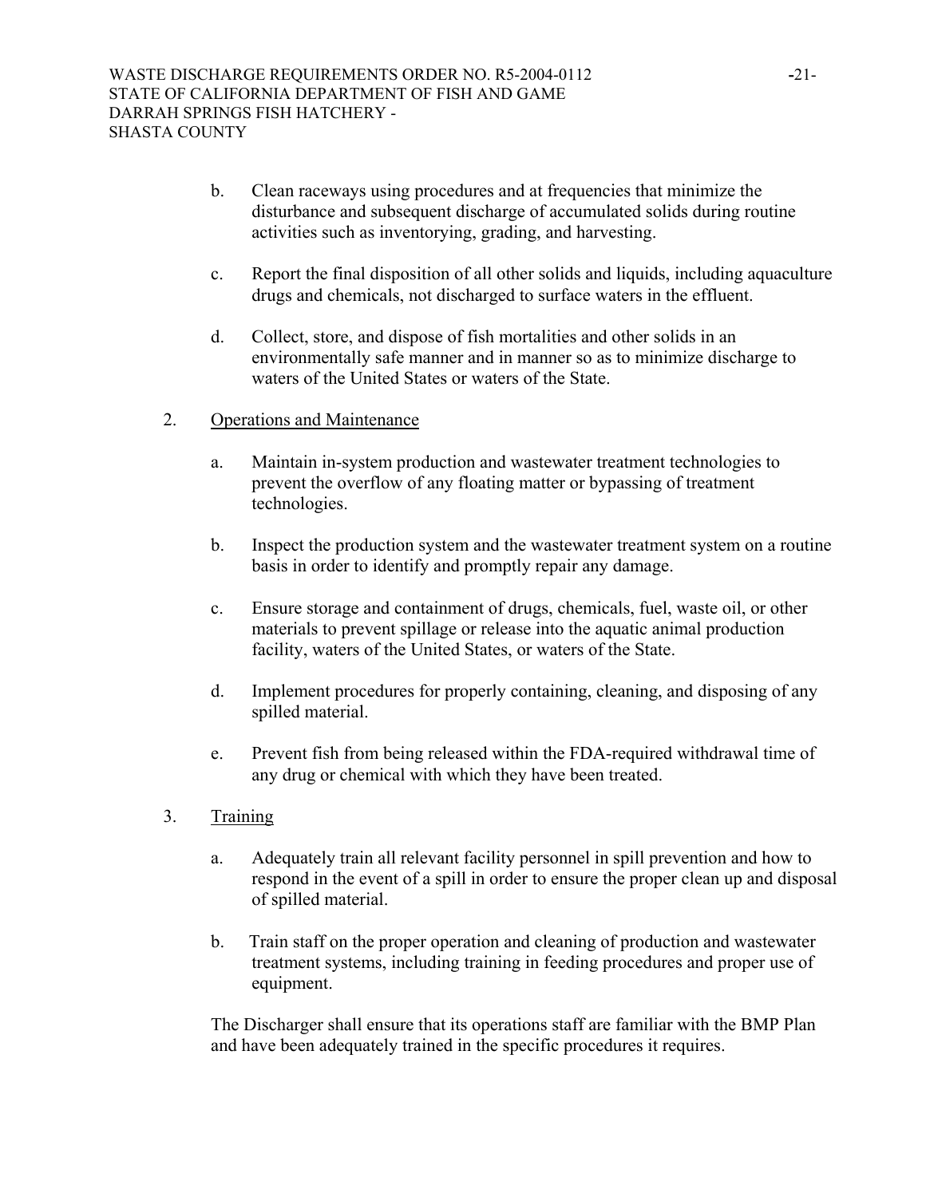b. Clean raceways using procedures and at frequencies that minimize the disturbance and subsequent discharge of accumulated solids during routine activities such as inventorying, grading, and harvesting.

c. Report the final disposition of all other solids and liquids, including aquaculture drugs and chemicals, not discharged to surface waters in the effluent.

d. Collect, store, and dispose of fish mortalities and other solids in an environmentally safe manner and in manner so as to minimize discharge to waters of the United States or waters of the State.

2. <u>Operations and Maintenance</u>

   a. Maintain in-system production and wastewater treatment technologies to prevent the overflow of any floating matter or bypassing of treatment technologies.

   b. Inspect the production system and the wastewater treatment system on a routine basis in order to identify and promptly repair any damage.

   c. Ensure storage and containment of drugs, chemicals, fuel, waste oil, or other materials to prevent spillage or release into the aquatic animal production facility, waters of the United States, or waters of the State.

   d. Implement procedures for properly containing, cleaning, and disposing of any spilled material.

   e. Prevent fish from being released within the FDA-required withdrawal time of any drug or chemical with which they have been treated.

3. <u>Training</u>

   a. Adequately train all relevant facility personnel in spill prevention and how to respond in the event of a spill in order to ensure the proper clean up and disposal of spilled material.

   b. Train staff on the proper operation and cleaning of production and wastewater treatment systems, including training in feeding procedures and proper use of equipment.

The Discharger shall ensure that its operations staff are familiar with the BMP Plan and have been adequately trained in the specific procedures it requires.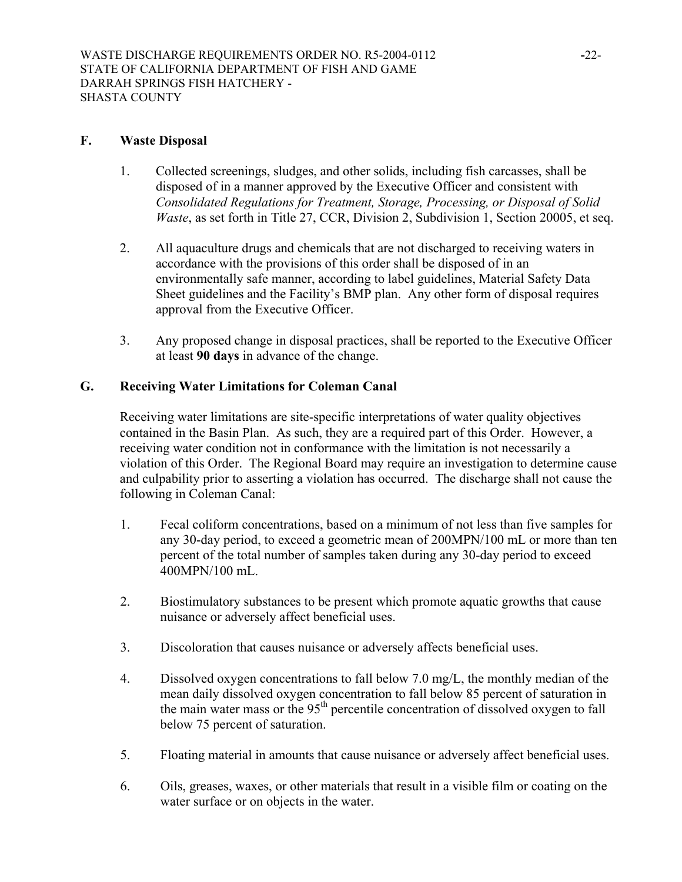## F. Waste Disposal

1. Collected screenings, sludges, and other solids, including fish carcasses, shall be disposed of in a manner approved by the Executive Officer and consistent with *Consolidated Regulations for Treatment, Storage, Processing, or Disposal of Solid Waste*, as set forth in Title 27, CCR, Division 2, Subdivision 1, Section 20005, et seq.

2. All aquaculture drugs and chemicals that are not discharged to receiving waters in accordance with the provisions of this order shall be disposed of in an environmentally safe manner, according to label guidelines, Material Safety Data Sheet guidelines and the Facility's BMP plan. Any other form of disposal requires approval from the Executive Officer.

3. Any proposed change in disposal practices, shall be reported to the Executive Officer at least **90 days** in advance of the change.

## G. Receiving Water Limitations for Coleman Canal

Receiving water limitations are site-specific interpretations of water quality objectives contained in the Basin Plan. As such, they are a required part of this Order. However, a receiving water condition not in conformance with the limitation is not necessarily a violation of this Order. The Regional Board may require an investigation to determine cause and culpability prior to asserting a violation has occurred. The discharge shall not cause the following in Coleman Canal:

1. Fecal coliform concentrations, based on a minimum of not less than five samples for any 30-day period, to exceed a geometric mean of 200MPN/100 mL or more than ten percent of the total number of samples taken during any 30-day period to exceed 400MPN/100 mL.

2. Biostimulatory substances to be present which promote aquatic growths that cause nuisance or adversely affect beneficial uses.

3. Discoloration that causes nuisance or adversely affects beneficial uses.

4. Dissolved oxygen concentrations to fall below 7.0 mg/L, the monthly median of the mean daily dissolved oxygen concentration to fall below 85 percent of saturation in the main water mass or the 95$^{th}$ percentile concentration of dissolved oxygen to fall below 75 percent of saturation.

5. Floating material in amounts that cause nuisance or adversely affect beneficial uses.

6. Oils, greases, waxes, or other materials that result in a visible film or coating on the water surface or on objects in the water.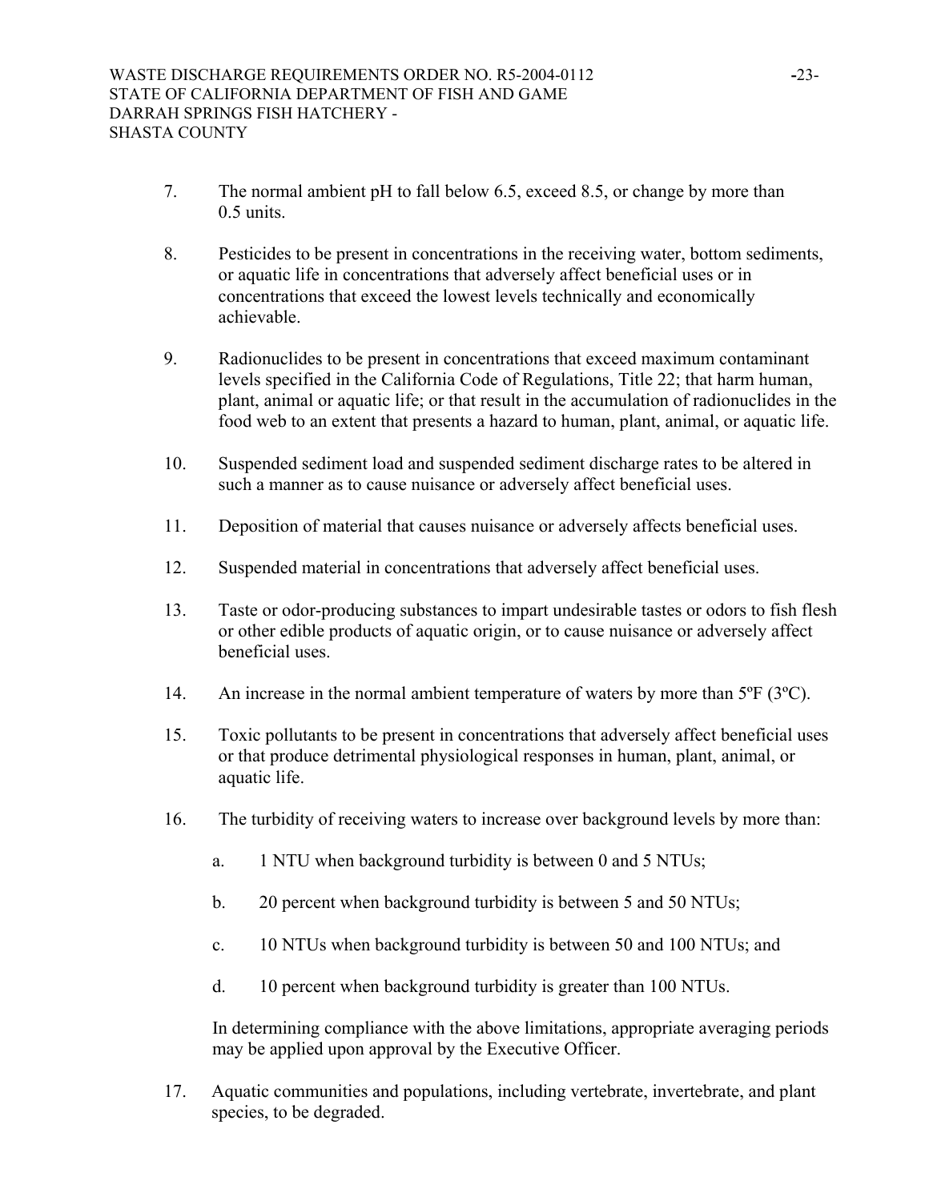7. The normal ambient pH to fall below 6.5, exceed 8.5, or change by more than 0.5 units.

8. Pesticides to be present in concentrations in the receiving water, bottom sediments, or aquatic life in concentrations that adversely affect beneficial uses or in concentrations that exceed the lowest levels technically and economically achievable.

9. Radionuclides to be present in concentrations that exceed maximum contaminant levels specified in the California Code of Regulations, Title 22; that harm human, plant, animal or aquatic life; or that result in the accumulation of radionuclides in the food web to an extent that presents a hazard to human, plant, animal, or aquatic life.

10. Suspended sediment load and suspended sediment discharge rates to be altered in such a manner as to cause nuisance or adversely affect beneficial uses.

11. Deposition of material that causes nuisance or adversely affects beneficial uses.

12. Suspended material in concentrations that adversely affect beneficial uses.

13. Taste or odor-producing substances to impart undesirable tastes or odors to fish flesh or other edible products of aquatic origin, or to cause nuisance or adversely affect beneficial uses.

14. An increase in the normal ambient temperature of waters by more than 5ºF (3ºC).

15. Toxic pollutants to be present in concentrations that adversely affect beneficial uses or that produce detrimental physiological responses in human, plant, animal, or aquatic life.

16. The turbidity of receiving waters to increase over background levels by more than:

    a. 1 NTU when background turbidity is between 0 and 5 NTUs;

    b. 20 percent when background turbidity is between 5 and 50 NTUs;

    c. 10 NTUs when background turbidity is between 50 and 100 NTUs; and

    d. 10 percent when background turbidity is greater than 100 NTUs.

    In determining compliance with the above limitations, appropriate averaging periods may be applied upon approval by the Executive Officer.

17. Aquatic communities and populations, including vertebrate, invertebrate, and plant species, to be degraded.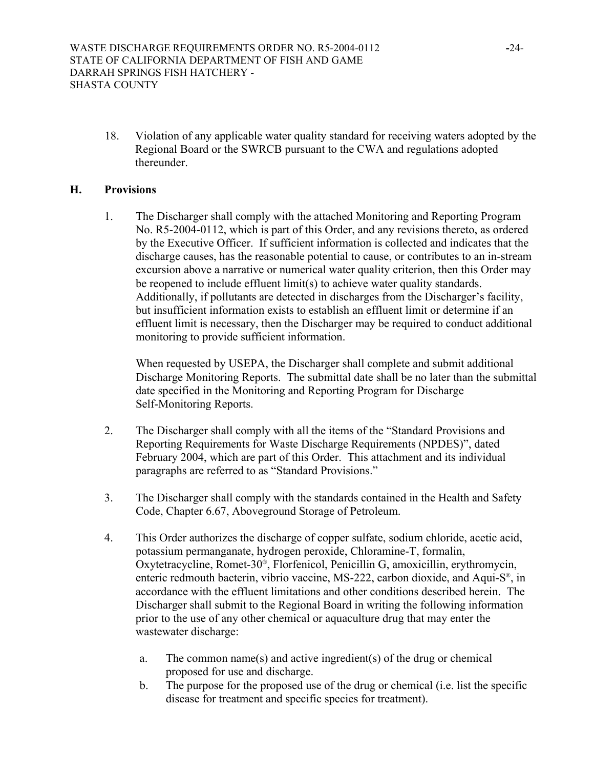18. Violation of any applicable water quality standard for receiving waters adopted by the Regional Board or the SWRCB pursuant to the CWA and regulations adopted thereunder.

## H. Provisions

1. The Discharger shall comply with the attached Monitoring and Reporting Program No. R5-2004-0112, which is part of this Order, and any revisions thereto, as ordered by the Executive Officer. If sufficient information is collected and indicates that the discharge causes, has the reasonable potential to cause, or contributes to an in-stream excursion above a narrative or numerical water quality criterion, then this Order may be reopened to include effluent limit(s) to achieve water quality standards. Additionally, if pollutants are detected in discharges from the Discharger's facility, but insufficient information exists to establish an effluent limit or determine if an effluent limit is necessary, then the Discharger may be required to conduct additional monitoring to provide sufficient information.

   When requested by USEPA, the Discharger shall complete and submit additional Discharge Monitoring Reports. The submittal date shall be no later than the submittal date specified in the Monitoring and Reporting Program for Discharge Self-Monitoring Reports.

2. The Discharger shall comply with all the items of the "Standard Provisions and Reporting Requirements for Waste Discharge Requirements (NPDES)", dated February 2004, which are part of this Order. This attachment and its individual paragraphs are referred to as "Standard Provisions."

3. The Discharger shall comply with the standards contained in the Health and Safety Code, Chapter 6.67, Aboveground Storage of Petroleum.

4. This Order authorizes the discharge of copper sulfate, sodium chloride, acetic acid, potassium permanganate, hydrogen peroxide, Chloramine-T, formalin, Oxytetracycline, Romet-30®, Florfenicol, Penicillin G, amoxicillin, erythromycin, enteric redmouth bacterin, vibrio vaccine, MS-222, carbon dioxide, and Aqui-S®, in accordance with the effluent limitations and other conditions described herein. The Discharger shall submit to the Regional Board in writing the following information prior to the use of any other chemical or aquaculture drug that may enter the wastewater discharge:

   a. The common name(s) and active ingredient(s) of the drug or chemical proposed for use and discharge.
   b. The purpose for the proposed use of the drug or chemical (i.e. list the specific disease for treatment and specific species for treatment).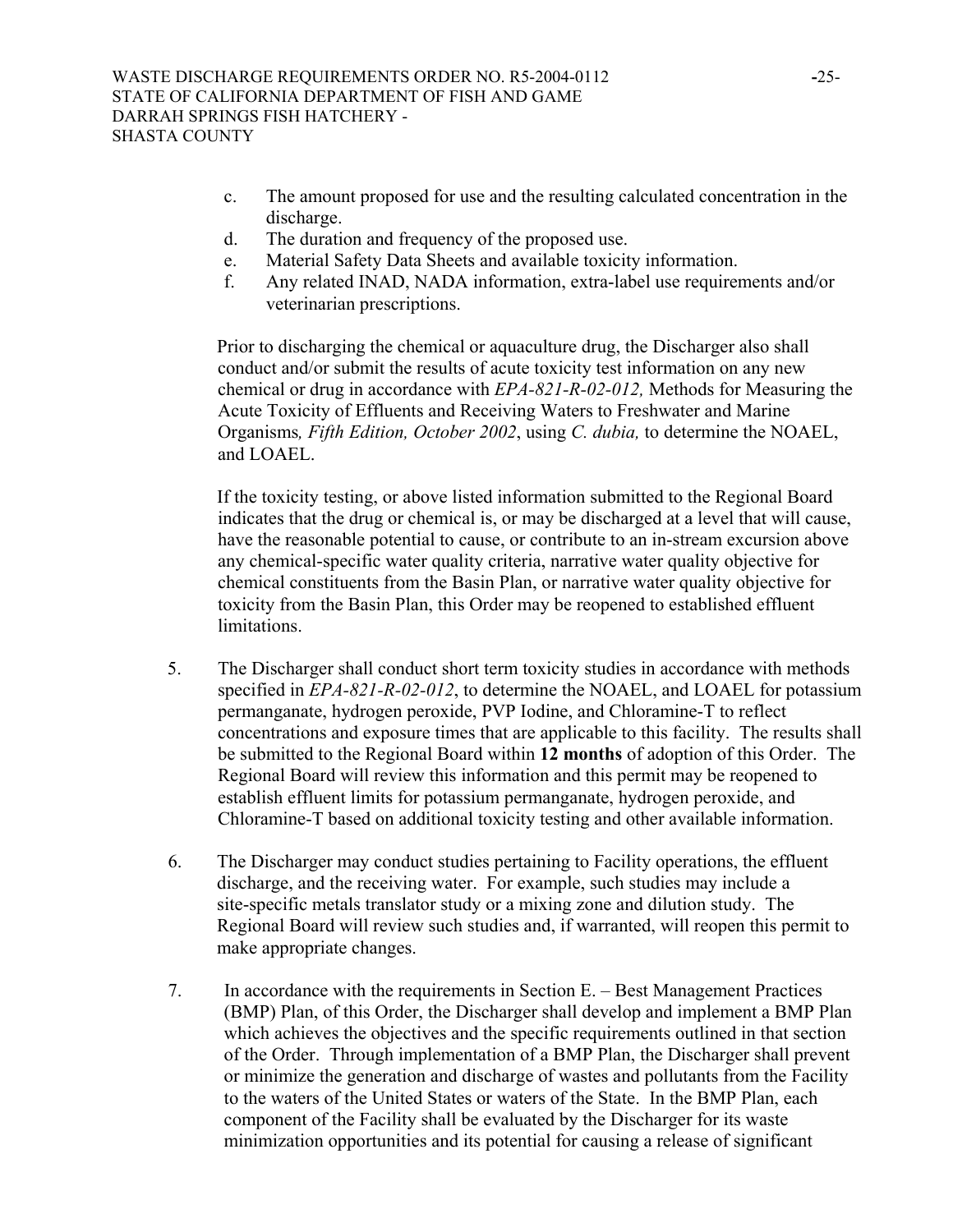c. The amount proposed for use and the resulting calculated concentration in the discharge.
d. The duration and frequency of the proposed use.
e. Material Safety Data Sheets and available toxicity information.
f. Any related INAD, NADA information, extra-label use requirements and/or veterinarian prescriptions.

Prior to discharging the chemical or aquaculture drug, the Discharger also shall conduct and/or submit the results of acute toxicity test information on any new chemical or drug in accordance with *EPA-821-R-02-012,* Methods for Measuring the Acute Toxicity of Effluents and Receiving Waters to Freshwater and Marine Organisms*, Fifth Edition, October 2002*, using *C. dubia,* to determine the NOAEL, and LOAEL.

If the toxicity testing, or above listed information submitted to the Regional Board indicates that the drug or chemical is, or may be discharged at a level that will cause, have the reasonable potential to cause, or contribute to an in-stream excursion above any chemical-specific water quality criteria, narrative water quality objective for chemical constituents from the Basin Plan, or narrative water quality objective for toxicity from the Basin Plan, this Order may be reopened to established effluent limitations.

5. The Discharger shall conduct short term toxicity studies in accordance with methods specified in *EPA-821-R-02-012*, to determine the NOAEL, and LOAEL for potassium permanganate, hydrogen peroxide, PVP Iodine, and Chloramine-T to reflect concentrations and exposure times that are applicable to this facility. The results shall be submitted to the Regional Board within **12 months** of adoption of this Order. The Regional Board will review this information and this permit may be reopened to establish effluent limits for potassium permanganate, hydrogen peroxide, and Chloramine-T based on additional toxicity testing and other available information.

6. The Discharger may conduct studies pertaining to Facility operations, the effluent discharge, and the receiving water. For example, such studies may include a site-specific metals translator study or a mixing zone and dilution study. The Regional Board will review such studies and, if warranted, will reopen this permit to make appropriate changes.

7. In accordance with the requirements in Section E. – Best Management Practices (BMP) Plan, of this Order, the Discharger shall develop and implement a BMP Plan which achieves the objectives and the specific requirements outlined in that section of the Order. Through implementation of a BMP Plan, the Discharger shall prevent or minimize the generation and discharge of wastes and pollutants from the Facility to the waters of the United States or waters of the State. In the BMP Plan, each component of the Facility shall be evaluated by the Discharger for its waste minimization opportunities and its potential for causing a release of significant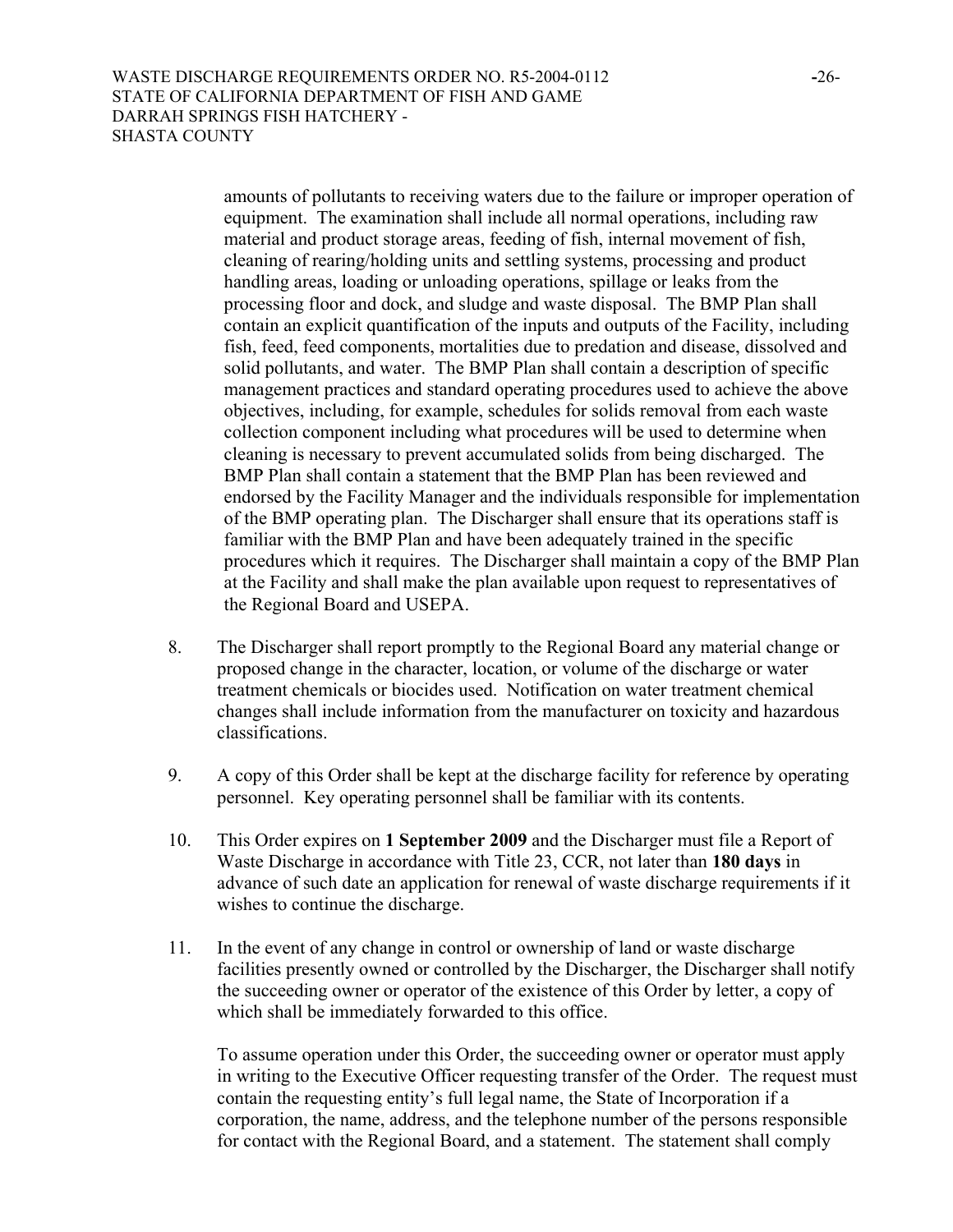amounts of pollutants to receiving waters due to the failure or improper operation of equipment. The examination shall include all normal operations, including raw material and product storage areas, feeding of fish, internal movement of fish, cleaning of rearing/holding units and settling systems, processing and product handling areas, loading or unloading operations, spillage or leaks from the processing floor and dock, and sludge and waste disposal. The BMP Plan shall contain an explicit quantification of the inputs and outputs of the Facility, including fish, feed, feed components, mortalities due to predation and disease, dissolved and solid pollutants, and water. The BMP Plan shall contain a description of specific management practices and standard operating procedures used to achieve the above objectives, including, for example, schedules for solids removal from each waste collection component including what procedures will be used to determine when cleaning is necessary to prevent accumulated solids from being discharged. The BMP Plan shall contain a statement that the BMP Plan has been reviewed and endorsed by the Facility Manager and the individuals responsible for implementation of the BMP operating plan. The Discharger shall ensure that its operations staff is familiar with the BMP Plan and have been adequately trained in the specific procedures which it requires. The Discharger shall maintain a copy of the BMP Plan at the Facility and shall make the plan available upon request to representatives of the Regional Board and USEPA.

8. The Discharger shall report promptly to the Regional Board any material change or proposed change in the character, location, or volume of the discharge or water treatment chemicals or biocides used. Notification on water treatment chemical changes shall include information from the manufacturer on toxicity and hazardous classifications.

9. A copy of this Order shall be kept at the discharge facility for reference by operating personnel. Key operating personnel shall be familiar with its contents.

10. This Order expires on **1 September 2009** and the Discharger must file a Report of Waste Discharge in accordance with Title 23, CCR, not later than **180 days** in advance of such date an application for renewal of waste discharge requirements if it wishes to continue the discharge.

11. In the event of any change in control or ownership of land or waste discharge facilities presently owned or controlled by the Discharger, the Discharger shall notify the succeeding owner or operator of the existence of this Order by letter, a copy of which shall be immediately forwarded to this office.

    To assume operation under this Order, the succeeding owner or operator must apply in writing to the Executive Officer requesting transfer of the Order. The request must contain the requesting entity's full legal name, the State of Incorporation if a corporation, the name, address, and the telephone number of the persons responsible for contact with the Regional Board, and a statement. The statement shall comply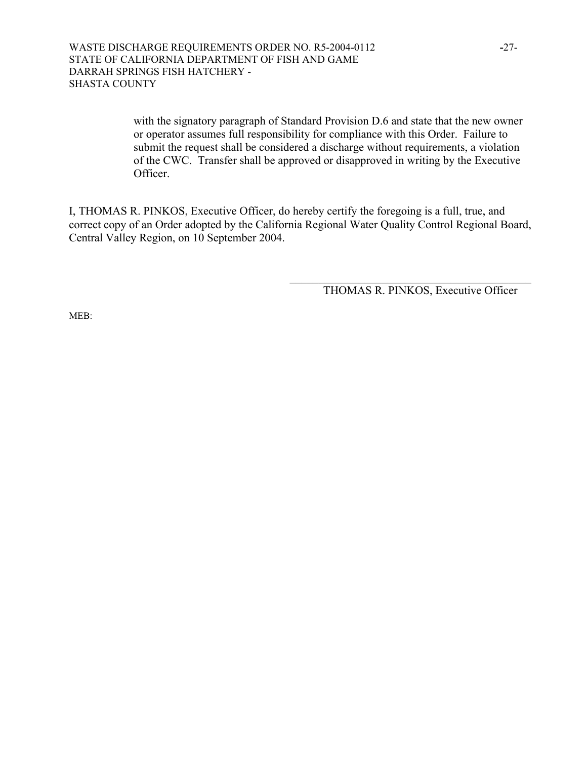with the signatory paragraph of Standard Provision D.6 and state that the new owner or operator assumes full responsibility for compliance with this Order. Failure to submit the request shall be considered a discharge without requirements, a violation of the CWC. Transfer shall be approved or disapproved in writing by the Executive Officer.

I, THOMAS R. PINKOS, Executive Officer, do hereby certify the foregoing is a full, true, and correct copy of an Order adopted by the California Regional Water Quality Control Regional Board, Central Valley Region, on 10 September 2004.

\_\_\_\_\_\_\_\_\_\_\_\_\_\_\_\_\_\_\_\_\_\_\_\_\_\_\_\_\_\_\_\_\_\_\_\_\_\_\_\_

THOMAS R. PINKOS, Executive Officer

MEB: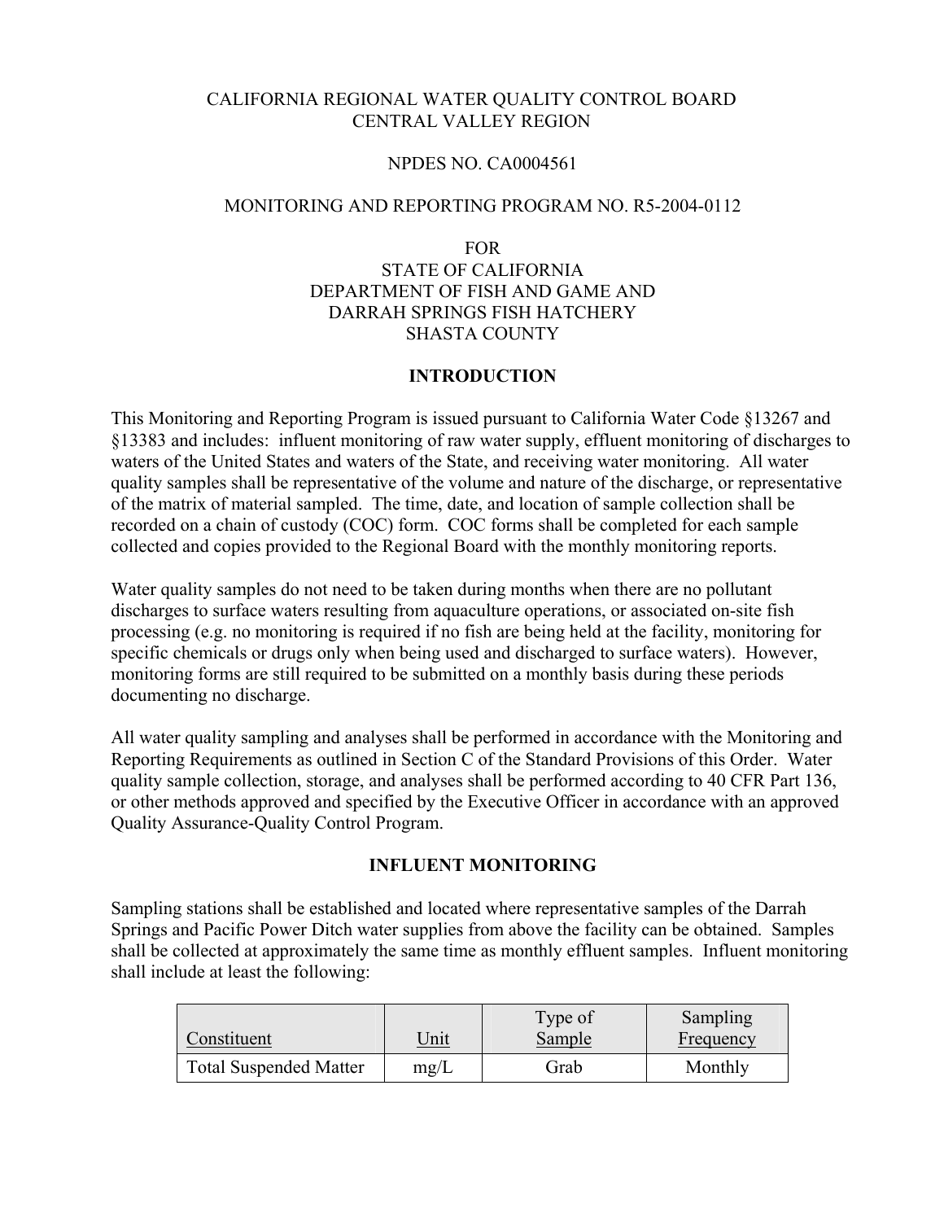CALIFORNIA REGIONAL WATER QUALITY CONTROL BOARD
CENTRAL VALLEY REGION

NPDES NO. CA0004561

MONITORING AND REPORTING PROGRAM NO. R5-2004-0112

FOR
STATE OF CALIFORNIA
DEPARTMENT OF FISH AND GAME AND
DARRAH SPRINGS FISH HATCHERY
SHASTA COUNTY

## INTRODUCTION

This Monitoring and Reporting Program is issued pursuant to California Water Code §13267 and §13383 and includes: influent monitoring of raw water supply, effluent monitoring of discharges to waters of the United States and waters of the State, and receiving water monitoring. All water quality samples shall be representative of the volume and nature of the discharge, or representative of the matrix of material sampled. The time, date, and location of sample collection shall be recorded on a chain of custody (COC) form. COC forms shall be completed for each sample collected and copies provided to the Regional Board with the monthly monitoring reports.

Water quality samples do not need to be taken during months when there are no pollutant discharges to surface waters resulting from aquaculture operations, or associated on-site fish processing (e.g. no monitoring is required if no fish are being held at the facility, monitoring for specific chemicals or drugs only when being used and discharged to surface waters). However, monitoring forms are still required to be submitted on a monthly basis during these periods documenting no discharge.

All water quality sampling and analyses shall be performed in accordance with the Monitoring and Reporting Requirements as outlined in Section C of the Standard Provisions of this Order. Water quality sample collection, storage, and analyses shall be performed according to 40 CFR Part 136, or other methods approved and specified by the Executive Officer in accordance with an approved Quality Assurance-Quality Control Program.

## INFLUENT MONITORING

Sampling stations shall be established and located where representative samples of the Darrah Springs and Pacific Power Ditch water supplies from above the facility can be obtained. Samples shall be collected at approximately the same time as monthly effluent samples. Influent monitoring shall include at least the following:

| Constituent | Unit | Type of Sample | Sampling Frequency |
|---|---|---|---|
| Total Suspended Matter | mg/L | Grab | Monthly |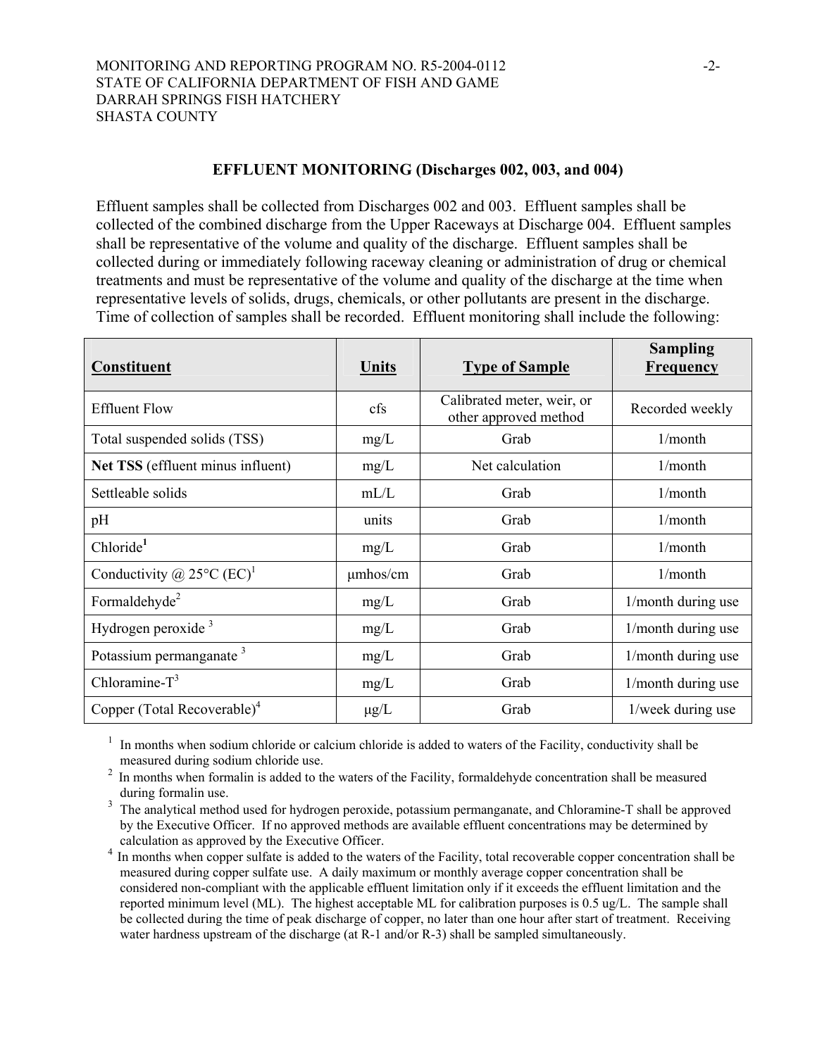## EFFLUENT MONITORING (Discharges 002, 003, and 004)

Effluent samples shall be collected from Discharges 002 and 003. Effluent samples shall be collected of the combined discharge from the Upper Raceways at Discharge 004. Effluent samples shall be representative of the volume and quality of the discharge. Effluent samples shall be collected during or immediately following raceway cleaning or administration of drug or chemical treatments and must be representative of the volume and quality of the discharge at the time when representative levels of solids, drugs, chemicals, or other pollutants are present in the discharge. Time of collection of samples shall be recorded. Effluent monitoring shall include the following:

| Constituent | Units | Type of Sample | Sampling Frequency |
|---|---|---|---|
| Effluent Flow | cfs | Calibrated meter, weir, or other approved method | Recorded weekly |
| Total suspended solids (TSS) | mg/L | Grab | 1/month |
| **Net TSS** (effluent minus influent) | mg/L | Net calculation | 1/month |
| Settleable solids | mL/L | Grab | 1/month |
| pH | units | Grab | 1/month |
| Chloride[1] | mg/L | Grab | 1/month |
| Conductivity @ 25°C (EC)[1] | µmhos/cm | Grab | 1/month |
| Formaldehyde[2] | mg/L | Grab | 1/month during use |
| Hydrogen peroxide [3] | mg/L | Grab | 1/month during use |
| Potassium permanganate [3] | mg/L | Grab | 1/month during use |
| Chloramine-T[3] | mg/L | Grab | 1/month during use |
| Copper (Total Recoverable)[4] | µg/L | Grab | 1/week during use |

[1] In months when sodium chloride or calcium chloride is added to waters of the Facility, conductivity shall be measured during sodium chloride use.

[2] In months when formalin is added to the waters of the Facility, formaldehyde concentration shall be measured during formalin use.

[3] The analytical method used for hydrogen peroxide, potassium permanganate, and Chloramine-T shall be approved by the Executive Officer. If no approved methods are available effluent concentrations may be determined by calculation as approved by the Executive Officer.

[4] In months when copper sulfate is added to the waters of the Facility, total recoverable copper concentration shall be measured during copper sulfate use. A daily maximum or monthly average copper concentration shall be considered non-compliant with the applicable effluent limitation only if it exceeds the effluent limitation and the reported minimum level (ML). The highest acceptable ML for calibration purposes is 0.5 ug/L. The sample shall be collected during the time of peak discharge of copper, no later than one hour after start of treatment. Receiving water hardness upstream of the discharge (at R-1 and/or R-3) shall be sampled simultaneously.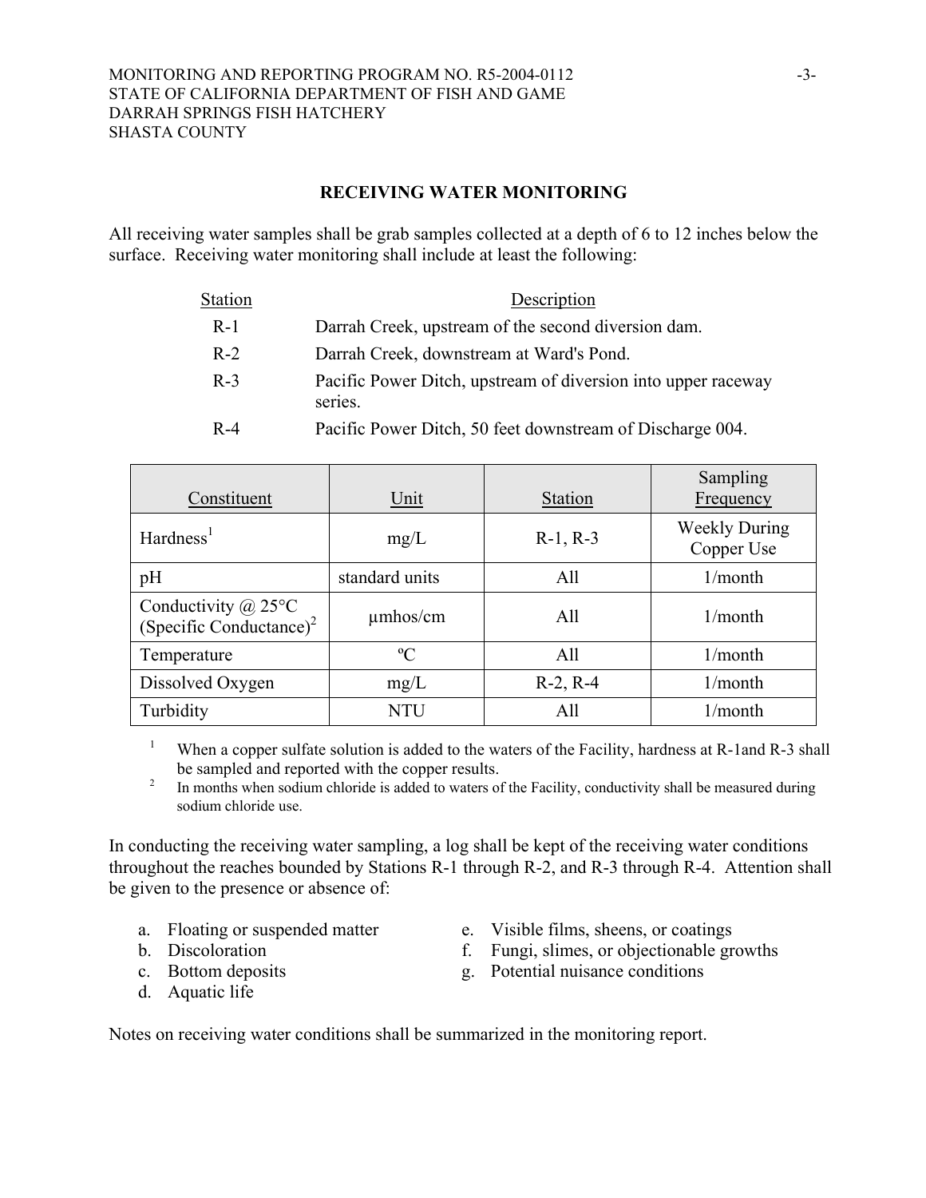## RECEIVING WATER MONITORING

All receiving water samples shall be grab samples collected at a depth of 6 to 12 inches below the surface. Receiving water monitoring shall include at least the following:

| Station | Description |
|---|---|
| R-1 | Darrah Creek, upstream of the second diversion dam. |
| R-2 | Darrah Creek, downstream at Ward's Pond. |
| R-3 | Pacific Power Ditch, upstream of diversion into upper raceway series. |
| R-4 | Pacific Power Ditch, 50 feet downstream of Discharge 004. |

| Constituent | Unit | Station | Sampling Frequency |
|---|---|---|---|
| Hardness[1] | mg/L | R-1, R-3 | Weekly During Copper Use |
| pH | standard units | All | 1/month |
| Conductivity @ 25°C (Specific Conductance)[2] | µmhos/cm | All | 1/month |
| Temperature | ºC | All | 1/month |
| Dissolved Oxygen | mg/L | R-2, R-4 | 1/month |
| Turbidity | NTU | All | 1/month |

[1] When a copper sulfate solution is added to the waters of the Facility, hardness at R-1and R-3 shall be sampled and reported with the copper results.

[2] In months when sodium chloride is added to waters of the Facility, conductivity shall be measured during sodium chloride use.

In conducting the receiving water sampling, a log shall be kept of the receiving water conditions throughout the reaches bounded by Stations R-1 through R-2, and R-3 through R-4. Attention shall be given to the presence or absence of:

a. Floating or suspended matter
b. Discoloration
c. Bottom deposits
d. Aquatic life
e. Visible films, sheens, or coatings
f. Fungi, slimes, or objectionable growths
g. Potential nuisance conditions

Notes on receiving water conditions shall be summarized in the monitoring report.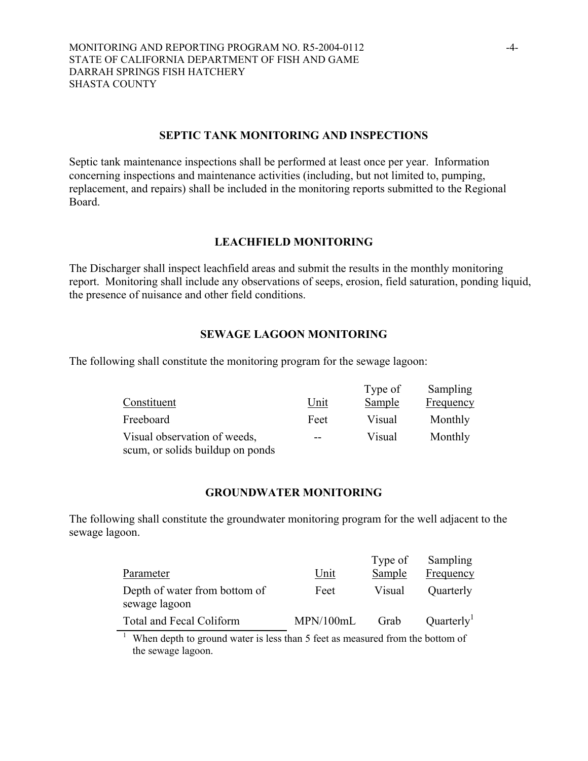## SEPTIC TANK MONITORING AND INSPECTIONS

Septic tank maintenance inspections shall be performed at least once per year. Information concerning inspections and maintenance activities (including, but not limited to, pumping, replacement, and repairs) shall be included in the monitoring reports submitted to the Regional Board.

## LEACHFIELD MONITORING

The Discharger shall inspect leachfield areas and submit the results in the monthly monitoring report. Monitoring shall include any observations of seeps, erosion, field saturation, ponding liquid, the presence of nuisance and other field conditions.

## SEWAGE LAGOON MONITORING

The following shall constitute the monitoring program for the sewage lagoon:

| Constituent | Unit | Type of Sample | Sampling Frequency |
|---|---|---|---|
| Freeboard | Feet | Visual | Monthly |
| Visual observation of weeds, scum, or solids buildup on ponds | -- | Visual | Monthly |

## GROUNDWATER MONITORING

The following shall constitute the groundwater monitoring program for the well adjacent to the sewage lagoon.

| Parameter | Unit | Type of Sample | Sampling Frequency |
|---|---|---|---|
| Depth of water from bottom of sewage lagoon | Feet | Visual | Quarterly |
| Total and Fecal Coliform | MPN/100mL | Grab | Quarterly[1] |

[1] When depth to ground water is less than 5 feet as measured from the bottom of the sewage lagoon.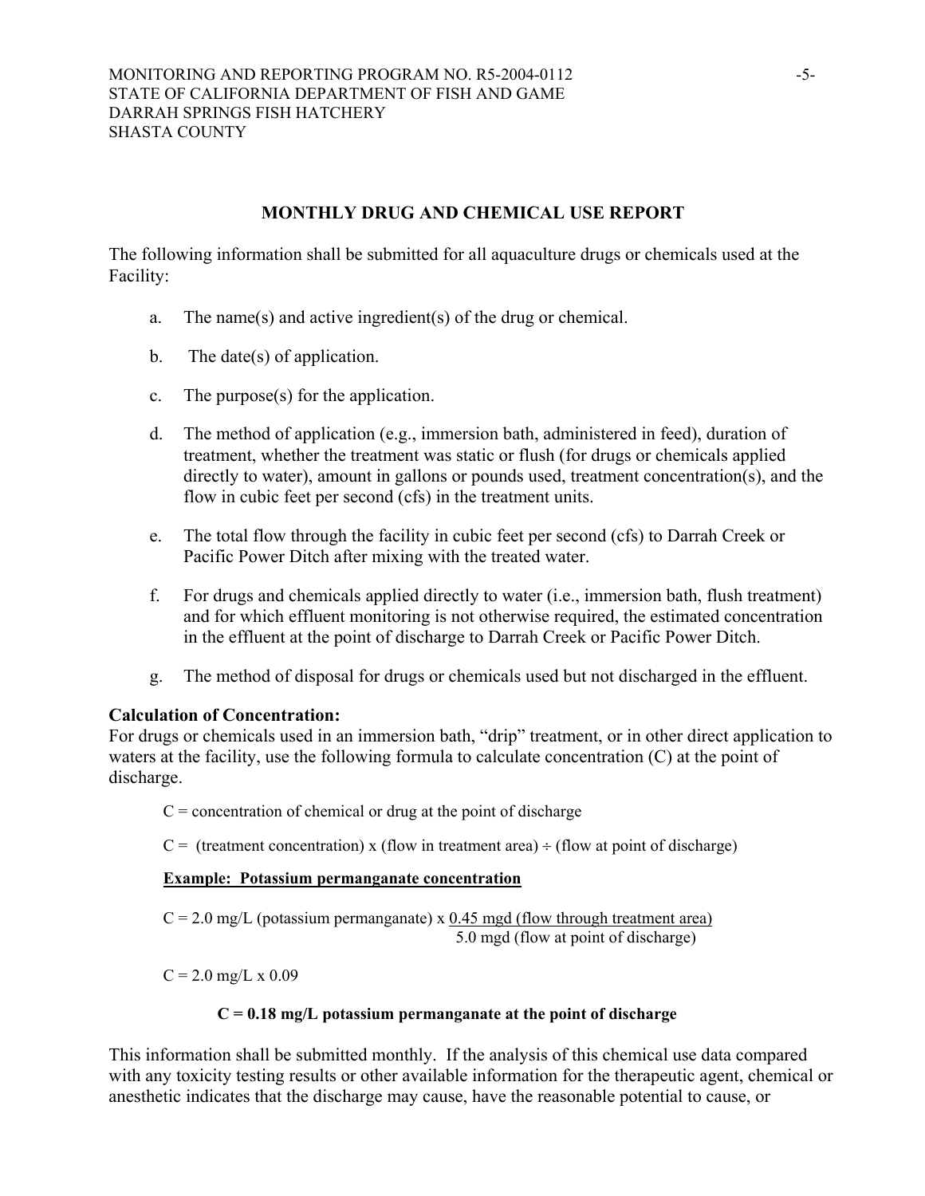## MONTHLY DRUG AND CHEMICAL USE REPORT

The following information shall be submitted for all aquaculture drugs or chemicals used at the Facility:

a. The name(s) and active ingredient(s) of the drug or chemical.

b. The date(s) of application.

c. The purpose(s) for the application.

d. The method of application (e.g., immersion bath, administered in feed), duration of treatment, whether the treatment was static or flush (for drugs or chemicals applied directly to water), amount in gallons or pounds used, treatment concentration(s), and the flow in cubic feet per second (cfs) in the treatment units.

e. The total flow through the facility in cubic feet per second (cfs) to Darrah Creek or Pacific Power Ditch after mixing with the treated water.

f. For drugs and chemicals applied directly to water (i.e., immersion bath, flush treatment) and for which effluent monitoring is not otherwise required, the estimated concentration in the effluent at the point of discharge to Darrah Creek or Pacific Power Ditch.

g. The method of disposal for drugs or chemicals used but not discharged in the effluent.

**Calculation of Concentration:**
For drugs or chemicals used in an immersion bath, "drip" treatment, or in other direct application to waters at the facility, use the following formula to calculate concentration (C) at the point of discharge.

C = concentration of chemical or drug at the point of discharge

C = (treatment concentration) x (flow in treatment area) ÷ (flow at point of discharge)

**Example: Potassium permanganate concentration**

$$C = 2.0 \text{ mg/L (potassium permanganate)} \times \frac{0.45 \text{ mgd (flow through treatment area)}}{5.0 \text{ mgd (flow at point of discharge)}}$$

C = 2.0 mg/L x 0.09

**C = 0.18 mg/L potassium permanganate at the point of discharge**

This information shall be submitted monthly. If the analysis of this chemical use data compared with any toxicity testing results or other available information for the therapeutic agent, chemical or anesthetic indicates that the discharge may cause, have the reasonable potential to cause, or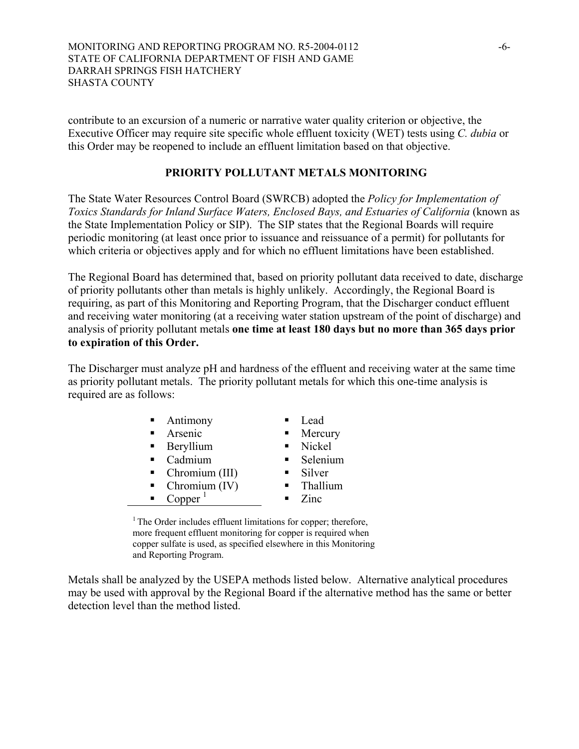contribute to an excursion of a numeric or narrative water quality criterion or objective, the Executive Officer may require site specific whole effluent toxicity (WET) tests using *C. dubia* or this Order may be reopened to include an effluent limitation based on that objective.

## PRIORITY POLLUTANT METALS MONITORING

The State Water Resources Control Board (SWRCB) adopted the *Policy for Implementation of Toxics Standards for Inland Surface Waters, Enclosed Bays, and Estuaries of California* (known as the State Implementation Policy or SIP). The SIP states that the Regional Boards will require periodic monitoring (at least once prior to issuance and reissuance of a permit) for pollutants for which criteria or objectives apply and for which no effluent limitations have been established.

The Regional Board has determined that, based on priority pollutant data received to date, discharge of priority pollutants other than metals is highly unlikely. Accordingly, the Regional Board is requiring, as part of this Monitoring and Reporting Program, that the Discharger conduct effluent and receiving water monitoring (at a receiving water station upstream of the point of discharge) and analysis of priority pollutant metals **one time at least 180 days but no more than 365 days prior to expiration of this Order.**

The Discharger must analyze pH and hardness of the effluent and receiving water at the same time as priority pollutant metals. The priority pollutant metals for which this one-time analysis is required are as follows:

- Antimony
- Arsenic
- Beryllium
- Cadmium
- Chromium (III)
- Chromium (IV)
- Copper [1]
- Lead
- Mercury
- Nickel
- Selenium
- Silver
- Thallium
- Zinc

[1] The Order includes effluent limitations for copper; therefore, more frequent effluent monitoring for copper is required when copper sulfate is used, as specified elsewhere in this Monitoring and Reporting Program.

Metals shall be analyzed by the USEPA methods listed below. Alternative analytical procedures may be used with approval by the Regional Board if the alternative method has the same or better detection level than the method listed.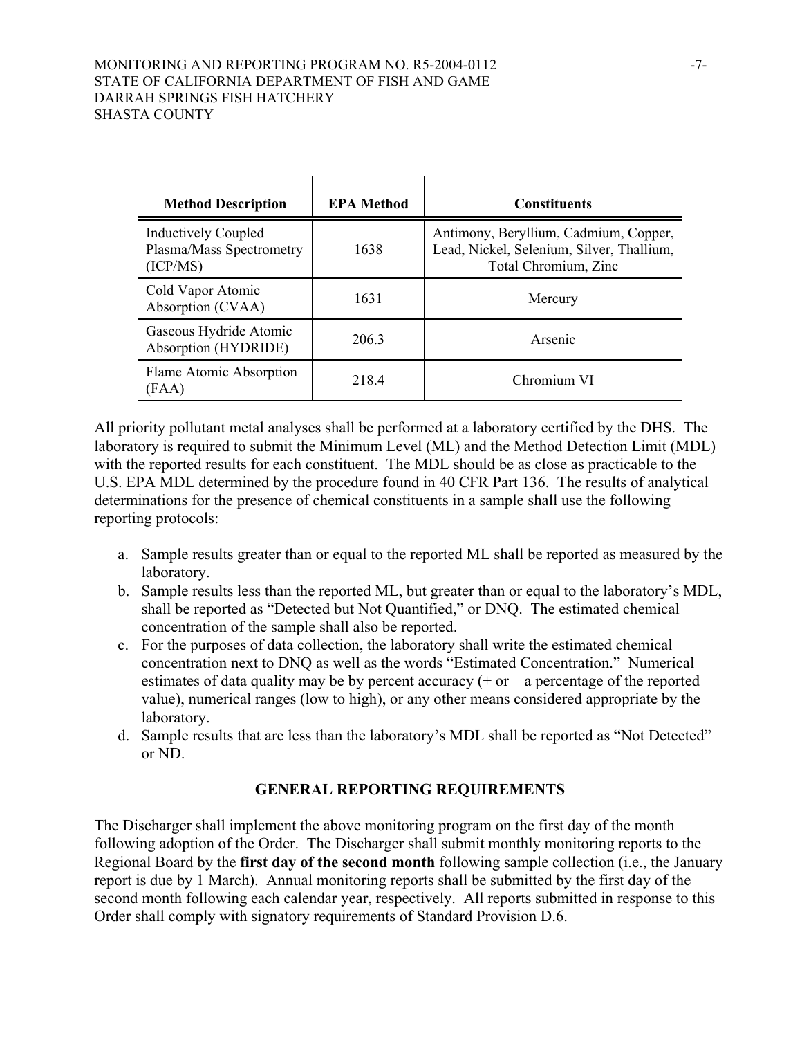| Method Description | EPA Method | Constituents |
|---|---|---|
| Inductively Coupled Plasma/Mass Spectrometry (ICP/MS) | 1638 | Antimony, Beryllium, Cadmium, Copper, Lead, Nickel, Selenium, Silver, Thallium, Total Chromium, Zinc |
| Cold Vapor Atomic Absorption (CVAA) | 1631 | Mercury |
| Gaseous Hydride Atomic Absorption (HYDRIDE) | 206.3 | Arsenic |
| Flame Atomic Absorption (FAA) | 218.4 | Chromium VI |

All priority pollutant metal analyses shall be performed at a laboratory certified by the DHS. The laboratory is required to submit the Minimum Level (ML) and the Method Detection Limit (MDL) with the reported results for each constituent. The MDL should be as close as practicable to the U.S. EPA MDL determined by the procedure found in 40 CFR Part 136. The results of analytical determinations for the presence of chemical constituents in a sample shall use the following reporting protocols:

a. Sample results greater than or equal to the reported ML shall be reported as measured by the laboratory.
b. Sample results less than the reported ML, but greater than or equal to the laboratory's MDL, shall be reported as "Detected but Not Quantified," or DNQ. The estimated chemical concentration of the sample shall also be reported.
c. For the purposes of data collection, the laboratory shall write the estimated chemical concentration next to DNQ as well as the words "Estimated Concentration." Numerical estimates of data quality may be by percent accuracy (+ or – a percentage of the reported value), numerical ranges (low to high), or any other means considered appropriate by the laboratory.
d. Sample results that are less than the laboratory's MDL shall be reported as "Not Detected" or ND.

## GENERAL REPORTING REQUIREMENTS

The Discharger shall implement the above monitoring program on the first day of the month following adoption of the Order. The Discharger shall submit monthly monitoring reports to the Regional Board by the **first day of the second month** following sample collection (i.e., the January report is due by 1 March). Annual monitoring reports shall be submitted by the first day of the second month following each calendar year, respectively. All reports submitted in response to this Order shall comply with signatory requirements of Standard Provision D.6.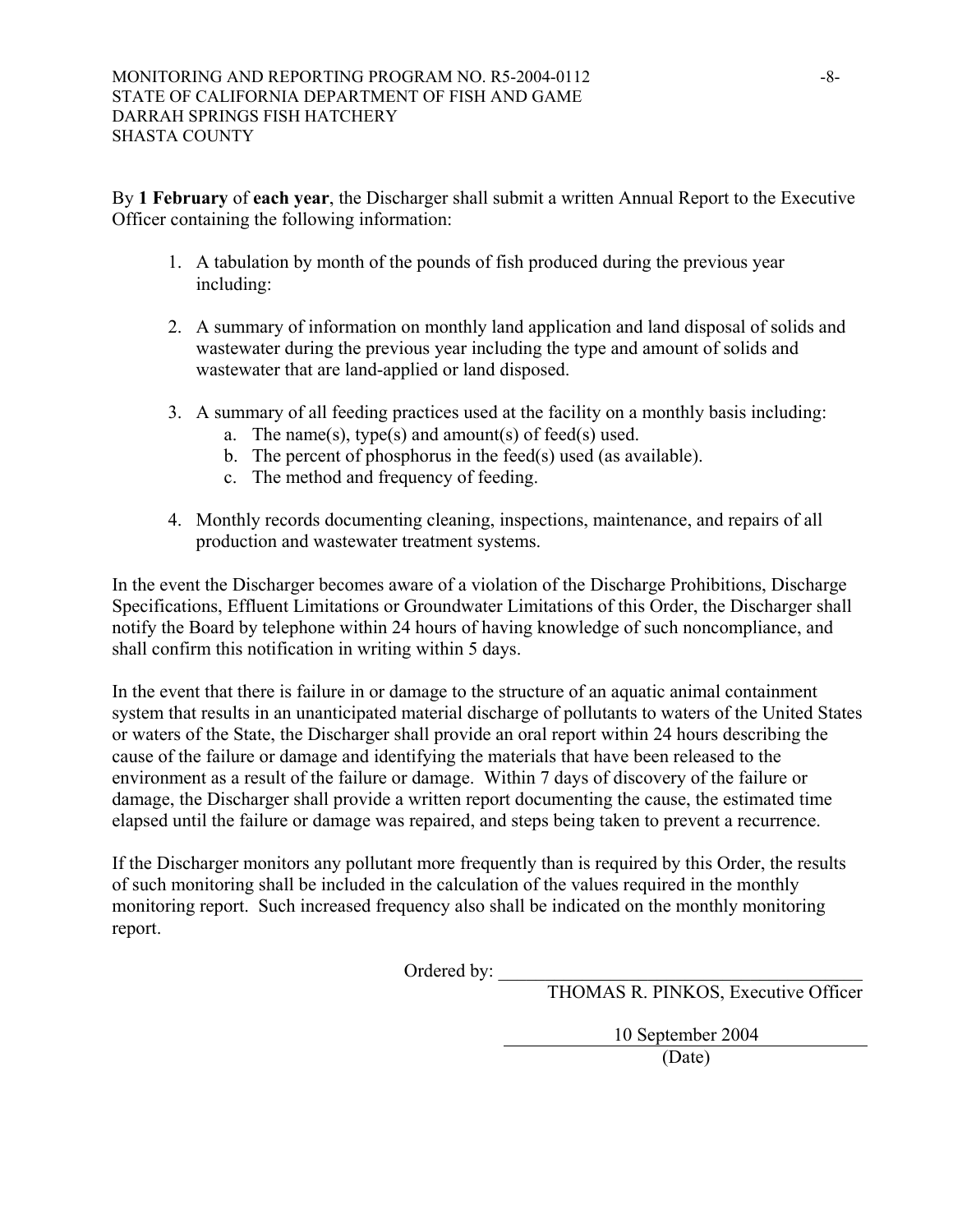By **1 February** of **each year**, the Discharger shall submit a written Annual Report to the Executive Officer containing the following information:

1. A tabulation by month of the pounds of fish produced during the previous year including:

2. A summary of information on monthly land application and land disposal of solids and wastewater during the previous year including the type and amount of solids and wastewater that are land-applied or land disposed.

3. A summary of all feeding practices used at the facility on a monthly basis including:
   a. The name(s), type(s) and amount(s) of feed(s) used.
   b. The percent of phosphorus in the feed(s) used (as available).
   c. The method and frequency of feeding.

4. Monthly records documenting cleaning, inspections, maintenance, and repairs of all production and wastewater treatment systems.

In the event the Discharger becomes aware of a violation of the Discharge Prohibitions, Discharge Specifications, Effluent Limitations or Groundwater Limitations of this Order, the Discharger shall notify the Board by telephone within 24 hours of having knowledge of such noncompliance, and shall confirm this notification in writing within 5 days.

In the event that there is failure in or damage to the structure of an aquatic animal containment system that results in an unanticipated material discharge of pollutants to waters of the United States or waters of the State, the Discharger shall provide an oral report within 24 hours describing the cause of the failure or damage and identifying the materials that have been released to the environment as a result of the failure or damage. Within 7 days of discovery of the failure or damage, the Discharger shall provide a written report documenting the cause, the estimated time elapsed until the failure or damage was repaired, and steps being taken to prevent a recurrence.

If the Discharger monitors any pollutant more frequently than is required by this Order, the results of such monitoring shall be included in the calculation of the values required in the monthly monitoring report. Such increased frequency also shall be indicated on the monthly monitoring report.

Ordered by: \_\_\_\_\_\_\_\_\_\_\_\_\_\_\_\_\_\_\_\_\_\_\_\_\_\_\_\_\_\_\_\_\_\_\_\_\_\_\_\_

THOMAS R. PINKOS, Executive Officer

10 September 2004

(Date)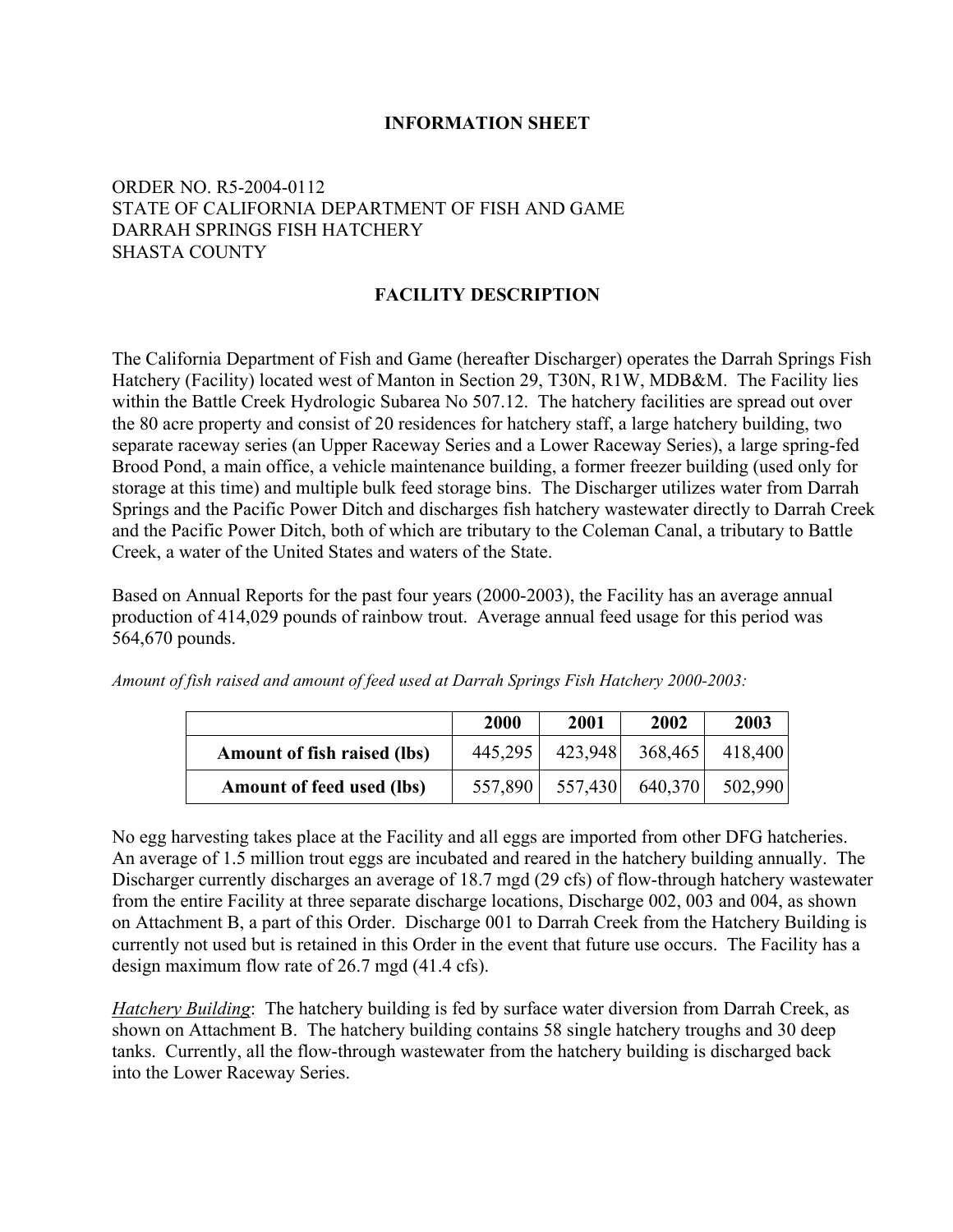# INFORMATION SHEET

ORDER NO. R5-2004-0112
STATE OF CALIFORNIA DEPARTMENT OF FISH AND GAME
DARRAH SPRINGS FISH HATCHERY
SHASTA COUNTY

## FACILITY DESCRIPTION

The California Department of Fish and Game (hereafter Discharger) operates the Darrah Springs Fish Hatchery (Facility) located west of Manton in Section 29, T30N, R1W, MDB&M. The Facility lies within the Battle Creek Hydrologic Subarea No 507.12. The hatchery facilities are spread out over the 80 acre property and consist of 20 residences for hatchery staff, a large hatchery building, two separate raceway series (an Upper Raceway Series and a Lower Raceway Series), a large spring-fed Brood Pond, a main office, a vehicle maintenance building, a former freezer building (used only for storage at this time) and multiple bulk feed storage bins. The Discharger utilizes water from Darrah Springs and the Pacific Power Ditch and discharges fish hatchery wastewater directly to Darrah Creek and the Pacific Power Ditch, both of which are tributary to the Coleman Canal, a tributary to Battle Creek, a water of the United States and waters of the State.

Based on Annual Reports for the past four years (2000-2003), the Facility has an average annual production of 414,029 pounds of rainbow trout. Average annual feed usage for this period was 564,670 pounds.

*Amount of fish raised and amount of feed used at Darrah Springs Fish Hatchery 2000-2003:*

| | 2000 | 2001 | 2002 | 2003 |
|---|---|---|---|---|
| **Amount of fish raised (lbs)** | 445,295 | 423,948 | 368,465 | 418,400 |
| **Amount of feed used (lbs)** | 557,890 | 557,430 | 640,370 | 502,990 |

No egg harvesting takes place at the Facility and all eggs are imported from other DFG hatcheries. An average of 1.5 million trout eggs are incubated and reared in the hatchery building annually. The Discharger currently discharges an average of 18.7 mgd (29 cfs) of flow-through hatchery wastewater from the entire Facility at three separate discharge locations, Discharge 002, 003 and 004, as shown on Attachment B, a part of this Order. Discharge 001 to Darrah Creek from the Hatchery Building is currently not used but is retained in this Order in the event that future use occurs. The Facility has a design maximum flow rate of 26.7 mgd (41.4 cfs).

*Hatchery Building*: The hatchery building is fed by surface water diversion from Darrah Creek, as shown on Attachment B. The hatchery building contains 58 single hatchery troughs and 30 deep tanks. Currently, all the flow-through wastewater from the hatchery building is discharged back into the Lower Raceway Series.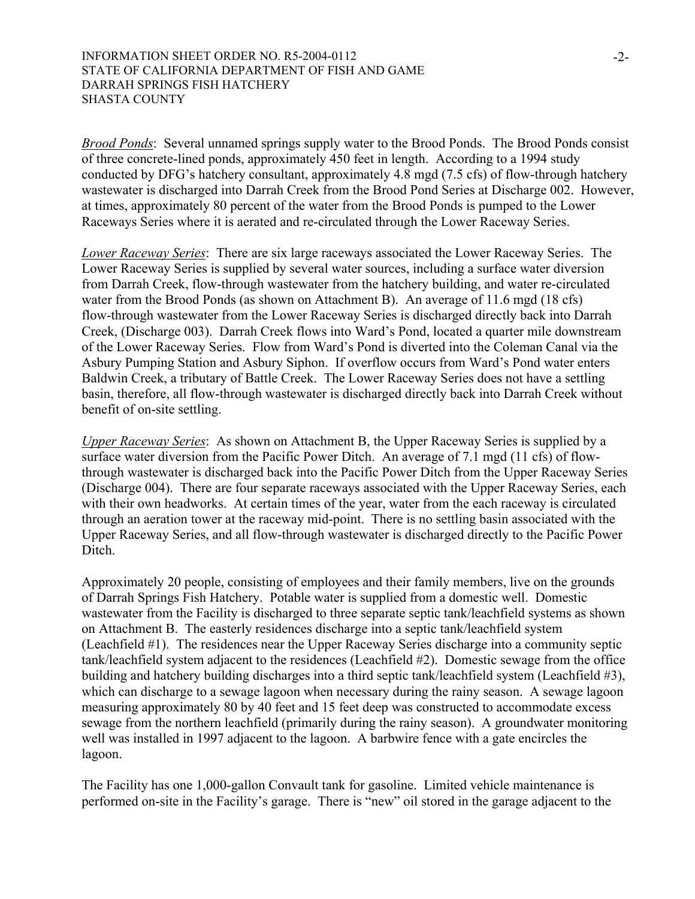*Brood Ponds*: Several unnamed springs supply water to the Brood Ponds. The Brood Ponds consist of three concrete-lined ponds, approximately 450 feet in length. According to a 1994 study conducted by DFG's hatchery consultant, approximately 4.8 mgd (7.5 cfs) of flow-through hatchery wastewater is discharged into Darrah Creek from the Brood Pond Series at Discharge 002. However, at times, approximately 80 percent of the water from the Brood Ponds is pumped to the Lower Raceways Series where it is aerated and re-circulated through the Lower Raceway Series.

*Lower Raceway Series*: There are six large raceways associated the Lower Raceway Series. The Lower Raceway Series is supplied by several water sources, including a surface water diversion from Darrah Creek, flow-through wastewater from the hatchery building, and water re-circulated water from the Brood Ponds (as shown on Attachment B). An average of 11.6 mgd (18 cfs) flow-through wastewater from the Lower Raceway Series is discharged directly back into Darrah Creek, (Discharge 003). Darrah Creek flows into Ward's Pond, located a quarter mile downstream of the Lower Raceway Series. Flow from Ward's Pond is diverted into the Coleman Canal via the Asbury Pumping Station and Asbury Siphon. If overflow occurs from Ward's Pond water enters Baldwin Creek, a tributary of Battle Creek. The Lower Raceway Series does not have a settling basin, therefore, all flow-through wastewater is discharged directly back into Darrah Creek without benefit of on-site settling.

*Upper Raceway Series*: As shown on Attachment B, the Upper Raceway Series is supplied by a surface water diversion from the Pacific Power Ditch. An average of 7.1 mgd (11 cfs) of flow-through wastewater is discharged back into the Pacific Power Ditch from the Upper Raceway Series (Discharge 004). There are four separate raceways associated with the Upper Raceway Series, each with their own headworks. At certain times of the year, water from the each raceway is circulated through an aeration tower at the raceway mid-point. There is no settling basin associated with the Upper Raceway Series, and all flow-through wastewater is discharged directly to the Pacific Power Ditch.

Approximately 20 people, consisting of employees and their family members, live on the grounds of Darrah Springs Fish Hatchery. Potable water is supplied from a domestic well. Domestic wastewater from the Facility is discharged to three separate septic tank/leachfield systems as shown on Attachment B. The easterly residences discharge into a septic tank/leachfield system (Leachfield #1). The residences near the Upper Raceway Series discharge into a community septic tank/leachfield system adjacent to the residences (Leachfield #2). Domestic sewage from the office building and hatchery building discharges into a third septic tank/leachfield system (Leachfield #3), which can discharge to a sewage lagoon when necessary during the rainy season. A sewage lagoon measuring approximately 80 by 40 feet and 15 feet deep was constructed to accommodate excess sewage from the northern leachfield (primarily during the rainy season). A groundwater monitoring well was installed in 1997 adjacent to the lagoon. A barbwire fence with a gate encircles the lagoon.

The Facility has one 1,000-gallon Convault tank for gasoline. Limited vehicle maintenance is performed on-site in the Facility's garage. There is "new" oil stored in the garage adjacent to the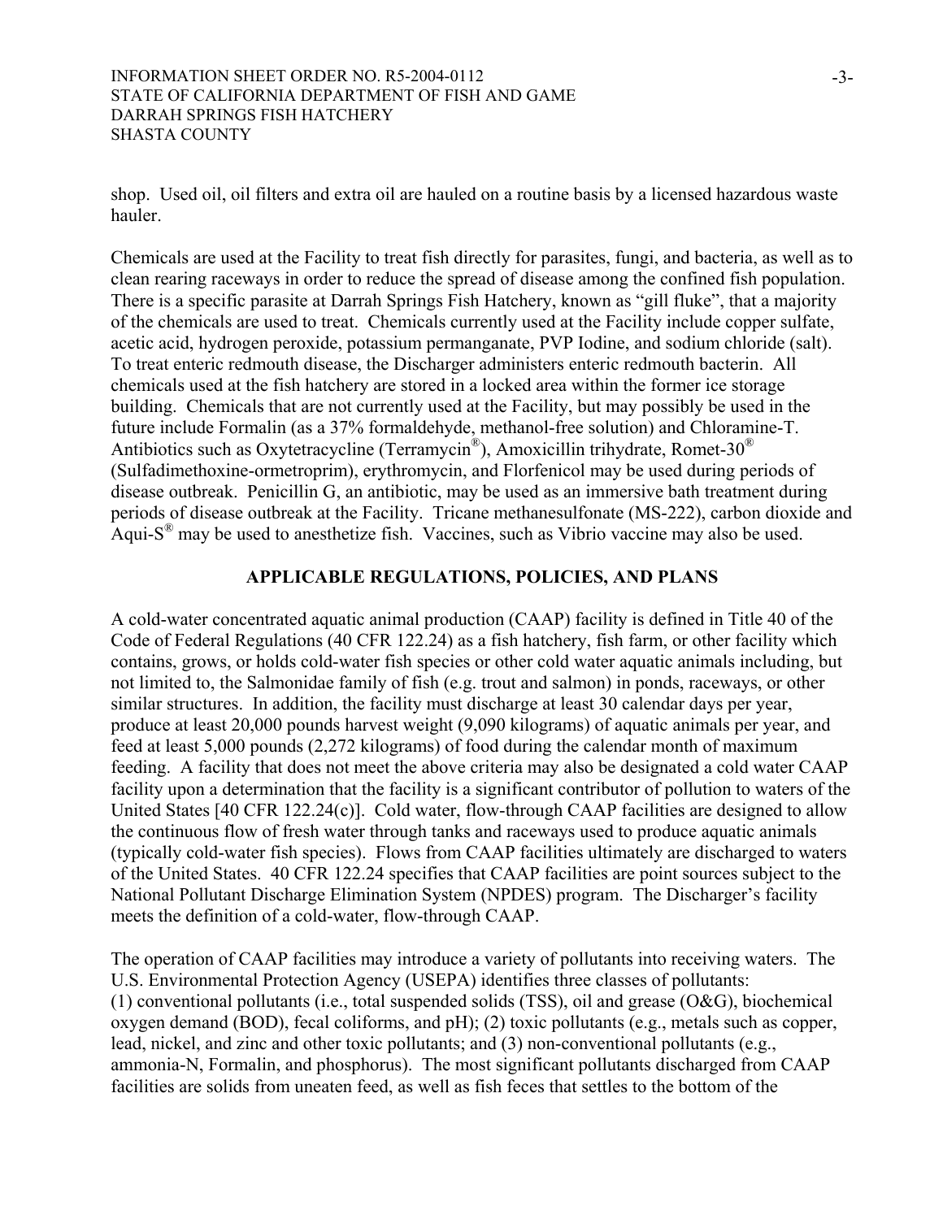shop. Used oil, oil filters and extra oil are hauled on a routine basis by a licensed hazardous waste hauler.

Chemicals are used at the Facility to treat fish directly for parasites, fungi, and bacteria, as well as to clean rearing raceways in order to reduce the spread of disease among the confined fish population. There is a specific parasite at Darrah Springs Fish Hatchery, known as "gill fluke", that a majority of the chemicals are used to treat. Chemicals currently used at the Facility include copper sulfate, acetic acid, hydrogen peroxide, potassium permanganate, PVP Iodine, and sodium chloride (salt). To treat enteric redmouth disease, the Discharger administers enteric redmouth bacterin. All chemicals used at the fish hatchery are stored in a locked area within the former ice storage building. Chemicals that are not currently used at the Facility, but may possibly be used in the future include Formalin (as a 37% formaldehyde, methanol-free solution) and Chloramine-T. Antibiotics such as Oxytetracycline (Terramycin®), Amoxicillin trihydrate, Romet-30® (Sulfadimethoxine-ormetroprim), erythromycin, and Florfenicol may be used during periods of disease outbreak. Penicillin G, an antibiotic, may be used as an immersive bath treatment during periods of disease outbreak at the Facility. Tricane methanesulfonate (MS-222), carbon dioxide and Aqui-S® may be used to anesthetize fish. Vaccines, such as Vibrio vaccine may also be used.

## APPLICABLE REGULATIONS, POLICIES, AND PLANS

A cold-water concentrated aquatic animal production (CAAP) facility is defined in Title 40 of the Code of Federal Regulations (40 CFR 122.24) as a fish hatchery, fish farm, or other facility which contains, grows, or holds cold-water fish species or other cold water aquatic animals including, but not limited to, the Salmonidae family of fish (e.g. trout and salmon) in ponds, raceways, or other similar structures. In addition, the facility must discharge at least 30 calendar days per year, produce at least 20,000 pounds harvest weight (9,090 kilograms) of aquatic animals per year, and feed at least 5,000 pounds (2,272 kilograms) of food during the calendar month of maximum feeding. A facility that does not meet the above criteria may also be designated a cold water CAAP facility upon a determination that the facility is a significant contributor of pollution to waters of the United States [40 CFR 122.24(c)]. Cold water, flow-through CAAP facilities are designed to allow the continuous flow of fresh water through tanks and raceways used to produce aquatic animals (typically cold-water fish species). Flows from CAAP facilities ultimately are discharged to waters of the United States. 40 CFR 122.24 specifies that CAAP facilities are point sources subject to the National Pollutant Discharge Elimination System (NPDES) program. The Discharger's facility meets the definition of a cold-water, flow-through CAAP.

The operation of CAAP facilities may introduce a variety of pollutants into receiving waters. The U.S. Environmental Protection Agency (USEPA) identifies three classes of pollutants: (1) conventional pollutants (i.e., total suspended solids (TSS), oil and grease (O&G), biochemical oxygen demand (BOD), fecal coliforms, and pH); (2) toxic pollutants (e.g., metals such as copper, lead, nickel, and zinc and other toxic pollutants; and (3) non-conventional pollutants (e.g., ammonia-N, Formalin, and phosphorus). The most significant pollutants discharged from CAAP facilities are solids from uneaten feed, as well as fish feces that settles to the bottom of the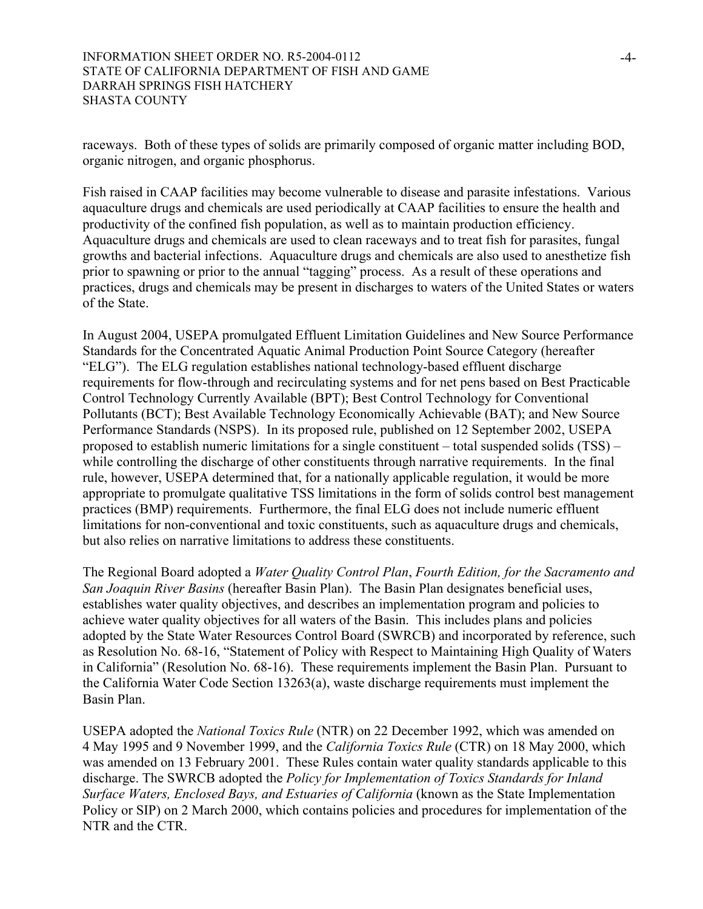raceways. Both of these types of solids are primarily composed of organic matter including BOD, organic nitrogen, and organic phosphorus.

Fish raised in CAAP facilities may become vulnerable to disease and parasite infestations. Various aquaculture drugs and chemicals are used periodically at CAAP facilities to ensure the health and productivity of the confined fish population, as well as to maintain production efficiency. Aquaculture drugs and chemicals are used to clean raceways and to treat fish for parasites, fungal growths and bacterial infections. Aquaculture drugs and chemicals are also used to anesthetize fish prior to spawning or prior to the annual "tagging" process. As a result of these operations and practices, drugs and chemicals may be present in discharges to waters of the United States or waters of the State.

In August 2004, USEPA promulgated Effluent Limitation Guidelines and New Source Performance Standards for the Concentrated Aquatic Animal Production Point Source Category (hereafter "ELG"). The ELG regulation establishes national technology-based effluent discharge requirements for flow-through and recirculating systems and for net pens based on Best Practicable Control Technology Currently Available (BPT); Best Control Technology for Conventional Pollutants (BCT); Best Available Technology Economically Achievable (BAT); and New Source Performance Standards (NSPS). In its proposed rule, published on 12 September 2002, USEPA proposed to establish numeric limitations for a single constituent – total suspended solids (TSS) – while controlling the discharge of other constituents through narrative requirements. In the final rule, however, USEPA determined that, for a nationally applicable regulation, it would be more appropriate to promulgate qualitative TSS limitations in the form of solids control best management practices (BMP) requirements. Furthermore, the final ELG does not include numeric effluent limitations for non-conventional and toxic constituents, such as aquaculture drugs and chemicals, but also relies on narrative limitations to address these constituents.

The Regional Board adopted a *Water Quality Control Plan*, *Fourth Edition, for the Sacramento and San Joaquin River Basins* (hereafter Basin Plan). The Basin Plan designates beneficial uses, establishes water quality objectives, and describes an implementation program and policies to achieve water quality objectives for all waters of the Basin. This includes plans and policies adopted by the State Water Resources Control Board (SWRCB) and incorporated by reference, such as Resolution No. 68-16, "Statement of Policy with Respect to Maintaining High Quality of Waters in California" (Resolution No. 68-16). These requirements implement the Basin Plan. Pursuant to the California Water Code Section 13263(a), waste discharge requirements must implement the Basin Plan.

USEPA adopted the *National Toxics Rule* (NTR) on 22 December 1992, which was amended on 4 May 1995 and 9 November 1999, and the *California Toxics Rule* (CTR) on 18 May 2000, which was amended on 13 February 2001. These Rules contain water quality standards applicable to this discharge. The SWRCB adopted the *Policy for Implementation of Toxics Standards for Inland Surface Waters, Enclosed Bays, and Estuaries of California* (known as the State Implementation Policy or SIP) on 2 March 2000, which contains policies and procedures for implementation of the NTR and the CTR.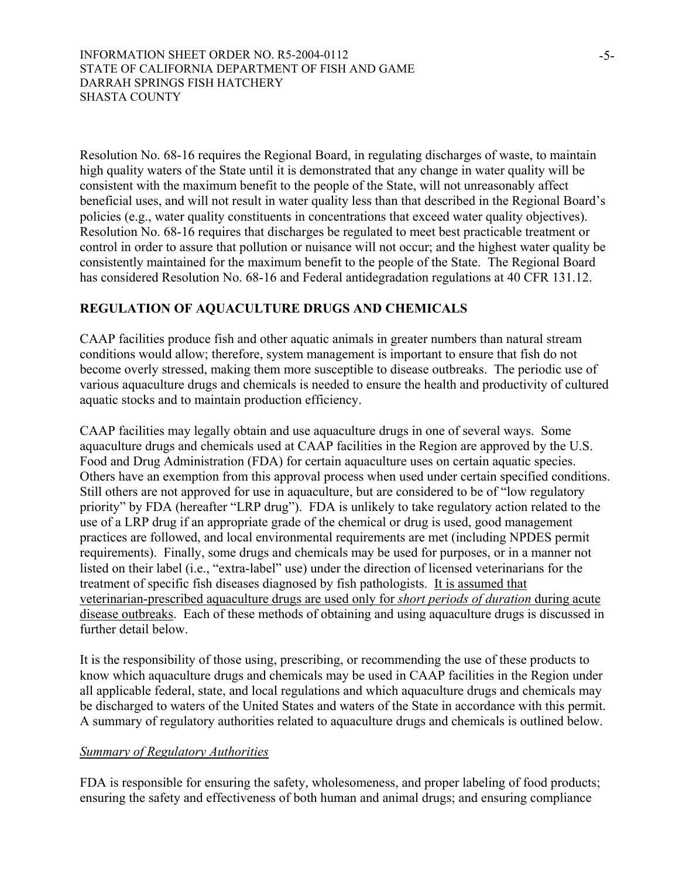Resolution No. 68-16 requires the Regional Board, in regulating discharges of waste, to maintain high quality waters of the State until it is demonstrated that any change in water quality will be consistent with the maximum benefit to the people of the State, will not unreasonably affect beneficial uses, and will not result in water quality less than that described in the Regional Board's policies (e.g., water quality constituents in concentrations that exceed water quality objectives). Resolution No. 68-16 requires that discharges be regulated to meet best practicable treatment or control in order to assure that pollution or nuisance will not occur; and the highest water quality be consistently maintained for the maximum benefit to the people of the State. The Regional Board has considered Resolution No. 68-16 and Federal antidegradation regulations at 40 CFR 131.12.

## REGULATION OF AQUACULTURE DRUGS AND CHEMICALS

CAAP facilities produce fish and other aquatic animals in greater numbers than natural stream conditions would allow; therefore, system management is important to ensure that fish do not become overly stressed, making them more susceptible to disease outbreaks. The periodic use of various aquaculture drugs and chemicals is needed to ensure the health and productivity of cultured aquatic stocks and to maintain production efficiency.

CAAP facilities may legally obtain and use aquaculture drugs in one of several ways. Some aquaculture drugs and chemicals used at CAAP facilities in the Region are approved by the U.S. Food and Drug Administration (FDA) for certain aquaculture uses on certain aquatic species. Others have an exemption from this approval process when used under certain specified conditions. Still others are not approved for use in aquaculture, but are considered to be of "low regulatory priority" by FDA (hereafter "LRP drug"). FDA is unlikely to take regulatory action related to the use of a LRP drug if an appropriate grade of the chemical or drug is used, good management practices are followed, and local environmental requirements are met (including NPDES permit requirements). Finally, some drugs and chemicals may be used for purposes, or in a manner not listed on their label (i.e., "extra-label" use) under the direction of licensed veterinarians for the treatment of specific fish diseases diagnosed by fish pathologists. It is assumed that veterinarian-prescribed aquaculture drugs are used only for *short periods of duration* during acute disease outbreaks. Each of these methods of obtaining and using aquaculture drugs is discussed in further detail below.

It is the responsibility of those using, prescribing, or recommending the use of these products to know which aquaculture drugs and chemicals may be used in CAAP facilities in the Region under all applicable federal, state, and local regulations and which aquaculture drugs and chemicals may be discharged to waters of the United States and waters of the State in accordance with this permit. A summary of regulatory authorities related to aquaculture drugs and chemicals is outlined below.

### *Summary of Regulatory Authorities*

FDA is responsible for ensuring the safety, wholesomeness, and proper labeling of food products; ensuring the safety and effectiveness of both human and animal drugs; and ensuring compliance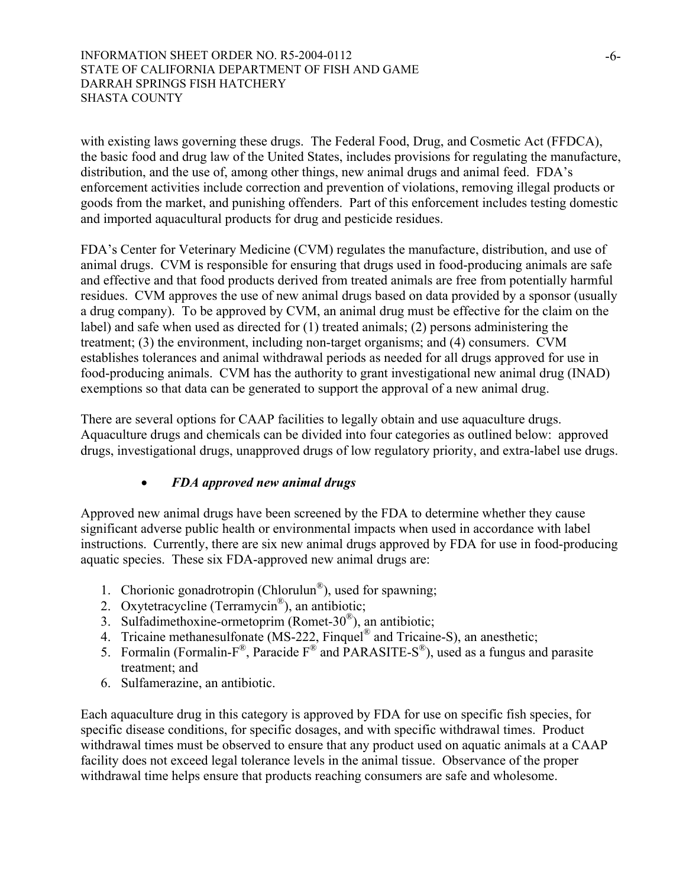with existing laws governing these drugs. The Federal Food, Drug, and Cosmetic Act (FFDCA), the basic food and drug law of the United States, includes provisions for regulating the manufacture, distribution, and the use of, among other things, new animal drugs and animal feed. FDA's enforcement activities include correction and prevention of violations, removing illegal products or goods from the market, and punishing offenders. Part of this enforcement includes testing domestic and imported aquacultural products for drug and pesticide residues.

FDA's Center for Veterinary Medicine (CVM) regulates the manufacture, distribution, and use of animal drugs. CVM is responsible for ensuring that drugs used in food-producing animals are safe and effective and that food products derived from treated animals are free from potentially harmful residues. CVM approves the use of new animal drugs based on data provided by a sponsor (usually a drug company). To be approved by CVM, an animal drug must be effective for the claim on the label) and safe when used as directed for (1) treated animals; (2) persons administering the treatment; (3) the environment, including non-target organisms; and (4) consumers. CVM establishes tolerances and animal withdrawal periods as needed for all drugs approved for use in food-producing animals. CVM has the authority to grant investigational new animal drug (INAD) exemptions so that data can be generated to support the approval of a new animal drug.

There are several options for CAAP facilities to legally obtain and use aquaculture drugs. Aquaculture drugs and chemicals can be divided into four categories as outlined below: approved drugs, investigational drugs, unapproved drugs of low regulatory priority, and extra-label use drugs.

- ***FDA approved new animal drugs***

Approved new animal drugs have been screened by the FDA to determine whether they cause significant adverse public health or environmental impacts when used in accordance with label instructions. Currently, there are six new animal drugs approved by FDA for use in food-producing aquatic species. These six FDA-approved new animal drugs are:

1. Chorionic gonadrotropin (Chlorulun®), used for spawning;
2. Oxytetracycline (Terramycin®), an antibiotic;
3. Sulfadimethoxine-ormetoprim (Romet-30®), an antibiotic;
4. Tricaine methanesulfonate (MS-222, Finquel® and Tricaine-S), an anesthetic;
5. Formalin (Formalin-F®, Paracide F® and PARASITE-S®), used as a fungus and parasite treatment; and
6. Sulfamerazine, an antibiotic.

Each aquaculture drug in this category is approved by FDA for use on specific fish species, for specific disease conditions, for specific dosages, and with specific withdrawal times. Product withdrawal times must be observed to ensure that any product used on aquatic animals at a CAAP facility does not exceed legal tolerance levels in the animal tissue. Observance of the proper withdrawal time helps ensure that products reaching consumers are safe and wholesome.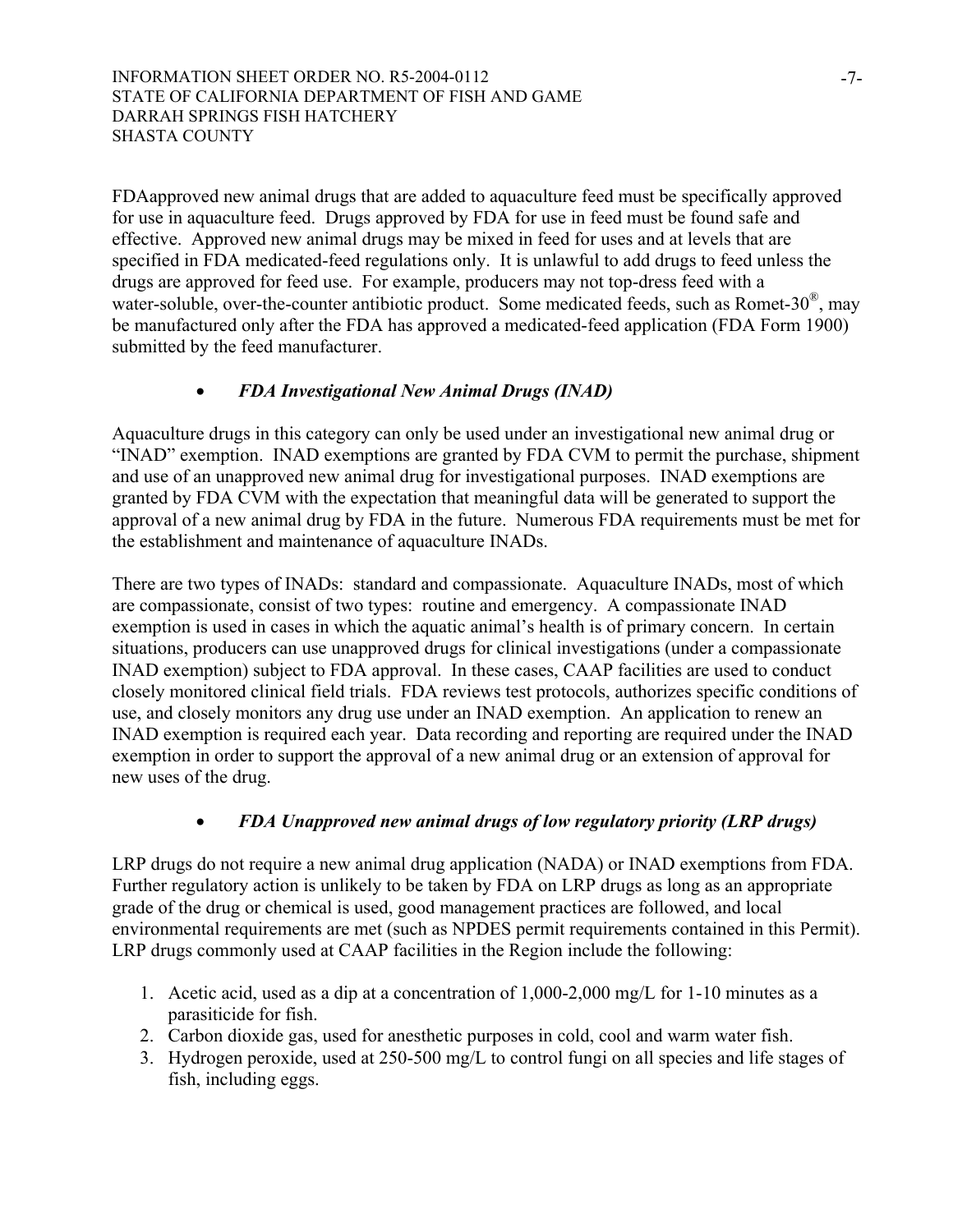FDAapproved new animal drugs that are added to aquaculture feed must be specifically approved for use in aquaculture feed. Drugs approved by FDA for use in feed must be found safe and effective. Approved new animal drugs may be mixed in feed for uses and at levels that are specified in FDA medicated-feed regulations only. It is unlawful to add drugs to feed unless the drugs are approved for feed use. For example, producers may not top-dress feed with a water-soluble, over-the-counter antibiotic product. Some medicated feeds, such as Romet-30®, may be manufactured only after the FDA has approved a medicated-feed application (FDA Form 1900) submitted by the feed manufacturer.

- ***FDA Investigational New Animal Drugs (INAD)***

Aquaculture drugs in this category can only be used under an investigational new animal drug or "INAD" exemption. INAD exemptions are granted by FDA CVM to permit the purchase, shipment and use of an unapproved new animal drug for investigational purposes. INAD exemptions are granted by FDA CVM with the expectation that meaningful data will be generated to support the approval of a new animal drug by FDA in the future. Numerous FDA requirements must be met for the establishment and maintenance of aquaculture INADs.

There are two types of INADs: standard and compassionate. Aquaculture INADs, most of which are compassionate, consist of two types: routine and emergency. A compassionate INAD exemption is used in cases in which the aquatic animal's health is of primary concern. In certain situations, producers can use unapproved drugs for clinical investigations (under a compassionate INAD exemption) subject to FDA approval. In these cases, CAAP facilities are used to conduct closely monitored clinical field trials. FDA reviews test protocols, authorizes specific conditions of use, and closely monitors any drug use under an INAD exemption. An application to renew an INAD exemption is required each year. Data recording and reporting are required under the INAD exemption in order to support the approval of a new animal drug or an extension of approval for new uses of the drug.

- ***FDA Unapproved new animal drugs of low regulatory priority (LRP drugs)***

LRP drugs do not require a new animal drug application (NADA) or INAD exemptions from FDA. Further regulatory action is unlikely to be taken by FDA on LRP drugs as long as an appropriate grade of the drug or chemical is used, good management practices are followed, and local environmental requirements are met (such as NPDES permit requirements contained in this Permit). LRP drugs commonly used at CAAP facilities in the Region include the following:

1. Acetic acid, used as a dip at a concentration of 1,000-2,000 mg/L for 1-10 minutes as a parasiticide for fish.
2. Carbon dioxide gas, used for anesthetic purposes in cold, cool and warm water fish.
3. Hydrogen peroxide, used at 250-500 mg/L to control fungi on all species and life stages of fish, including eggs.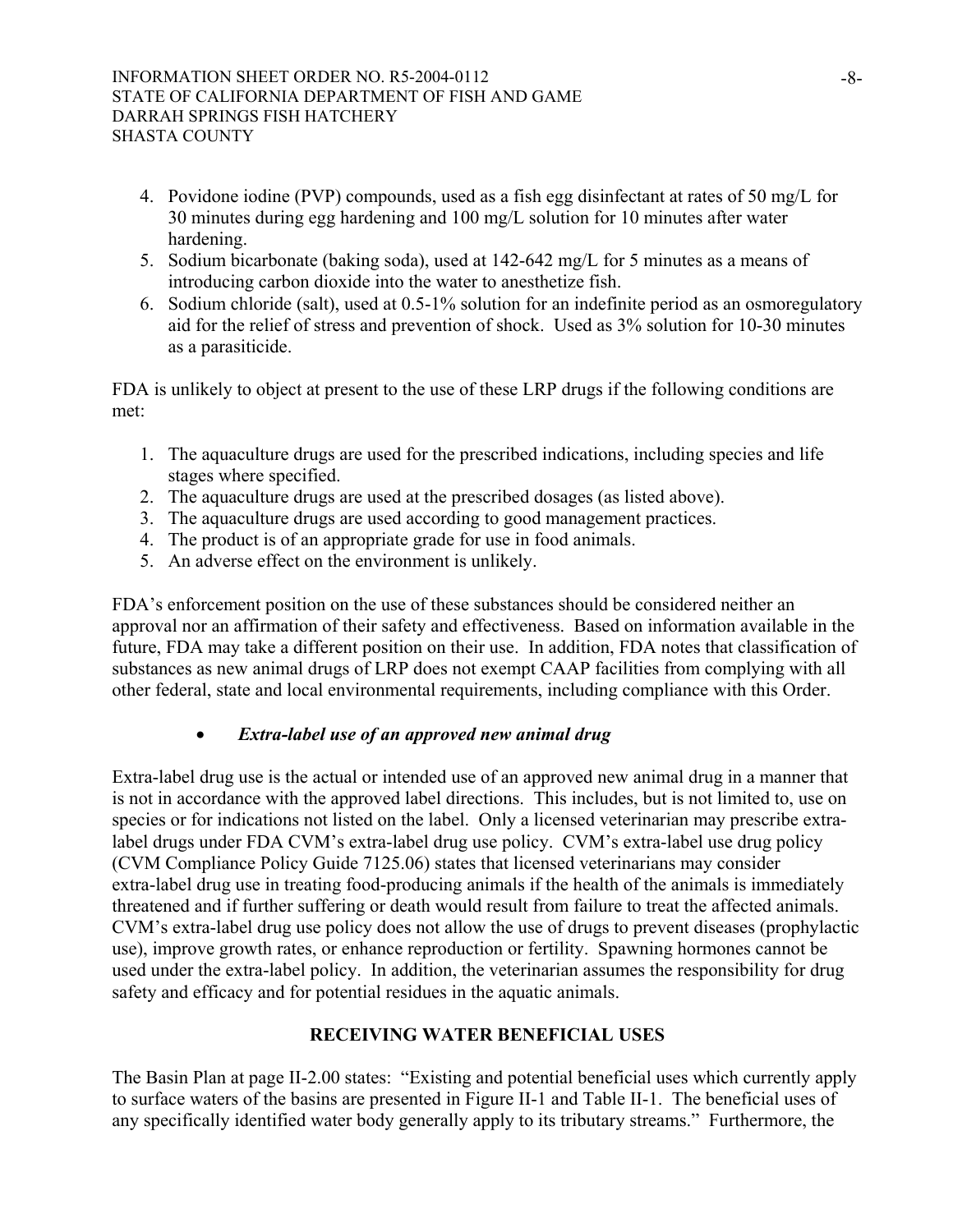4. Povidone iodine (PVP) compounds, used as a fish egg disinfectant at rates of 50 mg/L for 30 minutes during egg hardening and 100 mg/L solution for 10 minutes after water hardening.
5. Sodium bicarbonate (baking soda), used at 142-642 mg/L for 5 minutes as a means of introducing carbon dioxide into the water to anesthetize fish.
6. Sodium chloride (salt), used at 0.5-1% solution for an indefinite period as an osmoregulatory aid for the relief of stress and prevention of shock. Used as 3% solution for 10-30 minutes as a parasiticide.

FDA is unlikely to object at present to the use of these LRP drugs if the following conditions are met:

1. The aquaculture drugs are used for the prescribed indications, including species and life stages where specified.
2. The aquaculture drugs are used at the prescribed dosages (as listed above).
3. The aquaculture drugs are used according to good management practices.
4. The product is of an appropriate grade for use in food animals.
5. An adverse effect on the environment is unlikely.

FDA's enforcement position on the use of these substances should be considered neither an approval nor an affirmation of their safety and effectiveness. Based on information available in the future, FDA may take a different position on their use. In addition, FDA notes that classification of substances as new animal drugs of LRP does not exempt CAAP facilities from complying with all other federal, state and local environmental requirements, including compliance with this Order.

- ***Extra-label use of an approved new animal drug***

Extra-label drug use is the actual or intended use of an approved new animal drug in a manner that is not in accordance with the approved label directions. This includes, but is not limited to, use on species or for indications not listed on the label. Only a licensed veterinarian may prescribe extra-label drugs under FDA CVM's extra-label drug use policy. CVM's extra-label use drug policy (CVM Compliance Policy Guide 7125.06) states that licensed veterinarians may consider extra-label drug use in treating food-producing animals if the health of the animals is immediately threatened and if further suffering or death would result from failure to treat the affected animals. CVM's extra-label drug use policy does not allow the use of drugs to prevent diseases (prophylactic use), improve growth rates, or enhance reproduction or fertility. Spawning hormones cannot be used under the extra-label policy. In addition, the veterinarian assumes the responsibility for drug safety and efficacy and for potential residues in the aquatic animals.

## RECEIVING WATER BENEFICIAL USES

The Basin Plan at page II-2.00 states: "Existing and potential beneficial uses which currently apply to surface waters of the basins are presented in Figure II-1 and Table II-1. The beneficial uses of any specifically identified water body generally apply to its tributary streams." Furthermore, the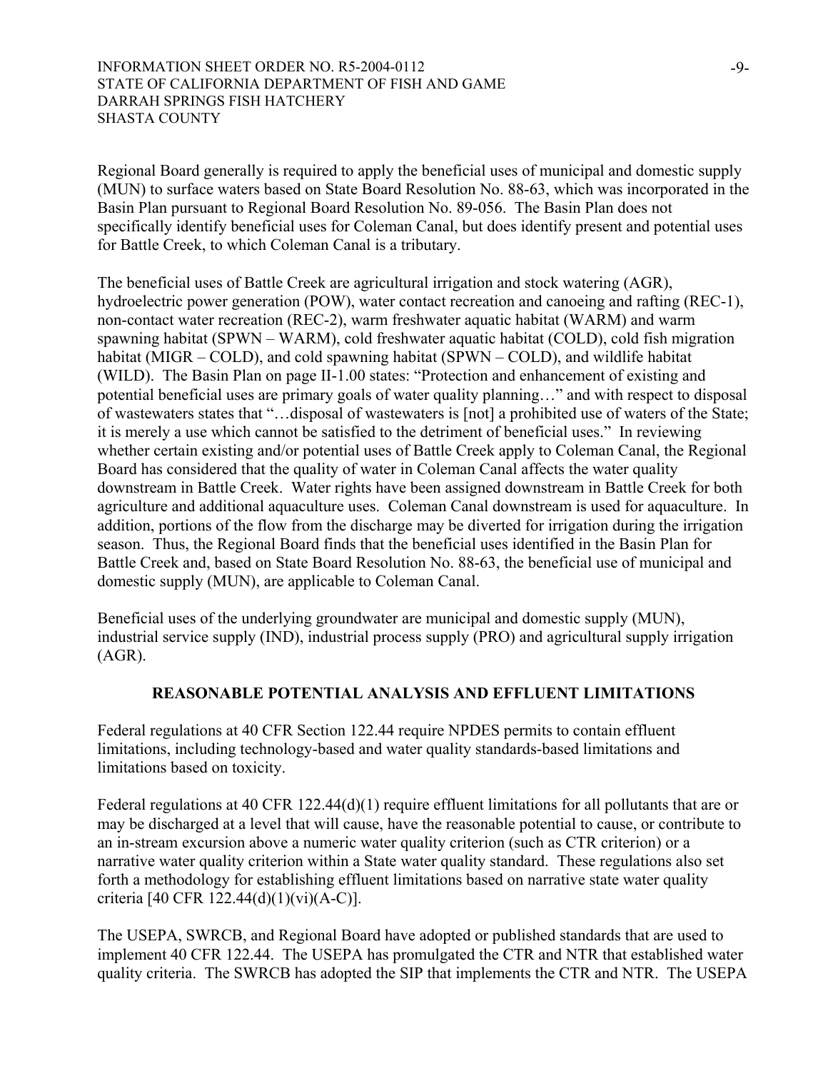Regional Board generally is required to apply the beneficial uses of municipal and domestic supply (MUN) to surface waters based on State Board Resolution No. 88-63, which was incorporated in the Basin Plan pursuant to Regional Board Resolution No. 89-056. The Basin Plan does not specifically identify beneficial uses for Coleman Canal, but does identify present and potential uses for Battle Creek, to which Coleman Canal is a tributary.

The beneficial uses of Battle Creek are agricultural irrigation and stock watering (AGR), hydroelectric power generation (POW), water contact recreation and canoeing and rafting (REC-1), non-contact water recreation (REC-2), warm freshwater aquatic habitat (WARM) and warm spawning habitat (SPWN – WARM), cold freshwater aquatic habitat (COLD), cold fish migration habitat (MIGR – COLD), and cold spawning habitat (SPWN – COLD), and wildlife habitat (WILD). The Basin Plan on page II-1.00 states: "Protection and enhancement of existing and potential beneficial uses are primary goals of water quality planning…" and with respect to disposal of wastewaters states that "…disposal of wastewaters is [not] a prohibited use of waters of the State; it is merely a use which cannot be satisfied to the detriment of beneficial uses." In reviewing whether certain existing and/or potential uses of Battle Creek apply to Coleman Canal, the Regional Board has considered that the quality of water in Coleman Canal affects the water quality downstream in Battle Creek. Water rights have been assigned downstream in Battle Creek for both agriculture and additional aquaculture uses. Coleman Canal downstream is used for aquaculture. In addition, portions of the flow from the discharge may be diverted for irrigation during the irrigation season. Thus, the Regional Board finds that the beneficial uses identified in the Basin Plan for Battle Creek and, based on State Board Resolution No. 88-63, the beneficial use of municipal and domestic supply (MUN), are applicable to Coleman Canal.

Beneficial uses of the underlying groundwater are municipal and domestic supply (MUN), industrial service supply (IND), industrial process supply (PRO) and agricultural supply irrigation (AGR).

## REASONABLE POTENTIAL ANALYSIS AND EFFLUENT LIMITATIONS

Federal regulations at 40 CFR Section 122.44 require NPDES permits to contain effluent limitations, including technology-based and water quality standards-based limitations and limitations based on toxicity.

Federal regulations at 40 CFR 122.44(d)(1) require effluent limitations for all pollutants that are or may be discharged at a level that will cause, have the reasonable potential to cause, or contribute to an in-stream excursion above a numeric water quality criterion (such as CTR criterion) or a narrative water quality criterion within a State water quality standard. These regulations also set forth a methodology for establishing effluent limitations based on narrative state water quality criteria [40 CFR 122.44(d)(1)(vi)(A-C)].

The USEPA, SWRCB, and Regional Board have adopted or published standards that are used to implement 40 CFR 122.44. The USEPA has promulgated the CTR and NTR that established water quality criteria. The SWRCB has adopted the SIP that implements the CTR and NTR. The USEPA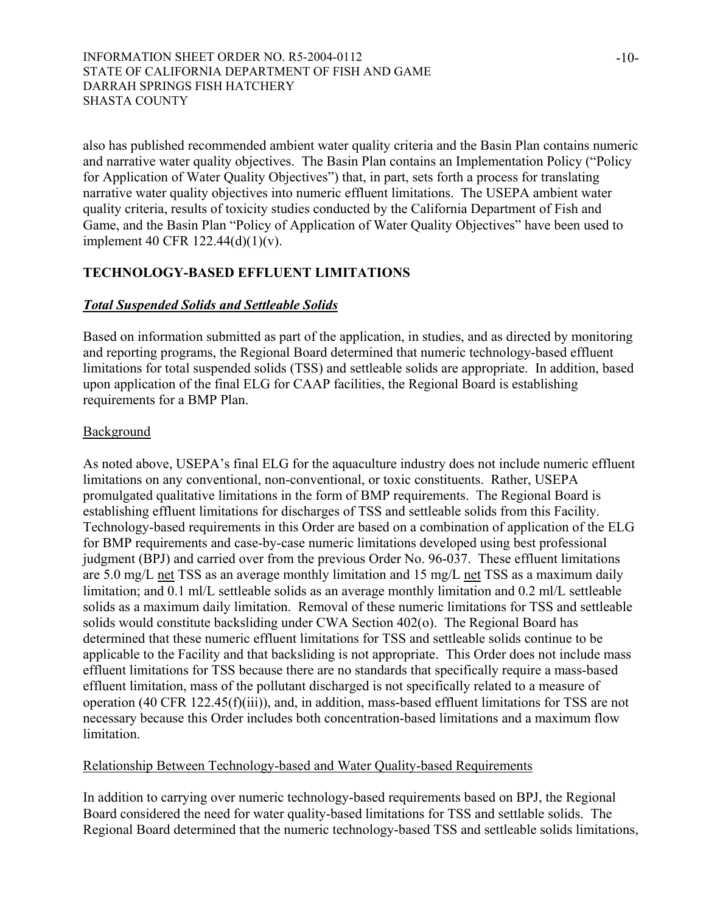also has published recommended ambient water quality criteria and the Basin Plan contains numeric and narrative water quality objectives. The Basin Plan contains an Implementation Policy ("Policy for Application of Water Quality Objectives") that, in part, sets forth a process for translating narrative water quality objectives into numeric effluent limitations. The USEPA ambient water quality criteria, results of toxicity studies conducted by the California Department of Fish and Game, and the Basin Plan "Policy of Application of Water Quality Objectives" have been used to implement 40 CFR 122.44(d)(1)(v).

## TECHNOLOGY-BASED EFFLUENT LIMITATIONS

### ***Total Suspended Solids and Settleable Solids***

Based on information submitted as part of the application, in studies, and as directed by monitoring and reporting programs, the Regional Board determined that numeric technology-based effluent limitations for total suspended solids (TSS) and settleable solids are appropriate. In addition, based upon application of the final ELG for CAAP facilities, the Regional Board is establishing requirements for a BMP Plan.

Background

As noted above, USEPA's final ELG for the aquaculture industry does not include numeric effluent limitations on any conventional, non-conventional, or toxic constituents. Rather, USEPA promulgated qualitative limitations in the form of BMP requirements. The Regional Board is establishing effluent limitations for discharges of TSS and settleable solids from this Facility. Technology-based requirements in this Order are based on a combination of application of the ELG for BMP requirements and case-by-case numeric limitations developed using best professional judgment (BPJ) and carried over from the previous Order No. 96-037. These effluent limitations are 5.0 mg/L net TSS as an average monthly limitation and 15 mg/L net TSS as a maximum daily limitation; and 0.1 ml/L settleable solids as an average monthly limitation and 0.2 ml/L settleable solids as a maximum daily limitation. Removal of these numeric limitations for TSS and settleable solids would constitute backsliding under CWA Section 402(o). The Regional Board has determined that these numeric effluent limitations for TSS and settleable solids continue to be applicable to the Facility and that backsliding is not appropriate. This Order does not include mass effluent limitations for TSS because there are no standards that specifically require a mass-based effluent limitation, mass of the pollutant discharged is not specifically related to a measure of operation (40 CFR 122.45(f)(iii)), and, in addition, mass-based effluent limitations for TSS are not necessary because this Order includes both concentration-based limitations and a maximum flow limitation.

Relationship Between Technology-based and Water Quality-based Requirements

In addition to carrying over numeric technology-based requirements based on BPJ, the Regional Board considered the need for water quality-based limitations for TSS and settlable solids. The Regional Board determined that the numeric technology-based TSS and settleable solids limitations,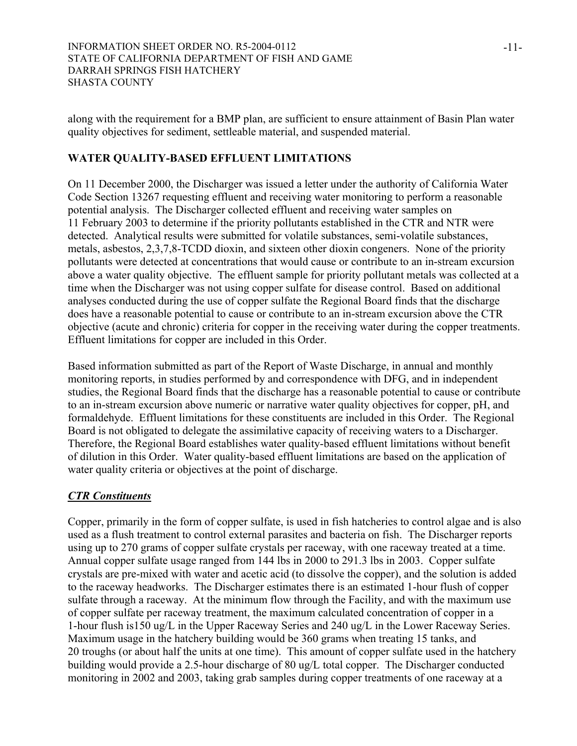along with the requirement for a BMP plan, are sufficient to ensure attainment of Basin Plan water quality objectives for sediment, settleable material, and suspended material.

## WATER QUALITY-BASED EFFLUENT LIMITATIONS

On 11 December 2000, the Discharger was issued a letter under the authority of California Water Code Section 13267 requesting effluent and receiving water monitoring to perform a reasonable potential analysis. The Discharger collected effluent and receiving water samples on 11 February 2003 to determine if the priority pollutants established in the CTR and NTR were detected. Analytical results were submitted for volatile substances, semi-volatile substances, metals, asbestos, 2,3,7,8-TCDD dioxin, and sixteen other dioxin congeners. None of the priority pollutants were detected at concentrations that would cause or contribute to an in-stream excursion above a water quality objective. The effluent sample for priority pollutant metals was collected at a time when the Discharger was not using copper sulfate for disease control. Based on additional analyses conducted during the use of copper sulfate the Regional Board finds that the discharge does have a reasonable potential to cause or contribute to an in-stream excursion above the CTR objective (acute and chronic) criteria for copper in the receiving water during the copper treatments. Effluent limitations for copper are included in this Order.

Based information submitted as part of the Report of Waste Discharge, in annual and monthly monitoring reports, in studies performed by and correspondence with DFG, and in independent studies, the Regional Board finds that the discharge has a reasonable potential to cause or contribute to an in-stream excursion above numeric or narrative water quality objectives for copper, pH, and formaldehyde. Effluent limitations for these constituents are included in this Order. The Regional Board is not obligated to delegate the assimilative capacity of receiving waters to a Discharger. Therefore, the Regional Board establishes water quality-based effluent limitations without benefit of dilution in this Order. Water quality-based effluent limitations are based on the application of water quality criteria or objectives at the point of discharge.

### ***CTR Constituents***

Copper, primarily in the form of copper sulfate, is used in fish hatcheries to control algae and is also used as a flush treatment to control external parasites and bacteria on fish. The Discharger reports using up to 270 grams of copper sulfate crystals per raceway, with one raceway treated at a time. Annual copper sulfate usage ranged from 144 lbs in 2000 to 291.3 lbs in 2003. Copper sulfate crystals are pre-mixed with water and acetic acid (to dissolve the copper), and the solution is added to the raceway headworks. The Discharger estimates there is an estimated 1-hour flush of copper sulfate through a raceway. At the minimum flow through the Facility, and with the maximum use of copper sulfate per raceway treatment, the maximum calculated concentration of copper in a 1-hour flush is150 ug/L in the Upper Raceway Series and 240 ug/L in the Lower Raceway Series. Maximum usage in the hatchery building would be 360 grams when treating 15 tanks, and 20 troughs (or about half the units at one time). This amount of copper sulfate used in the hatchery building would provide a 2.5-hour discharge of 80 ug/L total copper. The Discharger conducted monitoring in 2002 and 2003, taking grab samples during copper treatments of one raceway at a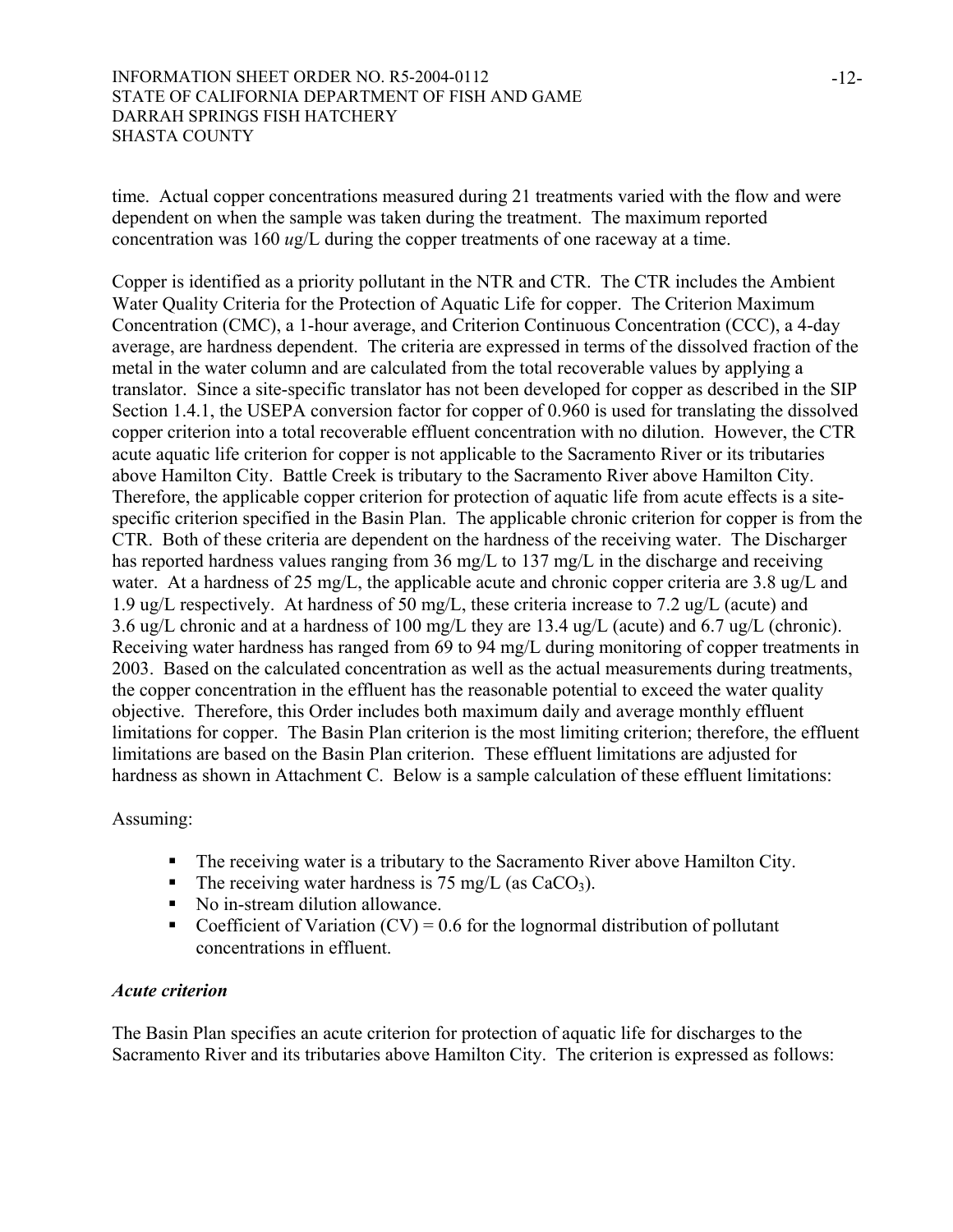time. Actual copper concentrations measured during 21 treatments varied with the flow and were dependent on when the sample was taken during the treatment. The maximum reported concentration was 160 *u*g/L during the copper treatments of one raceway at a time.

Copper is identified as a priority pollutant in the NTR and CTR. The CTR includes the Ambient Water Quality Criteria for the Protection of Aquatic Life for copper. The Criterion Maximum Concentration (CMC), a 1-hour average, and Criterion Continuous Concentration (CCC), a 4-day average, are hardness dependent. The criteria are expressed in terms of the dissolved fraction of the metal in the water column and are calculated from the total recoverable values by applying a translator. Since a site-specific translator has not been developed for copper as described in the SIP Section 1.4.1, the USEPA conversion factor for copper of 0.960 is used for translating the dissolved copper criterion into a total recoverable effluent concentration with no dilution. However, the CTR acute aquatic life criterion for copper is not applicable to the Sacramento River or its tributaries above Hamilton City. Battle Creek is tributary to the Sacramento River above Hamilton City. Therefore, the applicable copper criterion for protection of aquatic life from acute effects is a site-specific criterion specified in the Basin Plan. The applicable chronic criterion for copper is from the CTR. Both of these criteria are dependent on the hardness of the receiving water. The Discharger has reported hardness values ranging from 36 mg/L to 137 mg/L in the discharge and receiving water. At a hardness of 25 mg/L, the applicable acute and chronic copper criteria are 3.8 ug/L and 1.9 ug/L respectively. At hardness of 50 mg/L, these criteria increase to 7.2 ug/L (acute) and 3.6 ug/L chronic and at a hardness of 100 mg/L they are 13.4 ug/L (acute) and 6.7 ug/L (chronic). Receiving water hardness has ranged from 69 to 94 mg/L during monitoring of copper treatments in 2003. Based on the calculated concentration as well as the actual measurements during treatments, the copper concentration in the effluent has the reasonable potential to exceed the water quality objective. Therefore, this Order includes both maximum daily and average monthly effluent limitations for copper. The Basin Plan criterion is the most limiting criterion; therefore, the effluent limitations are based on the Basin Plan criterion. These effluent limitations are adjusted for hardness as shown in Attachment C. Below is a sample calculation of these effluent limitations:

Assuming:

- The receiving water is a tributary to the Sacramento River above Hamilton City.
- The receiving water hardness is 75 mg/L (as $CaCO_3$).
- No in-stream dilution allowance.
- Coefficient of Variation (CV) = 0.6 for the lognormal distribution of pollutant concentrations in effluent.

### *Acute criterion*

The Basin Plan specifies an acute criterion for protection of aquatic life for discharges to the Sacramento River and its tributaries above Hamilton City. The criterion is expressed as follows: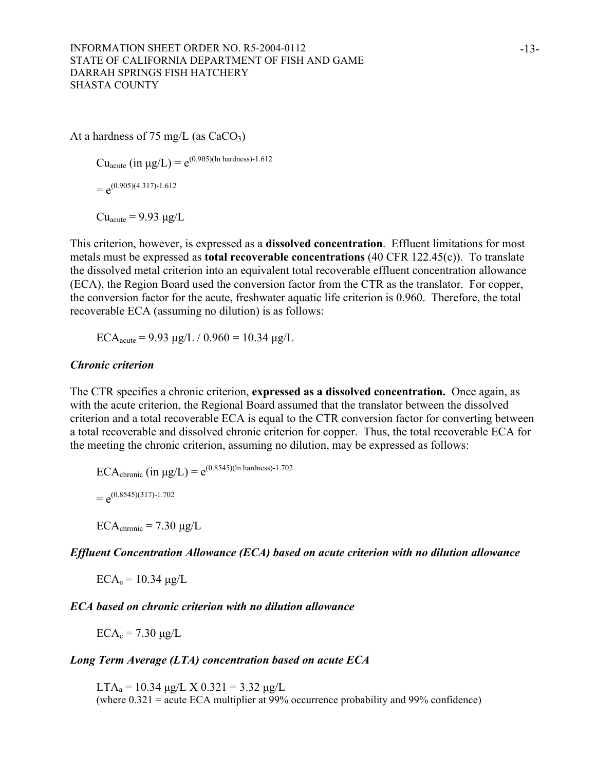At a hardness of 75 mg/L (as $CaCO_3$)

$$Cu_{acute} \text{ (in } \mu g/L) = e^{(0.905)(\ln \text{hardness})-1.612}$$

$$= e^{(0.905)(4.317)-1.612}$$

$$Cu_{acute} = 9.93 \ \mu g/L$$

This criterion, however, is expressed as a **dissolved concentration**. Effluent limitations for most metals must be expressed as **total recoverable concentrations** (40 CFR 122.45(c)). To translate the dissolved metal criterion into an equivalent total recoverable effluent concentration allowance (ECA), the Region Board used the conversion factor from the CTR as the translator. For copper, the conversion factor for the acute, freshwater aquatic life criterion is 0.960. Therefore, the total recoverable ECA (assuming no dilution) is as follows:

$$ECA_{acute} = 9.93 \ \mu g/L \ / \ 0.960 = 10.34 \ \mu g/L$$

***Chronic criterion***

The CTR specifies a chronic criterion, **expressed as a dissolved concentration.** Once again, as with the acute criterion, the Regional Board assumed that the translator between the dissolved criterion and a total recoverable ECA is equal to the CTR conversion factor for converting between a total recoverable and dissolved chronic criterion for copper. Thus, the total recoverable ECA for the meeting the chronic criterion, assuming no dilution, may be expressed as follows:

$$ECA_{chronic} \text{ (in } \mu g/L) = e^{(0.8545)(\ln \text{hardness})-1.702}$$

$$= e^{(0.8545)(317)-1.702}$$

$$ECA_{chronic} = 7.30 \ \mu g/L$$

***Effluent Concentration Allowance (ECA) based on acute criterion with no dilution allowance***

$$ECA_a = 10.34 \ \mu g/L$$

***ECA based on chronic criterion with no dilution allowance***

$$ECA_c = 7.30 \ \mu g/L$$

***Long Term Average (LTA) concentration based on acute ECA***

$$LTA_a = 10.34 \ \mu g/L \text{ X } 0.321 = 3.32 \ \mu g/L$$

(where 0.321 = acute ECA multiplier at 99% occurrence probability and 99% confidence)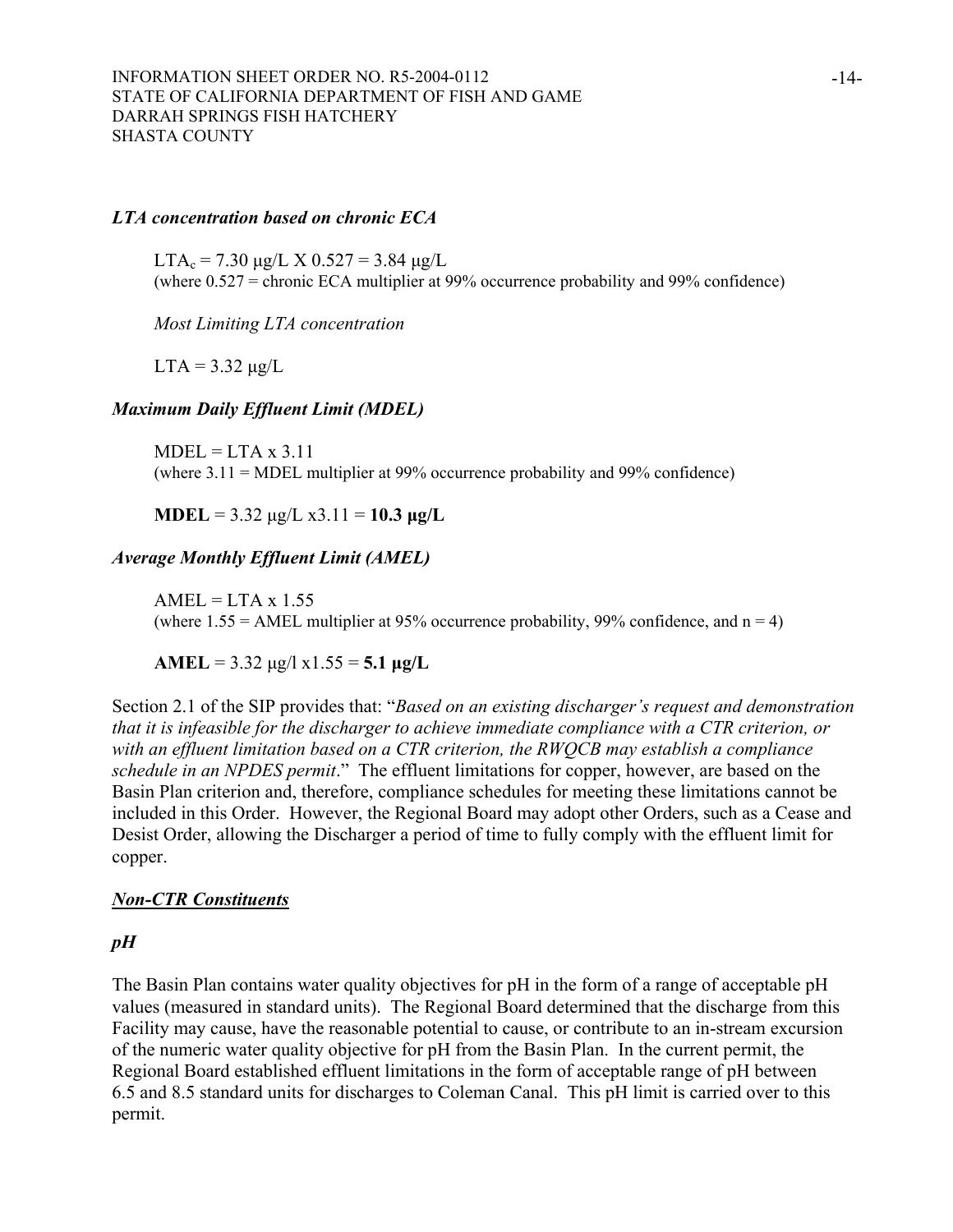***LTA concentration based on chronic ECA***

$LTA_c$ = 7.30 μg/L X 0.527 = 3.84 μg/L
(where 0.527 = chronic ECA multiplier at 99% occurrence probability and 99% confidence)

*Most Limiting LTA concentration*

LTA = 3.32 μg/L

***Maximum Daily Effluent Limit (MDEL)***

MDEL = LTA x 3.11
(where 3.11 = MDEL multiplier at 99% occurrence probability and 99% confidence)

**MDEL** = 3.32 μg/L x3.11 = **10.3 μg/L**

***Average Monthly Effluent Limit (AMEL)***

AMEL = LTA x 1.55
(where 1.55 = AMEL multiplier at 95% occurrence probability, 99% confidence, and n = 4)

**AMEL** = 3.32 μg/l x1.55 = **5.1 μg/L**

Section 2.1 of the SIP provides that: "*Based on an existing discharger's request and demonstration that it is infeasible for the discharger to achieve immediate compliance with a CTR criterion, or with an effluent limitation based on a CTR criterion, the RWQCB may establish a compliance schedule in an NPDES permit*." The effluent limitations for copper, however, are based on the Basin Plan criterion and, therefore, compliance schedules for meeting these limitations cannot be included in this Order. However, the Regional Board may adopt other Orders, such as a Cease and Desist Order, allowing the Discharger a period of time to fully comply with the effluent limit for copper.

***Non-CTR Constituents***

***pH***

The Basin Plan contains water quality objectives for pH in the form of a range of acceptable pH values (measured in standard units). The Regional Board determined that the discharge from this Facility may cause, have the reasonable potential to cause, or contribute to an in-stream excursion of the numeric water quality objective for pH from the Basin Plan. In the current permit, the Regional Board established effluent limitations in the form of acceptable range of pH between 6.5 and 8.5 standard units for discharges to Coleman Canal. This pH limit is carried over to this permit.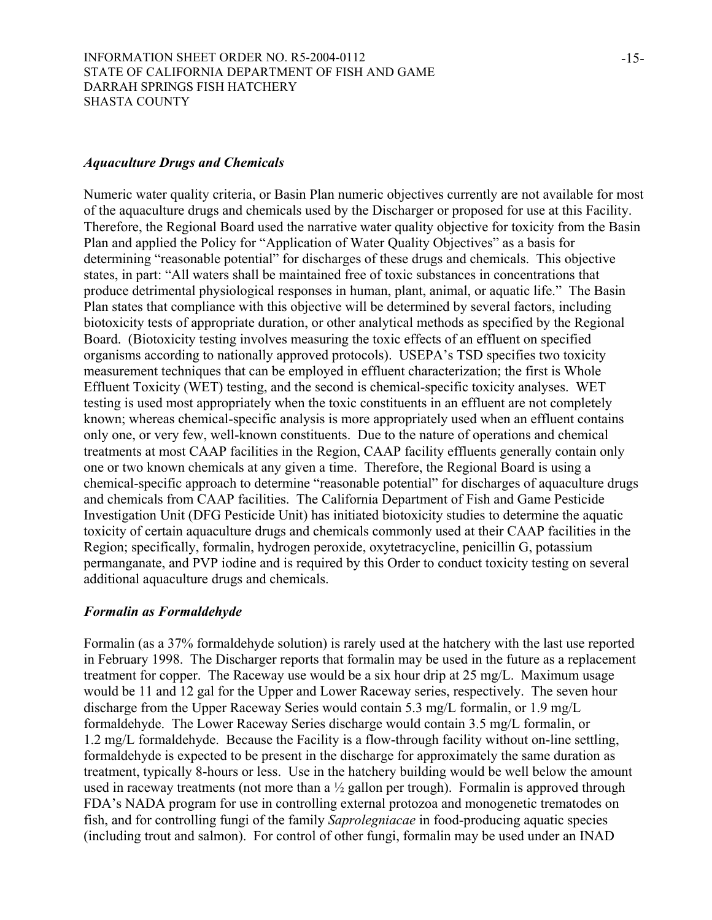### *Aquaculture Drugs and Chemicals*

Numeric water quality criteria, or Basin Plan numeric objectives currently are not available for most of the aquaculture drugs and chemicals used by the Discharger or proposed for use at this Facility. Therefore, the Regional Board used the narrative water quality objective for toxicity from the Basin Plan and applied the Policy for "Application of Water Quality Objectives" as a basis for determining "reasonable potential" for discharges of these drugs and chemicals. This objective states, in part: "All waters shall be maintained free of toxic substances in concentrations that produce detrimental physiological responses in human, plant, animal, or aquatic life." The Basin Plan states that compliance with this objective will be determined by several factors, including biotoxicity tests of appropriate duration, or other analytical methods as specified by the Regional Board. (Biotoxicity testing involves measuring the toxic effects of an effluent on specified organisms according to nationally approved protocols). USEPA's TSD specifies two toxicity measurement techniques that can be employed in effluent characterization; the first is Whole Effluent Toxicity (WET) testing, and the second is chemical-specific toxicity analyses. WET testing is used most appropriately when the toxic constituents in an effluent are not completely known; whereas chemical-specific analysis is more appropriately used when an effluent contains only one, or very few, well-known constituents. Due to the nature of operations and chemical treatments at most CAAP facilities in the Region, CAAP facility effluents generally contain only one or two known chemicals at any given a time. Therefore, the Regional Board is using a chemical-specific approach to determine "reasonable potential" for discharges of aquaculture drugs and chemicals from CAAP facilities. The California Department of Fish and Game Pesticide Investigation Unit (DFG Pesticide Unit) has initiated biotoxicity studies to determine the aquatic toxicity of certain aquaculture drugs and chemicals commonly used at their CAAP facilities in the Region; specifically, formalin, hydrogen peroxide, oxytetracycline, penicillin G, potassium permanganate, and PVP iodine and is required by this Order to conduct toxicity testing on several additional aquaculture drugs and chemicals.

### *Formalin as Formaldehyde*

Formalin (as a 37% formaldehyde solution) is rarely used at the hatchery with the last use reported in February 1998. The Discharger reports that formalin may be used in the future as a replacement treatment for copper. The Raceway use would be a six hour drip at 25 mg/L. Maximum usage would be 11 and 12 gal for the Upper and Lower Raceway series, respectively. The seven hour discharge from the Upper Raceway Series would contain 5.3 mg/L formalin, or 1.9 mg/L formaldehyde. The Lower Raceway Series discharge would contain 3.5 mg/L formalin, or 1.2 mg/L formaldehyde. Because the Facility is a flow-through facility without on-line settling, formaldehyde is expected to be present in the discharge for approximately the same duration as treatment, typically 8-hours or less. Use in the hatchery building would be well below the amount used in raceway treatments (not more than a ½ gallon per trough). Formalin is approved through FDA's NADA program for use in controlling external protozoa and monogenetic trematodes on fish, and for controlling fungi of the family *Saprolegniacae* in food-producing aquatic species (including trout and salmon). For control of other fungi, formalin may be used under an INAD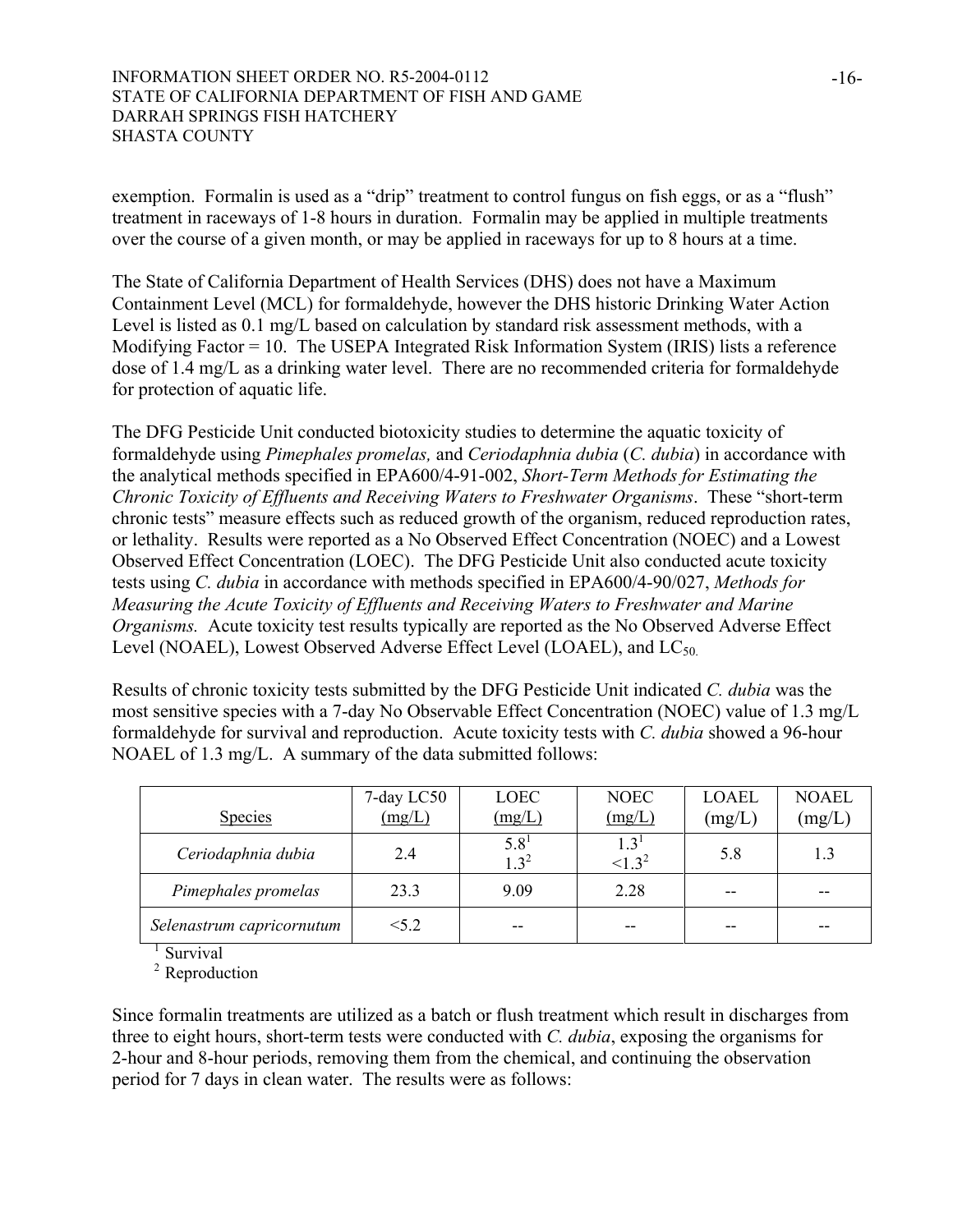exemption. Formalin is used as a "drip" treatment to control fungus on fish eggs, or as a "flush" treatment in raceways of 1-8 hours in duration. Formalin may be applied in multiple treatments over the course of a given month, or may be applied in raceways for up to 8 hours at a time.

The State of California Department of Health Services (DHS) does not have a Maximum Containment Level (MCL) for formaldehyde, however the DHS historic Drinking Water Action Level is listed as 0.1 mg/L based on calculation by standard risk assessment methods, with a Modifying Factor = 10. The USEPA Integrated Risk Information System (IRIS) lists a reference dose of 1.4 mg/L as a drinking water level. There are no recommended criteria for formaldehyde for protection of aquatic life.

The DFG Pesticide Unit conducted biotoxicity studies to determine the aquatic toxicity of formaldehyde using *Pimephales promelas,* and *Ceriodaphnia dubia* (*C. dubia*) in accordance with the analytical methods specified in EPA600/4-91-002, *Short-Term Methods for Estimating the Chronic Toxicity of Effluents and Receiving Waters to Freshwater Organisms*. These "short-term chronic tests" measure effects such as reduced growth of the organism, reduced reproduction rates, or lethality. Results were reported as a No Observed Effect Concentration (NOEC) and a Lowest Observed Effect Concentration (LOEC). The DFG Pesticide Unit also conducted acute toxicity tests using *C. dubia* in accordance with methods specified in EPA600/4-90/027, *Methods for Measuring the Acute Toxicity of Effluents and Receiving Waters to Freshwater and Marine Organisms.* Acute toxicity test results typically are reported as the No Observed Adverse Effect Level (NOAEL), Lowest Observed Adverse Effect Level (LOAEL), and $LC_{50}$.

Results of chronic toxicity tests submitted by the DFG Pesticide Unit indicated *C. dubia* was the most sensitive species with a 7-day No Observable Effect Concentration (NOEC) value of 1.3 mg/L formaldehyde for survival and reproduction. Acute toxicity tests with *C. dubia* showed a 96-hour NOAEL of 1.3 mg/L. A summary of the data submitted follows:

| Species | 7-day LC50 (mg/L) | LOEC (mg/L) | NOEC (mg/L) | LOAEL (mg/L) | NOAEL (mg/L) |
|---|---|---|---|---|---|
| *Ceriodaphnia dubia* | 2.4 | 5.8[1]<br>1.3[2] | 1.3[1]<br><1.3[2] | 5.8 | 1.3 |
| *Pimephales promelas* | 23.3 | 9.09 | 2.28 | -- | -- |
| *Selenastrum capricornutum* | <5.2 | -- | -- | -- | -- |

[1] Survival
[2] Reproduction

Since formalin treatments are utilized as a batch or flush treatment which result in discharges from three to eight hours, short-term tests were conducted with *C. dubia*, exposing the organisms for 2-hour and 8-hour periods, removing them from the chemical, and continuing the observation period for 7 days in clean water. The results were as follows: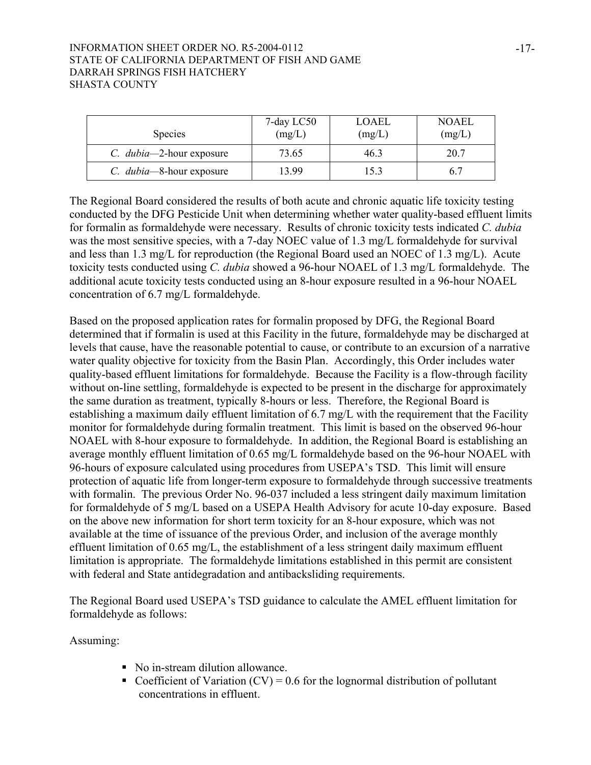| Species | 7-day LC50 (mg/L) | LOAEL (mg/L) | NOAEL (mg/L) |
|---|---|---|---|
| *C. dubia*—2-hour exposure | 73.65 | 46.3 | 20.7 |
| *C. dubia*—8-hour exposure | 13.99 | 15.3 | 6.7 |

The Regional Board considered the results of both acute and chronic aquatic life toxicity testing conducted by the DFG Pesticide Unit when determining whether water quality-based effluent limits for formalin as formaldehyde were necessary. Results of chronic toxicity tests indicated *C. dubia* was the most sensitive species, with a 7-day NOEC value of 1.3 mg/L formaldehyde for survival and less than 1.3 mg/L for reproduction (the Regional Board used an NOEC of 1.3 mg/L). Acute toxicity tests conducted using *C. dubia* showed a 96-hour NOAEL of 1.3 mg/L formaldehyde. The additional acute toxicity tests conducted using an 8-hour exposure resulted in a 96-hour NOAEL concentration of 6.7 mg/L formaldehyde.

Based on the proposed application rates for formalin proposed by DFG, the Regional Board determined that if formalin is used at this Facility in the future, formaldehyde may be discharged at levels that cause, have the reasonable potential to cause, or contribute to an excursion of a narrative water quality objective for toxicity from the Basin Plan. Accordingly, this Order includes water quality-based effluent limitations for formaldehyde. Because the Facility is a flow-through facility without on-line settling, formaldehyde is expected to be present in the discharge for approximately the same duration as treatment, typically 8-hours or less. Therefore, the Regional Board is establishing a maximum daily effluent limitation of 6.7 mg/L with the requirement that the Facility monitor for formaldehyde during formalin treatment. This limit is based on the observed 96-hour NOAEL with 8-hour exposure to formaldehyde. In addition, the Regional Board is establishing an average monthly effluent limitation of 0.65 mg/L formaldehyde based on the 96-hour NOAEL with 96-hours of exposure calculated using procedures from USEPA's TSD. This limit will ensure protection of aquatic life from longer-term exposure to formaldehyde through successive treatments with formalin. The previous Order No. 96-037 included a less stringent daily maximum limitation for formaldehyde of 5 mg/L based on a USEPA Health Advisory for acute 10-day exposure. Based on the above new information for short term toxicity for an 8-hour exposure, which was not available at the time of issuance of the previous Order, and inclusion of the average monthly effluent limitation of 0.65 mg/L, the establishment of a less stringent daily maximum effluent limitation is appropriate. The formaldehyde limitations established in this permit are consistent with federal and State antidegradation and antibacksliding requirements.

The Regional Board used USEPA's TSD guidance to calculate the AMEL effluent limitation for formaldehyde as follows:

Assuming:

- No in-stream dilution allowance.
- Coefficient of Variation (CV) = 0.6 for the lognormal distribution of pollutant concentrations in effluent.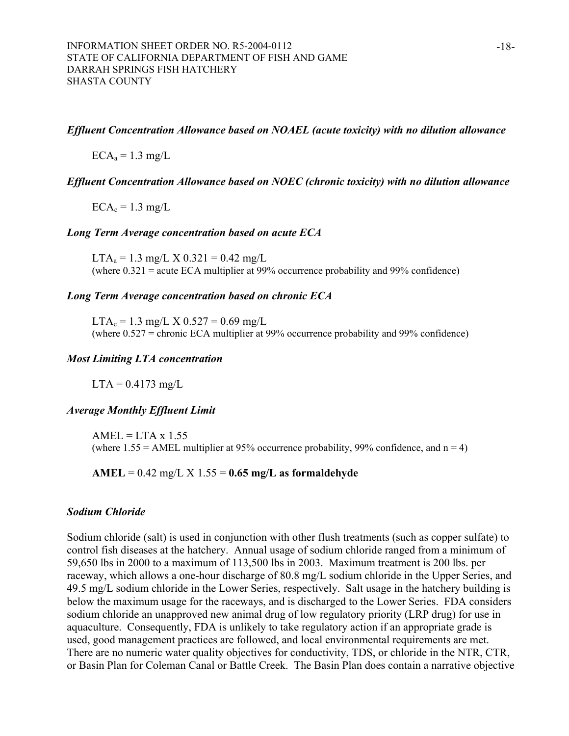*Effluent Concentration Allowance based on NOAEL (acute toxicity) with no dilution allowance*

$ECA_a$ = 1.3 mg/L

*Effluent Concentration Allowance based on NOEC (chronic toxicity) with no dilution allowance*

$ECA_c$ = 1.3 mg/L

*Long Term Average concentration based on acute ECA*

$LTA_a$ = 1.3 mg/L X 0.321 = 0.42 mg/L
(where 0.321 = acute ECA multiplier at 99% occurrence probability and 99% confidence)

*Long Term Average concentration based on chronic ECA*

$LTA_c$ = 1.3 mg/L X 0.527 = 0.69 mg/L
(where 0.527 = chronic ECA multiplier at 99% occurrence probability and 99% confidence)

*Most Limiting LTA concentration*

LTA = 0.4173 mg/L

*Average Monthly Effluent Limit*

AMEL = LTA x 1.55
(where 1.55 = AMEL multiplier at 95% occurrence probability, 99% confidence, and n = 4)

**AMEL** = 0.42 mg/L X 1.55 = **0.65 mg/L as formaldehyde**

***Sodium Chloride***

Sodium chloride (salt) is used in conjunction with other flush treatments (such as copper sulfate) to control fish diseases at the hatchery. Annual usage of sodium chloride ranged from a minimum of 59,650 lbs in 2000 to a maximum of 113,500 lbs in 2003. Maximum treatment is 200 lbs. per raceway, which allows a one-hour discharge of 80.8 mg/L sodium chloride in the Upper Series, and 49.5 mg/L sodium chloride in the Lower Series, respectively. Salt usage in the hatchery building is below the maximum usage for the raceways, and is discharged to the Lower Series. FDA considers sodium chloride an unapproved new animal drug of low regulatory priority (LRP drug) for use in aquaculture. Consequently, FDA is unlikely to take regulatory action if an appropriate grade is used, good management practices are followed, and local environmental requirements are met. There are no numeric water quality objectives for conductivity, TDS, or chloride in the NTR, CTR, or Basin Plan for Coleman Canal or Battle Creek. The Basin Plan does contain a narrative objective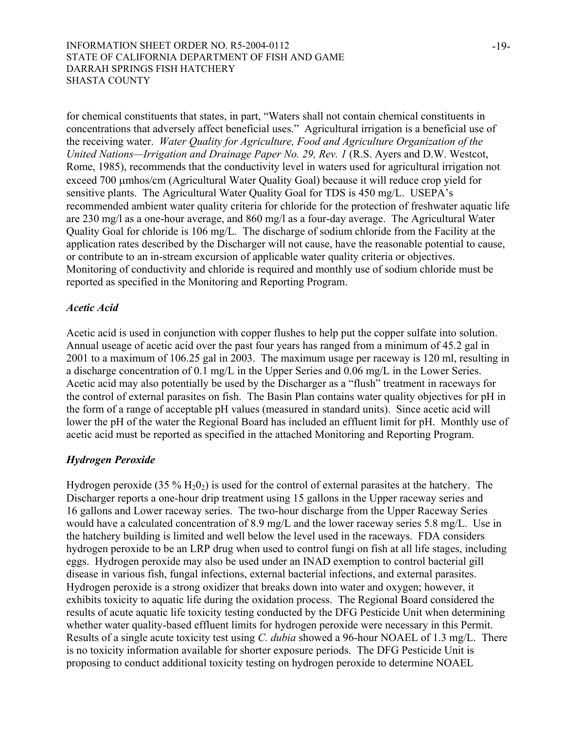for chemical constituents that states, in part, "Waters shall not contain chemical constituents in concentrations that adversely affect beneficial uses." Agricultural irrigation is a beneficial use of the receiving water. *Water Quality for Agriculture, Food and Agriculture Organization of the United Nations—Irrigation and Drainage Paper No. 29, Rev. 1* (R.S. Ayers and D.W. Westcot, Rome, 1985), recommends that the conductivity level in waters used for agricultural irrigation not exceed 700 μmhos/cm (Agricultural Water Quality Goal) because it will reduce crop yield for sensitive plants. The Agricultural Water Quality Goal for TDS is 450 mg/L. USEPA's recommended ambient water quality criteria for chloride for the protection of freshwater aquatic life are 230 mg/l as a one-hour average, and 860 mg/l as a four-day average. The Agricultural Water Quality Goal for chloride is 106 mg/L. The discharge of sodium chloride from the Facility at the application rates described by the Discharger will not cause, have the reasonable potential to cause, or contribute to an in-stream excursion of applicable water quality criteria or objectives. Monitoring of conductivity and chloride is required and monthly use of sodium chloride must be reported as specified in the Monitoring and Reporting Program.

### *Acetic Acid*

Acetic acid is used in conjunction with copper flushes to help put the copper sulfate into solution. Annual useage of acetic acid over the past four years has ranged from a minimum of 45.2 gal in 2001 to a maximum of 106.25 gal in 2003. The maximum usage per raceway is 120 ml, resulting in a discharge concentration of 0.1 mg/L in the Upper Series and 0.06 mg/L in the Lower Series. Acetic acid may also potentially be used by the Discharger as a "flush" treatment in raceways for the control of external parasites on fish. The Basin Plan contains water quality objectives for pH in the form of a range of acceptable pH values (measured in standard units). Since acetic acid will lower the pH of the water the Regional Board has included an effluent limit for pH. Monthly use of acetic acid must be reported as specified in the attached Monitoring and Reporting Program.

### *Hydrogen Peroxide*

Hydrogen peroxide (35 % $H_20_2$) is used for the control of external parasites at the hatchery. The Discharger reports a one-hour drip treatment using 15 gallons in the Upper raceway series and 16 gallons and Lower raceway series. The two-hour discharge from the Upper Raceway Series would have a calculated concentration of 8.9 mg/L and the lower raceway series 5.8 mg/L. Use in the hatchery building is limited and well below the level used in the raceways. FDA considers hydrogen peroxide to be an LRP drug when used to control fungi on fish at all life stages, including eggs. Hydrogen peroxide may also be used under an INAD exemption to control bacterial gill disease in various fish, fungal infections, external bacterial infections, and external parasites. Hydrogen peroxide is a strong oxidizer that breaks down into water and oxygen; however, it exhibits toxicity to aquatic life during the oxidation process. The Regional Board considered the results of acute aquatic life toxicity testing conducted by the DFG Pesticide Unit when determining whether water quality-based effluent limits for hydrogen peroxide were necessary in this Permit. Results of a single acute toxicity test using *C. dubia* showed a 96-hour NOAEL of 1.3 mg/L. There is no toxicity information available for shorter exposure periods. The DFG Pesticide Unit is proposing to conduct additional toxicity testing on hydrogen peroxide to determine NOAEL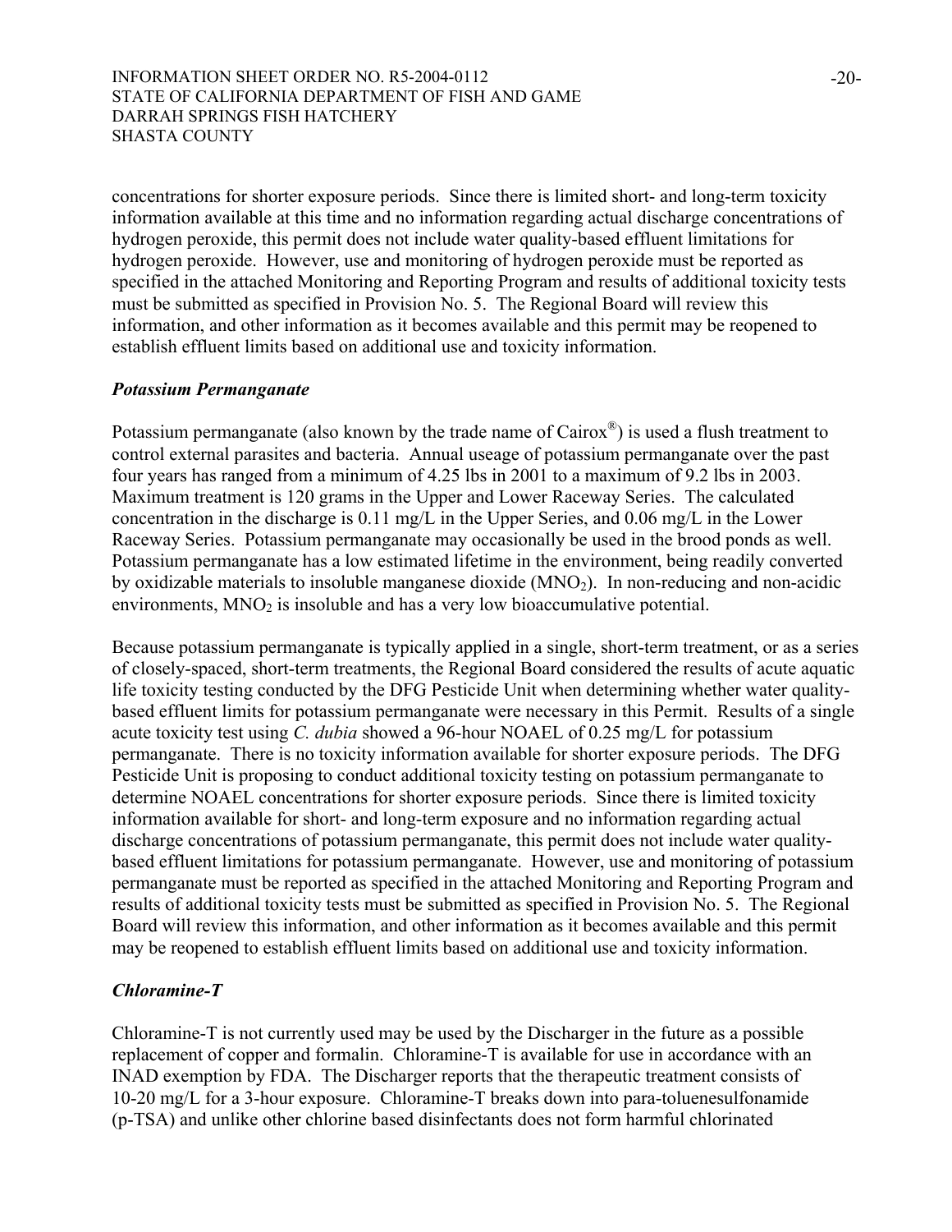concentrations for shorter exposure periods. Since there is limited short- and long-term toxicity information available at this time and no information regarding actual discharge concentrations of hydrogen peroxide, this permit does not include water quality-based effluent limitations for hydrogen peroxide. However, use and monitoring of hydrogen peroxide must be reported as specified in the attached Monitoring and Reporting Program and results of additional toxicity tests must be submitted as specified in Provision No. 5. The Regional Board will review this information, and other information as it becomes available and this permit may be reopened to establish effluent limits based on additional use and toxicity information.

### *Potassium Permanganate*

Potassium permanganate (also known by the trade name of Cairox®) is used a flush treatment to control external parasites and bacteria. Annual useage of potassium permanganate over the past four years has ranged from a minimum of 4.25 lbs in 2001 to a maximum of 9.2 lbs in 2003. Maximum treatment is 120 grams in the Upper and Lower Raceway Series. The calculated concentration in the discharge is 0.11 mg/L in the Upper Series, and 0.06 mg/L in the Lower Raceway Series. Potassium permanganate may occasionally be used in the brood ponds as well. Potassium permanganate has a low estimated lifetime in the environment, being readily converted by oxidizable materials to insoluble manganese dioxide ($MNO_2$). In non-reducing and non-acidic environments, $MNO_2$ is insoluble and has a very low bioaccumulative potential.

Because potassium permanganate is typically applied in a single, short-term treatment, or as a series of closely-spaced, short-term treatments, the Regional Board considered the results of acute aquatic life toxicity testing conducted by the DFG Pesticide Unit when determining whether water quality-based effluent limits for potassium permanganate were necessary in this Permit. Results of a single acute toxicity test using *C. dubia* showed a 96-hour NOAEL of 0.25 mg/L for potassium permanganate. There is no toxicity information available for shorter exposure periods. The DFG Pesticide Unit is proposing to conduct additional toxicity testing on potassium permanganate to determine NOAEL concentrations for shorter exposure periods. Since there is limited toxicity information available for short- and long-term exposure and no information regarding actual discharge concentrations of potassium permanganate, this permit does not include water quality-based effluent limitations for potassium permanganate. However, use and monitoring of potassium permanganate must be reported as specified in the attached Monitoring and Reporting Program and results of additional toxicity tests must be submitted as specified in Provision No. 5. The Regional Board will review this information, and other information as it becomes available and this permit may be reopened to establish effluent limits based on additional use and toxicity information.

### *Chloramine-T*

Chloramine-T is not currently used may be used by the Discharger in the future as a possible replacement of copper and formalin. Chloramine-T is available for use in accordance with an INAD exemption by FDA. The Discharger reports that the therapeutic treatment consists of 10-20 mg/L for a 3-hour exposure. Chloramine-T breaks down into para-toluenesulfonamide (p-TSA) and unlike other chlorine based disinfectants does not form harmful chlorinated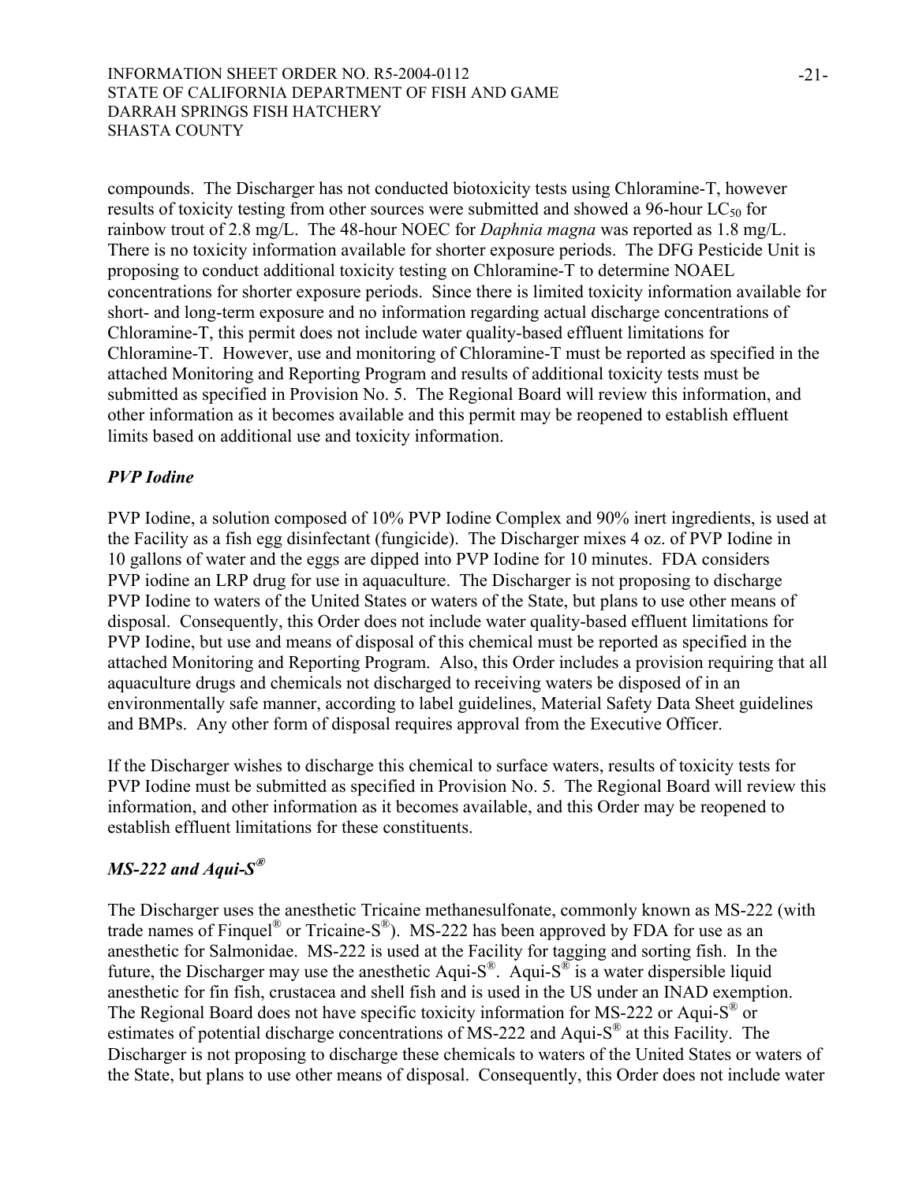compounds. The Discharger has not conducted biotoxicity tests using Chloramine-T, however results of toxicity testing from other sources were submitted and showed a 96-hour $LC_{50}$ for rainbow trout of 2.8 mg/L. The 48-hour NOEC for *Daphnia magna* was reported as 1.8 mg/L. There is no toxicity information available for shorter exposure periods. The DFG Pesticide Unit is proposing to conduct additional toxicity testing on Chloramine-T to determine NOAEL concentrations for shorter exposure periods. Since there is limited toxicity information available for short- and long-term exposure and no information regarding actual discharge concentrations of Chloramine-T, this permit does not include water quality-based effluent limitations for Chloramine-T. However, use and monitoring of Chloramine-T must be reported as specified in the attached Monitoring and Reporting Program and results of additional toxicity tests must be submitted as specified in Provision No. 5. The Regional Board will review this information, and other information as it becomes available and this permit may be reopened to establish effluent limits based on additional use and toxicity information.

***PVP Iodine***

PVP Iodine, a solution composed of 10% PVP Iodine Complex and 90% inert ingredients, is used at the Facility as a fish egg disinfectant (fungicide). The Discharger mixes 4 oz. of PVP Iodine in 10 gallons of water and the eggs are dipped into PVP Iodine for 10 minutes. FDA considers PVP iodine an LRP drug for use in aquaculture. The Discharger is not proposing to discharge PVP Iodine to waters of the United States or waters of the State, but plans to use other means of disposal. Consequently, this Order does not include water quality-based effluent limitations for PVP Iodine, but use and means of disposal of this chemical must be reported as specified in the attached Monitoring and Reporting Program. Also, this Order includes a provision requiring that all aquaculture drugs and chemicals not discharged to receiving waters be disposed of in an environmentally safe manner, according to label guidelines, Material Safety Data Sheet guidelines and BMPs. Any other form of disposal requires approval from the Executive Officer.

If the Discharger wishes to discharge this chemical to surface waters, results of toxicity tests for PVP Iodine must be submitted as specified in Provision No. 5. The Regional Board will review this information, and other information as it becomes available, and this Order may be reopened to establish effluent limitations for these constituents.

***MS-222 and Aqui-S®***

The Discharger uses the anesthetic Tricaine methanesulfonate, commonly known as MS-222 (with trade names of Finquel® or Tricaine-S®). MS-222 has been approved by FDA for use as an anesthetic for Salmonidae. MS-222 is used at the Facility for tagging and sorting fish. In the future, the Discharger may use the anesthetic Aqui-S®. Aqui-S® is a water dispersible liquid anesthetic for fin fish, crustacea and shell fish and is used in the US under an INAD exemption. The Regional Board does not have specific toxicity information for MS-222 or Aqui-S® or estimates of potential discharge concentrations of MS-222 and Aqui-S® at this Facility. The Discharger is not proposing to discharge these chemicals to waters of the United States or waters of the State, but plans to use other means of disposal. Consequently, this Order does not include water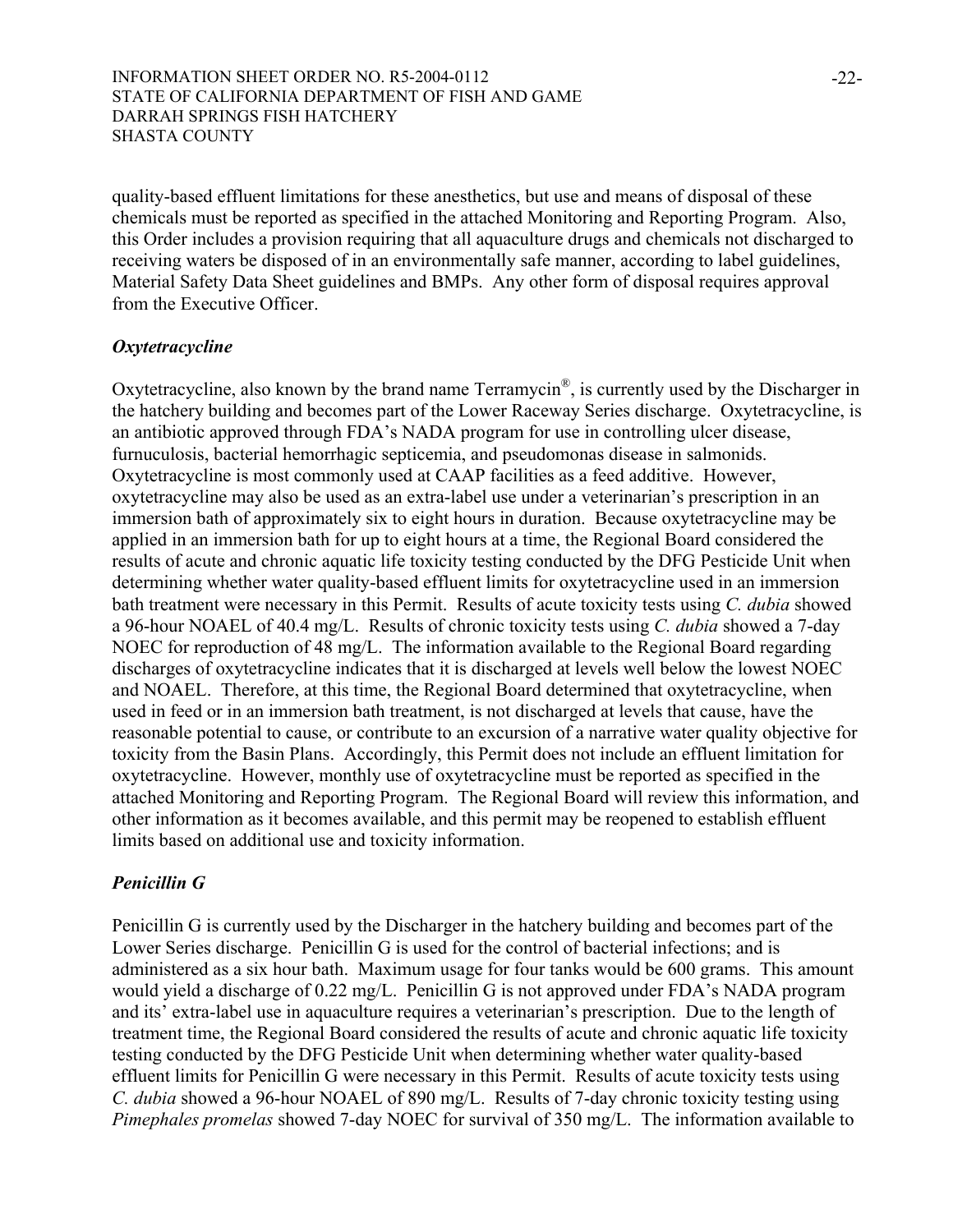quality-based effluent limitations for these anesthetics, but use and means of disposal of these chemicals must be reported as specified in the attached Monitoring and Reporting Program. Also, this Order includes a provision requiring that all aquaculture drugs and chemicals not discharged to receiving waters be disposed of in an environmentally safe manner, according to label guidelines, Material Safety Data Sheet guidelines and BMPs. Any other form of disposal requires approval from the Executive Officer.

***Oxytetracycline***

Oxytetracycline, also known by the brand name Terramycin®, is currently used by the Discharger in the hatchery building and becomes part of the Lower Raceway Series discharge. Oxytetracycline, is an antibiotic approved through FDA's NADA program for use in controlling ulcer disease, furnuculosis, bacterial hemorrhagic septicemia, and pseudomonas disease in salmonids. Oxytetracycline is most commonly used at CAAP facilities as a feed additive. However, oxytetracycline may also be used as an extra-label use under a veterinarian's prescription in an immersion bath of approximately six to eight hours in duration. Because oxytetracycline may be applied in an immersion bath for up to eight hours at a time, the Regional Board considered the results of acute and chronic aquatic life toxicity testing conducted by the DFG Pesticide Unit when determining whether water quality-based effluent limits for oxytetracycline used in an immersion bath treatment were necessary in this Permit. Results of acute toxicity tests using *C. dubia* showed a 96-hour NOAEL of 40.4 mg/L. Results of chronic toxicity tests using *C. dubia* showed a 7-day NOEC for reproduction of 48 mg/L. The information available to the Regional Board regarding discharges of oxytetracycline indicates that it is discharged at levels well below the lowest NOEC and NOAEL. Therefore, at this time, the Regional Board determined that oxytetracycline, when used in feed or in an immersion bath treatment, is not discharged at levels that cause, have the reasonable potential to cause, or contribute to an excursion of a narrative water quality objective for toxicity from the Basin Plans. Accordingly, this Permit does not include an effluent limitation for oxytetracycline. However, monthly use of oxytetracycline must be reported as specified in the attached Monitoring and Reporting Program. The Regional Board will review this information, and other information as it becomes available, and this permit may be reopened to establish effluent limits based on additional use and toxicity information.

***Penicillin G***

Penicillin G is currently used by the Discharger in the hatchery building and becomes part of the Lower Series discharge. Penicillin G is used for the control of bacterial infections; and is administered as a six hour bath. Maximum usage for four tanks would be 600 grams. This amount would yield a discharge of 0.22 mg/L. Penicillin G is not approved under FDA's NADA program and its' extra-label use in aquaculture requires a veterinarian's prescription. Due to the length of treatment time, the Regional Board considered the results of acute and chronic aquatic life toxicity testing conducted by the DFG Pesticide Unit when determining whether water quality-based effluent limits for Penicillin G were necessary in this Permit. Results of acute toxicity tests using *C. dubia* showed a 96-hour NOAEL of 890 mg/L. Results of 7-day chronic toxicity testing using *Pimephales promelas* showed 7-day NOEC for survival of 350 mg/L. The information available to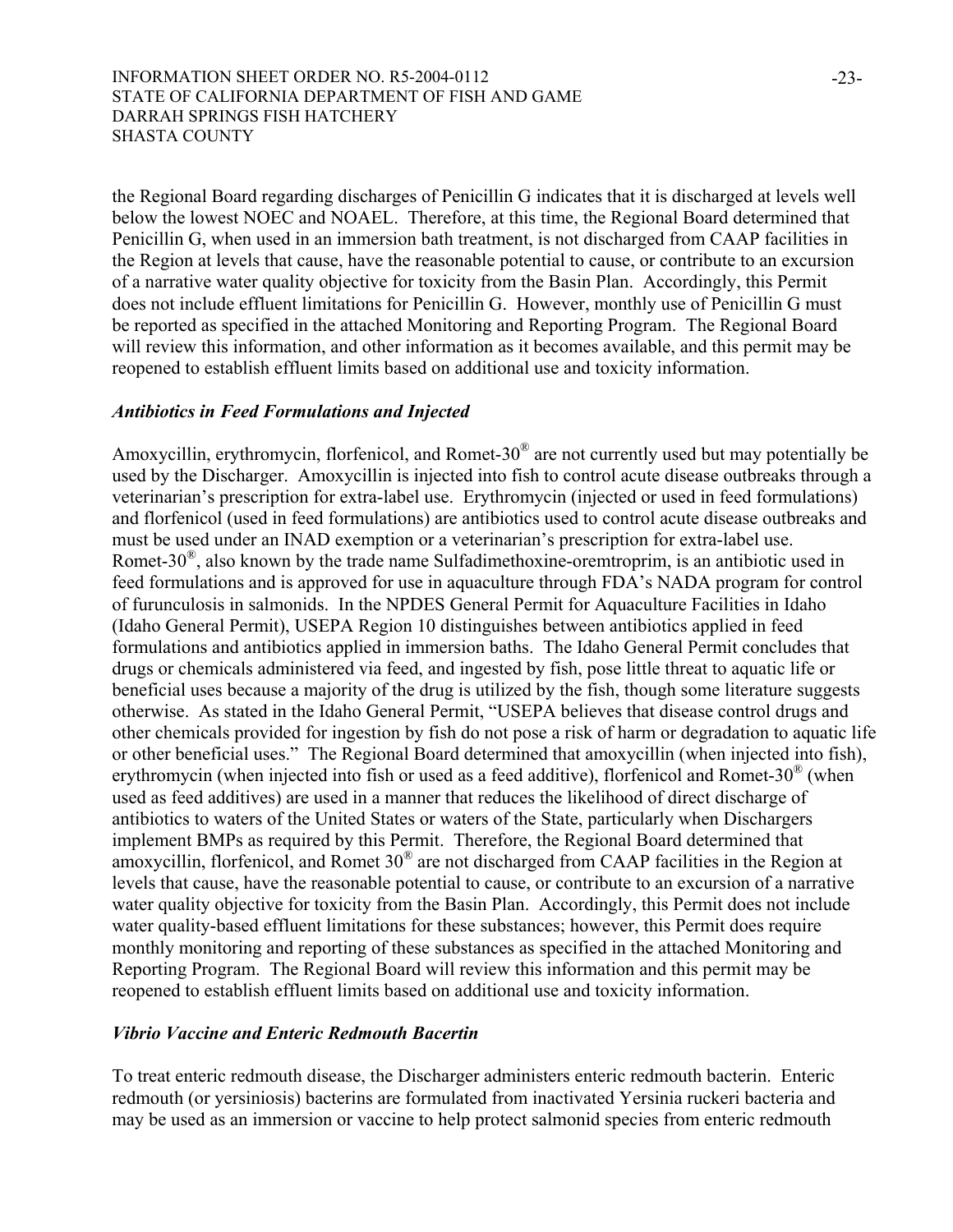the Regional Board regarding discharges of Penicillin G indicates that it is discharged at levels well below the lowest NOEC and NOAEL. Therefore, at this time, the Regional Board determined that Penicillin G, when used in an immersion bath treatment, is not discharged from CAAP facilities in the Region at levels that cause, have the reasonable potential to cause, or contribute to an excursion of a narrative water quality objective for toxicity from the Basin Plan. Accordingly, this Permit does not include effluent limitations for Penicillin G. However, monthly use of Penicillin G must be reported as specified in the attached Monitoring and Reporting Program. The Regional Board will review this information, and other information as it becomes available, and this permit may be reopened to establish effluent limits based on additional use and toxicity information.

### *Antibiotics in Feed Formulations and Injected*

Amoxycillin, erythromycin, florfenicol, and Romet-30® are not currently used but may potentially be used by the Discharger. Amoxycillin is injected into fish to control acute disease outbreaks through a veterinarian's prescription for extra-label use. Erythromycin (injected or used in feed formulations) and florfenicol (used in feed formulations) are antibiotics used to control acute disease outbreaks and must be used under an INAD exemption or a veterinarian's prescription for extra-label use. Romet-30®, also known by the trade name Sulfadimethoxine-oremtroprim, is an antibiotic used in feed formulations and is approved for use in aquaculture through FDA's NADA program for control of furunculosis in salmonids. In the NPDES General Permit for Aquaculture Facilities in Idaho (Idaho General Permit), USEPA Region 10 distinguishes between antibiotics applied in feed formulations and antibiotics applied in immersion baths. The Idaho General Permit concludes that drugs or chemicals administered via feed, and ingested by fish, pose little threat to aquatic life or beneficial uses because a majority of the drug is utilized by the fish, though some literature suggests otherwise. As stated in the Idaho General Permit, "USEPA believes that disease control drugs and other chemicals provided for ingestion by fish do not pose a risk of harm or degradation to aquatic life or other beneficial uses." The Regional Board determined that amoxycillin (when injected into fish), erythromycin (when injected into fish or used as a feed additive), florfenicol and Romet-30® (when used as feed additives) are used in a manner that reduces the likelihood of direct discharge of antibiotics to waters of the United States or waters of the State, particularly when Dischargers implement BMPs as required by this Permit. Therefore, the Regional Board determined that amoxycillin, florfenicol, and Romet 30® are not discharged from CAAP facilities in the Region at levels that cause, have the reasonable potential to cause, or contribute to an excursion of a narrative water quality objective for toxicity from the Basin Plan. Accordingly, this Permit does not include water quality-based effluent limitations for these substances; however, this Permit does require monthly monitoring and reporting of these substances as specified in the attached Monitoring and Reporting Program. The Regional Board will review this information and this permit may be reopened to establish effluent limits based on additional use and toxicity information.

### *Vibrio Vaccine and Enteric Redmouth Bacertin*

To treat enteric redmouth disease, the Discharger administers enteric redmouth bacterin. Enteric redmouth (or yersiniosis) bacterins are formulated from inactivated Yersinia ruckeri bacteria and may be used as an immersion or vaccine to help protect salmonid species from enteric redmouth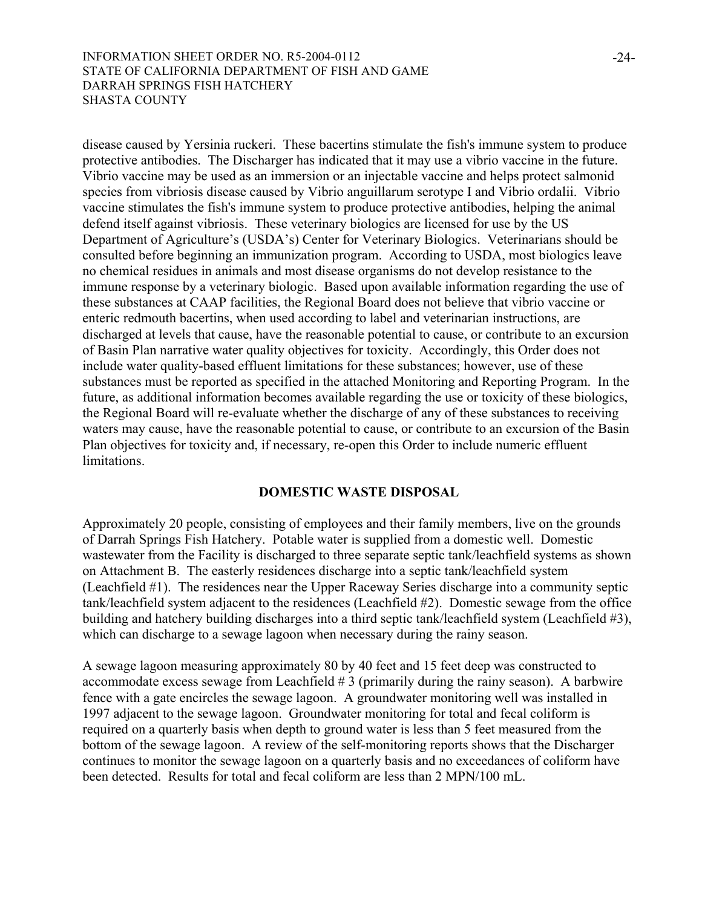disease caused by Yersinia ruckeri. These bacertins stimulate the fish's immune system to produce protective antibodies. The Discharger has indicated that it may use a vibrio vaccine in the future. Vibrio vaccine may be used as an immersion or an injectable vaccine and helps protect salmonid species from vibriosis disease caused by Vibrio anguillarum serotype I and Vibrio ordalii. Vibrio vaccine stimulates the fish's immune system to produce protective antibodies, helping the animal defend itself against vibriosis. These veterinary biologics are licensed for use by the US Department of Agriculture's (USDA's) Center for Veterinary Biologics. Veterinarians should be consulted before beginning an immunization program. According to USDA, most biologics leave no chemical residues in animals and most disease organisms do not develop resistance to the immune response by a veterinary biologic. Based upon available information regarding the use of these substances at CAAP facilities, the Regional Board does not believe that vibrio vaccine or enteric redmouth bacertins, when used according to label and veterinarian instructions, are discharged at levels that cause, have the reasonable potential to cause, or contribute to an excursion of Basin Plan narrative water quality objectives for toxicity. Accordingly, this Order does not include water quality-based effluent limitations for these substances; however, use of these substances must be reported as specified in the attached Monitoring and Reporting Program. In the future, as additional information becomes available regarding the use or toxicity of these biologics, the Regional Board will re-evaluate whether the discharge of any of these substances to receiving waters may cause, have the reasonable potential to cause, or contribute to an excursion of the Basin Plan objectives for toxicity and, if necessary, re-open this Order to include numeric effluent limitations.

## DOMESTIC WASTE DISPOSAL

Approximately 20 people, consisting of employees and their family members, live on the grounds of Darrah Springs Fish Hatchery. Potable water is supplied from a domestic well. Domestic wastewater from the Facility is discharged to three separate septic tank/leachfield systems as shown on Attachment B. The easterly residences discharge into a septic tank/leachfield system (Leachfield #1). The residences near the Upper Raceway Series discharge into a community septic tank/leachfield system adjacent to the residences (Leachfield #2). Domestic sewage from the office building and hatchery building discharges into a third septic tank/leachfield system (Leachfield #3), which can discharge to a sewage lagoon when necessary during the rainy season.

A sewage lagoon measuring approximately 80 by 40 feet and 15 feet deep was constructed to accommodate excess sewage from Leachfield # 3 (primarily during the rainy season). A barbwire fence with a gate encircles the sewage lagoon. A groundwater monitoring well was installed in 1997 adjacent to the sewage lagoon. Groundwater monitoring for total and fecal coliform is required on a quarterly basis when depth to ground water is less than 5 feet measured from the bottom of the sewage lagoon. A review of the self-monitoring reports shows that the Discharger continues to monitor the sewage lagoon on a quarterly basis and no exceedances of coliform have been detected. Results for total and fecal coliform are less than 2 MPN/100 mL.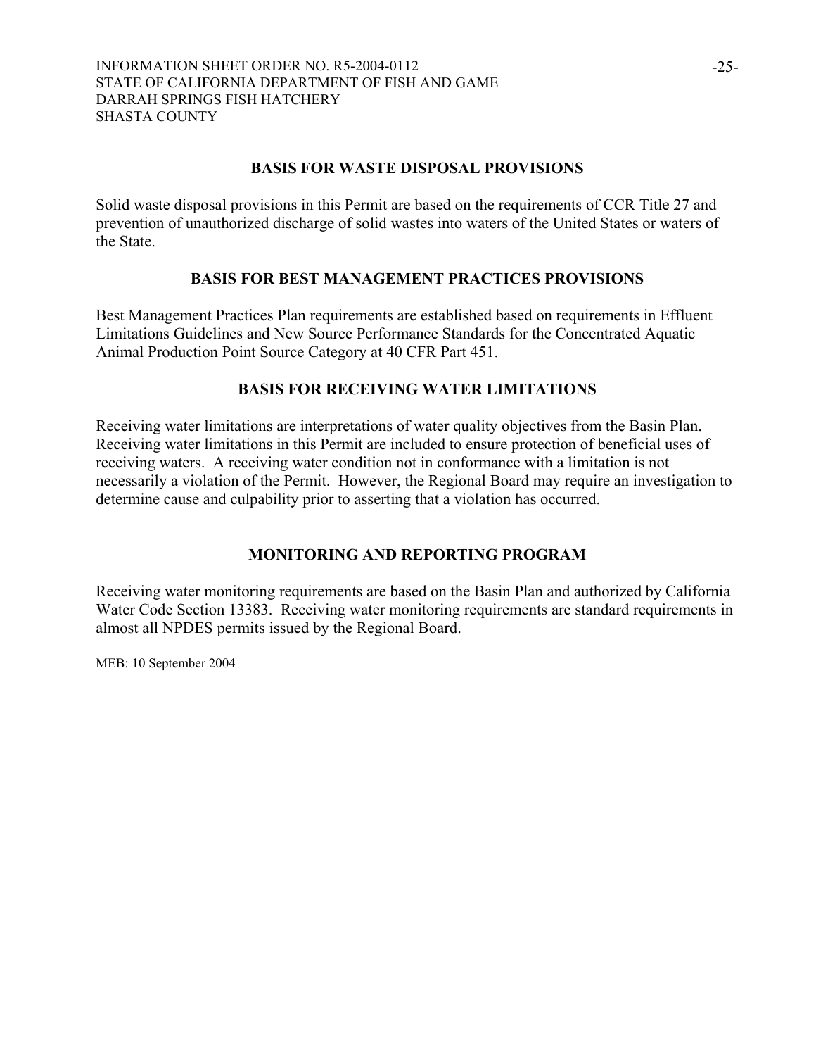## BASIS FOR WASTE DISPOSAL PROVISIONS

Solid waste disposal provisions in this Permit are based on the requirements of CCR Title 27 and prevention of unauthorized discharge of solid wastes into waters of the United States or waters of the State.

## BASIS FOR BEST MANAGEMENT PRACTICES PROVISIONS

Best Management Practices Plan requirements are established based on requirements in Effluent Limitations Guidelines and New Source Performance Standards for the Concentrated Aquatic Animal Production Point Source Category at 40 CFR Part 451.

## BASIS FOR RECEIVING WATER LIMITATIONS

Receiving water limitations are interpretations of water quality objectives from the Basin Plan. Receiving water limitations in this Permit are included to ensure protection of beneficial uses of receiving waters. A receiving water condition not in conformance with a limitation is not necessarily a violation of the Permit. However, the Regional Board may require an investigation to determine cause and culpability prior to asserting that a violation has occurred.

## MONITORING AND REPORTING PROGRAM

Receiving water monitoring requirements are based on the Basin Plan and authorized by California Water Code Section 13383. Receiving water monitoring requirements are standard requirements in almost all NPDES permits issued by the Regional Board.

MEB: 10 September 2004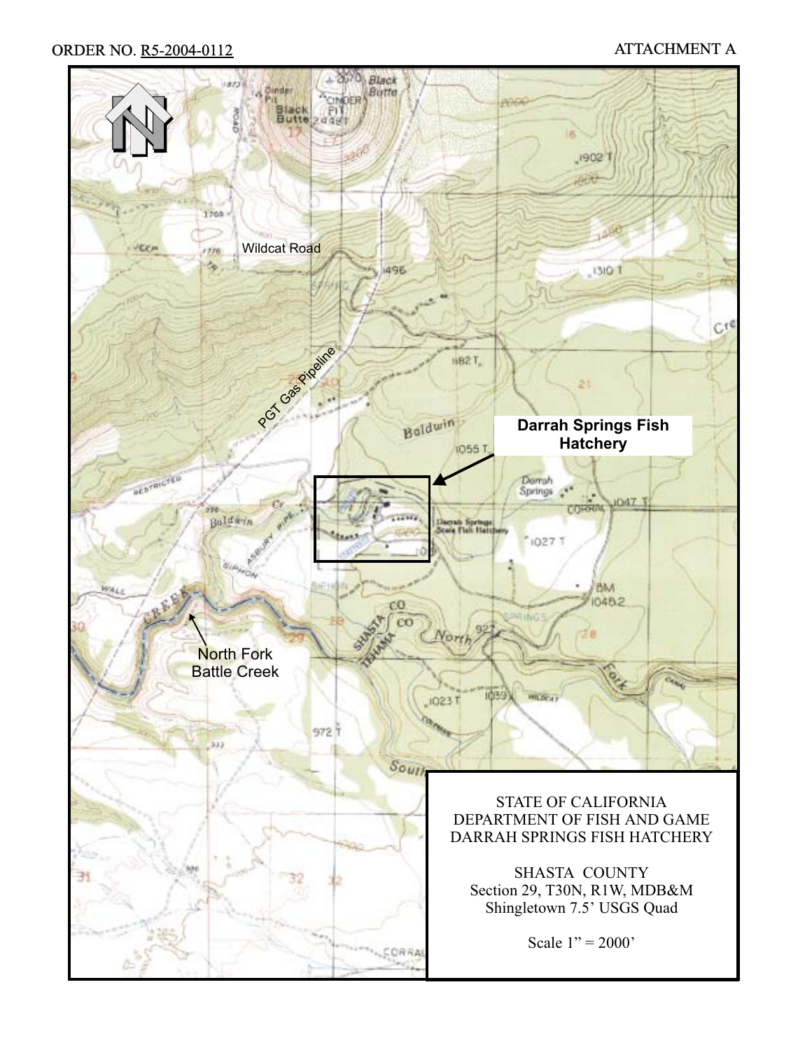ORDER NO. R5-2004-0112

ATTACHMENT A

Wildcat Road

PGT Gas Pipeline

Darrah Springs Fish Hatchery

North Fork Battle Creek

STATE OF CALIFORNIA
DEPARTMENT OF FISH AND GAME
DARRAH SPRINGS FISH HATCHERY

SHASTA COUNTY
Section 29, T30N, R1W, MDB&M
Shingletown 7.5' USGS Quad

Scale 1" = 2000'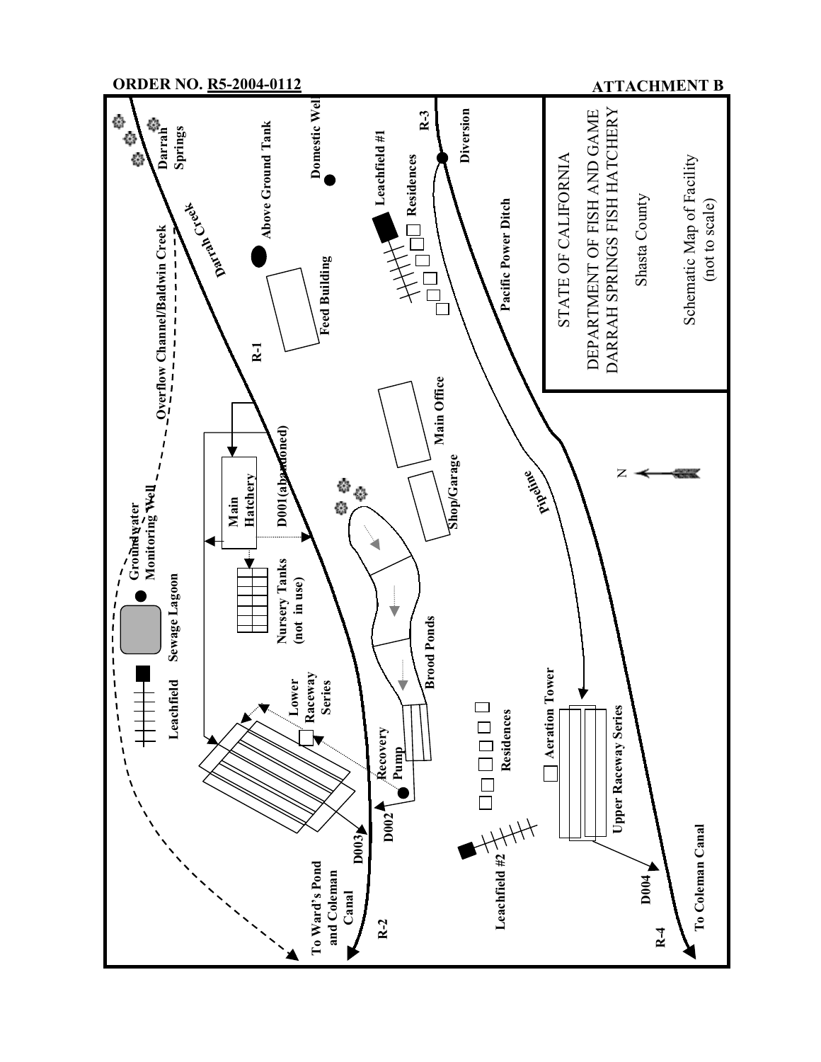ATTACHMENT B

STATE OF CALIFORNIA

DEPARTMENT OF FISH AND GAME
DARRAH SPRINGS FISH HATCHERY

Shasta County

Schematic Map of Facility
(not to scale)

Darrah Springs

Darrah Creek

Overflow Channel/Baldwin Creek

Above Ground Tank

Domestic Well

Leachfield #1

Residences

R-3

Diversion

Pacific Power Ditch

Feed Building

R-1

Main Office

Shop/Garage

Pipeline

N

D001 (abandoned)

Main Hatchery

Groundwater Monitoring Well

Sewage Lagoon

Nursery Tanks (not in use)

Brood Ponds

Leachfield

Lower Raceway Series

Recovery Pump

Residences

Aeration Tower

Upper Raceway Series

D002

D003

Leachfield #2

To Ward's Pond and Coleman Canal

R-2

D004

R-4

To Coleman Canal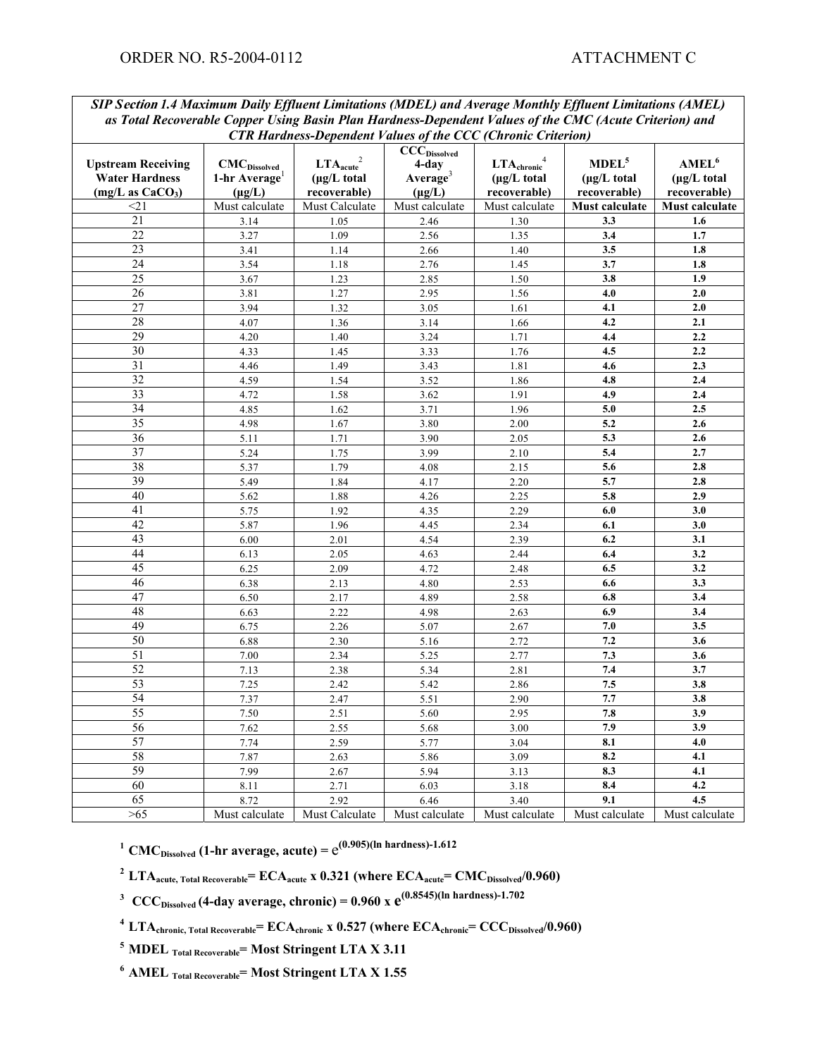| *SIP Section 1.4 Maximum Daily Effluent Limitations (MDEL) and Average Monthly Effluent Limitations (AMEL) as Total Recoverable Copper Using Basin Plan Hardness-Dependent Values of the CMC (Acute Criterion) and CTR Hardness-Dependent Values of the CCC (Chronic Criterion)* | | | | | | |
|---|---|---|---|---|---|---|
| **Upstream Receiving Water Hardness (mg/L as $CaCO_3$)** | **$CMC_{Dissolved}$ 1-hr Average[1] (µg/L)** | **$LTA_{acute}$[2] (µg/L total recoverable)** | **$CCC_{Dissolved}$ 4-day Average[3] (µg/L)** | **$LTA_{chronic}$[4] (µg/L total recoverable)** | **MDEL[5] (µg/L total recoverable)** | **AMEL[6] (µg/L total recoverable)** |
| <21 | Must calculate | Must Calculate | Must calculate | Must calculate | **Must calculate** | **Must calculate** |
| 21 | 3.14 | 1.05 | 2.46 | 1.30 | **3.3** | **1.6** |
| 22 | 3.27 | 1.09 | 2.56 | 1.35 | **3.4** | **1.7** |
| 23 | 3.41 | 1.14 | 2.66 | 1.40 | **3.5** | **1.8** |
| 24 | 3.54 | 1.18 | 2.76 | 1.45 | **3.7** | **1.8** |
| 25 | 3.67 | 1.23 | 2.85 | 1.50 | **3.8** | **1.9** |
| 26 | 3.81 | 1.27 | 2.95 | 1.56 | **4.0** | **2.0** |
| 27 | 3.94 | 1.32 | 3.05 | 1.61 | **4.1** | **2.0** |
| 28 | 4.07 | 1.36 | 3.14 | 1.66 | **4.2** | **2.1** |
| 29 | 4.20 | 1.40 | 3.24 | 1.71 | **4.4** | **2.2** |
| 30 | 4.33 | 1.45 | 3.33 | 1.76 | **4.5** | **2.2** |
| 31 | 4.46 | 1.49 | 3.43 | 1.81 | **4.6** | **2.3** |
| 32 | 4.59 | 1.54 | 3.52 | 1.86 | **4.8** | **2.4** |
| 33 | 4.72 | 1.58 | 3.62 | 1.91 | **4.9** | **2.4** |
| 34 | 4.85 | 1.62 | 3.71 | 1.96 | **5.0** | **2.5** |
| 35 | 4.98 | 1.67 | 3.80 | 2.00 | **5.2** | **2.6** |
| 36 | 5.11 | 1.71 | 3.90 | 2.05 | **5.3** | **2.6** |
| 37 | 5.24 | 1.75 | 3.99 | 2.10 | **5.4** | **2.7** |
| 38 | 5.37 | 1.79 | 4.08 | 2.15 | **5.6** | **2.8** |
| 39 | 5.49 | 1.84 | 4.17 | 2.20 | **5.7** | **2.8** |
| 40 | 5.62 | 1.88 | 4.26 | 2.25 | **5.8** | **2.9** |
| 41 | 5.75 | 1.92 | 4.35 | 2.29 | **6.0** | **3.0** |
| 42 | 5.87 | 1.96 | 4.45 | 2.34 | **6.1** | **3.0** |
| 43 | 6.00 | 2.01 | 4.54 | 2.39 | **6.2** | **3.1** |
| 44 | 6.13 | 2.05 | 4.63 | 2.44 | **6.4** | **3.2** |
| 45 | 6.25 | 2.09 | 4.72 | 2.48 | **6.5** | **3.2** |
| 46 | 6.38 | 2.13 | 4.80 | 2.53 | **6.6** | **3.3** |
| 47 | 6.50 | 2.17 | 4.89 | 2.58 | **6.8** | **3.4** |
| 48 | 6.63 | 2.22 | 4.98 | 2.63 | **6.9** | **3.4** |
| 49 | 6.75 | 2.26 | 5.07 | 2.67 | **7.0** | **3.5** |
| 50 | 6.88 | 2.30 | 5.16 | 2.72 | **7.2** | **3.6** |
| 51 | 7.00 | 2.34 | 5.25 | 2.77 | **7.3** | **3.6** |
| 52 | 7.13 | 2.38 | 5.34 | 2.81 | **7.4** | **3.7** |
| 53 | 7.25 | 2.42 | 5.42 | 2.86 | **7.5** | **3.8** |
| 54 | 7.37 | 2.47 | 5.51 | 2.90 | **7.7** | **3.8** |
| 55 | 7.50 | 2.51 | 5.60 | 2.95 | **7.8** | **3.9** |
| 56 | 7.62 | 2.55 | 5.68 | 3.00 | **7.9** | **3.9** |
| 57 | 7.74 | 2.59 | 5.77 | 3.04 | **8.1** | **4.0** |
| 58 | 7.87 | 2.63 | 5.86 | 3.09 | **8.2** | **4.1** |
| 59 | 7.99 | 2.67 | 5.94 | 3.13 | **8.3** | **4.1** |
| 60 | 8.11 | 2.71 | 6.03 | 3.18 | **8.4** | **4.2** |
| 65 | 8.72 | 2.92 | 6.46 | 3.40 | **9.1** | **4.5** |
| >65 | Must calculate | Must Calculate | Must calculate | Must calculate | Must calculate | Must calculate |

[1] **$CMC_{Dissolved}$ (1-hr average, acute) = $e^{(0.905)(\ln \text{hardness})-1.612}$**

[2] **$LTA_{acute, Total Recoverable}$ = $ECA_{acute}$ x 0.321 (where $ECA_{acute}$ = $CMC_{Dissolved}/0.960$)**

[3] **$CCC_{Dissolved}$ (4-day average, chronic) = 0.960 x $e^{(0.8545)(\ln \text{hardness})-1.702}$**

[4] **$LTA_{chronic, Total Recoverable}$ = $ECA_{chronic}$ x 0.527 (where $ECA_{chronic}$ = $CCC_{Dissolved}/0.960$)**

[5] **$MDEL_{Total Recoverable}$ = Most Stringent LTA X 3.11**

[6] **$AMEL_{Total Recoverable}$ = Most Stringent LTA X 1.55**